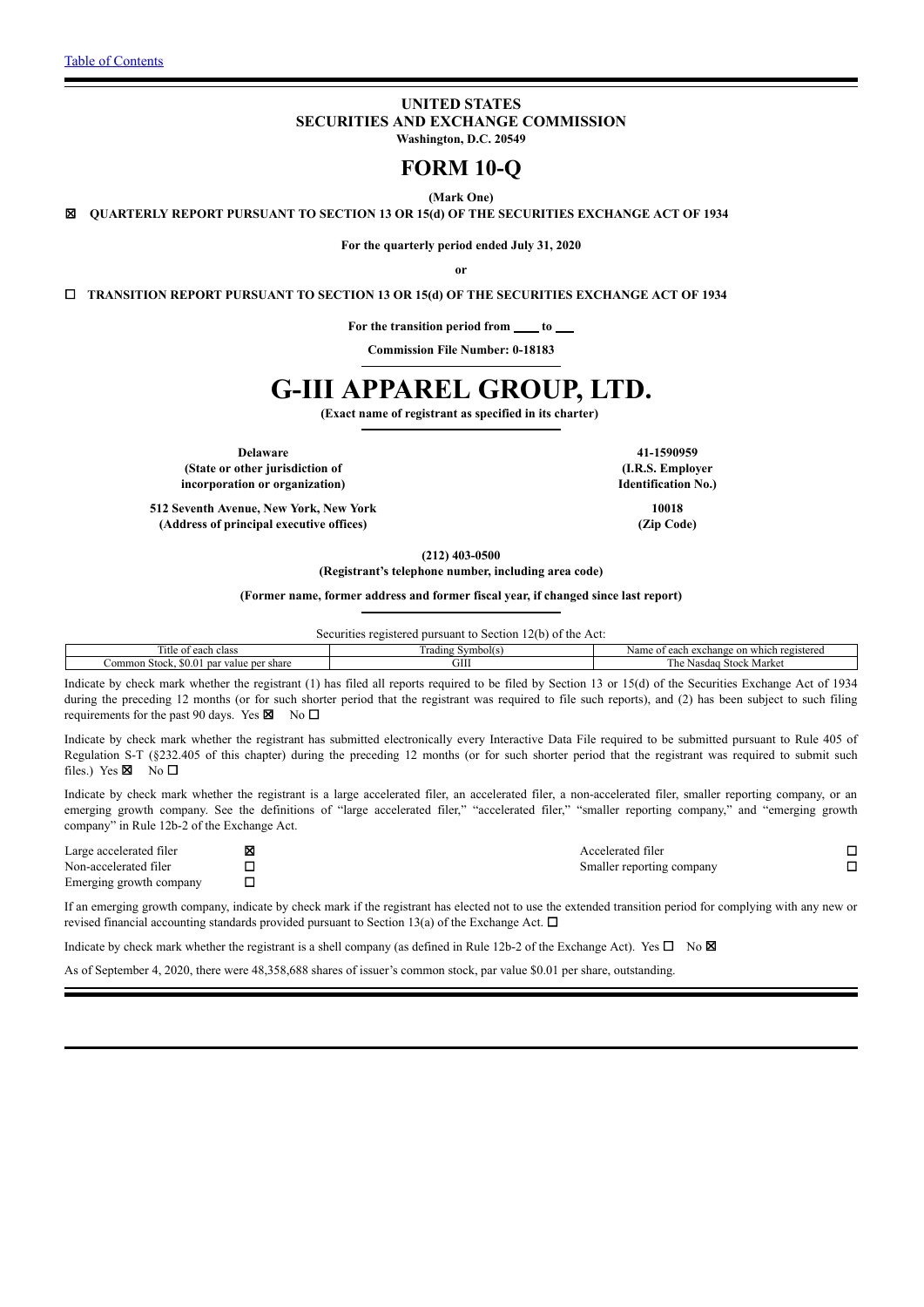[Table of Contents](#)

**UNITED STATES**
**SECURITIES AND EXCHANGE COMMISSION**
**Washington, D.C. 20549**

# FORM 10-Q

**(Mark One)**

☒ **QUARTERLY REPORT PURSUANT TO SECTION 13 OR 15(d) OF THE SECURITIES EXCHANGE ACT OF 1934**

**For the quarterly period ended July 31, 2020**

**or**

☐ **TRANSITION REPORT PURSUANT TO SECTION 13 OR 15(d) OF THE SECURITIES EXCHANGE ACT OF 1934**

**For the transition period from \_\_\_\_ to \_\_\_**

**Commission File Number: 0-18183**

# G-III APPAREL GROUP, LTD.

**(Exact name of registrant as specified in its charter)**

| | |
|---|---|
| **Delaware** | **41-1590959** |
| **(State or other jurisdiction of incorporation or organization)** | **(I.R.S. Employer Identification No.)** |
| **512 Seventh Avenue, New York, New York** | **10018** |
| **(Address of principal executive offices)** | **(Zip Code)** |

**(212) 403-0500**
**(Registrant's telephone number, including area code)**

**(Former name, former address and former fiscal year, if changed since last report)**

Securities registered pursuant to Section 12(b) of the Act:

| Title of each class | Trading Symbol(s) | Name of each exchange on which registered |
|---|---|---|
| Common Stock, $0.01 par value per share | GIII | The Nasdaq Stock Market |

Indicate by check mark whether the registrant (1) has filed all reports required to be filed by Section 13 or 15(d) of the Securities Exchange Act of 1934 during the preceding 12 months (or for such shorter period that the registrant was required to file such reports), and (2) has been subject to such filing requirements for the past 90 days. Yes ☒ No ☐

Indicate by check mark whether the registrant has submitted electronically every Interactive Data File required to be submitted pursuant to Rule 405 of Regulation S-T (§232.405 of this chapter) during the preceding 12 months (or for such shorter period that the registrant was required to submit such files.) Yes ☒ No ☐

Indicate by check mark whether the registrant is a large accelerated filer, an accelerated filer, a non-accelerated filer, smaller reporting company, or an emerging growth company. See the definitions of "large accelerated filer," "accelerated filer," "smaller reporting company," and "emerging growth company" in Rule 12b-2 of the Exchange Act.

| | | | |
|---|---|---|---|
| Large accelerated filer | ☒ | Accelerated filer | ☐ |
| Non-accelerated filer | ☐ | Smaller reporting company | ☐ |
| Emerging growth company | ☐ | | |

If an emerging growth company, indicate by check mark if the registrant has elected not to use the extended transition period for complying with any new or revised financial accounting standards provided pursuant to Section 13(a) of the Exchange Act. ☐

Indicate by check mark whether the registrant is a shell company (as defined in Rule 12b-2 of the Exchange Act). Yes ☐ No ☒

As of September 4, 2020, there were 48,358,688 shares of issuer's common stock, par value $0.01 per share, outstanding.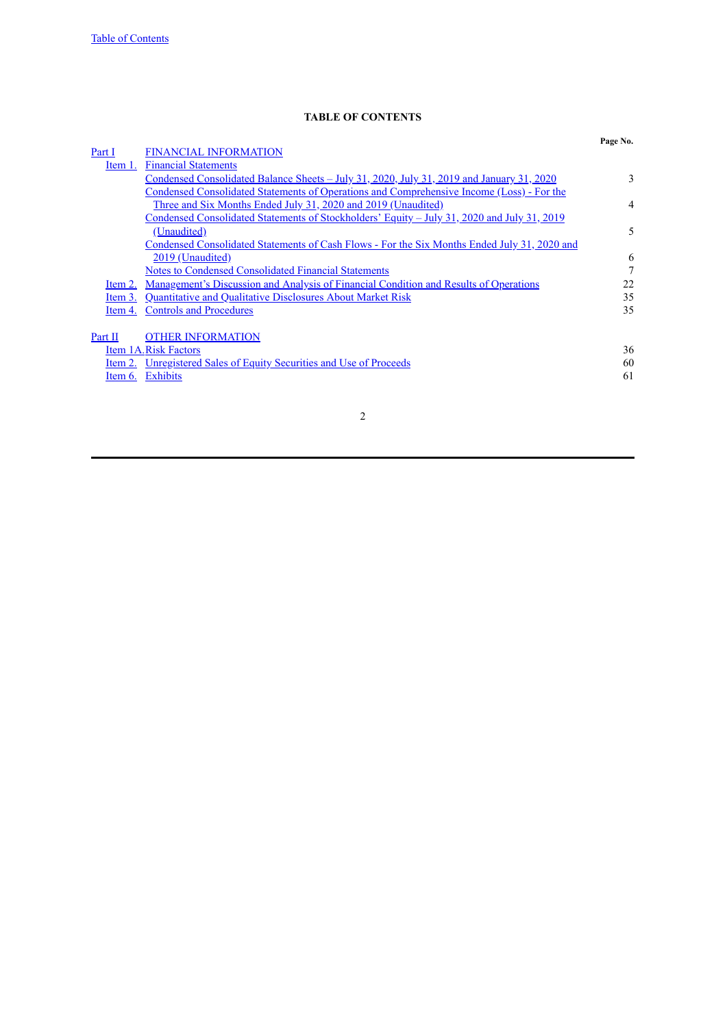Table of Contents

**TABLE OF CONTENTS**

| | | Page No. |
|---|---|---|
| Part I | FINANCIAL INFORMATION | |
| Item 1. | Financial Statements | |
| | Condensed Consolidated Balance Sheets – July 31, 2020, July 31, 2019 and January 31, 2020 | 3 |
| | Condensed Consolidated Statements of Operations and Comprehensive Income (Loss) - For the Three and Six Months Ended July 31, 2020 and 2019 (Unaudited) | 4 |
| | Condensed Consolidated Statements of Stockholders' Equity – July 31, 2020 and July 31, 2019 (Unaudited) | 5 |
| | Condensed Consolidated Statements of Cash Flows - For the Six Months Ended July 31, 2020 and 2019 (Unaudited) | 6 |
| | Notes to Condensed Consolidated Financial Statements | 7 |
| Item 2. | Management's Discussion and Analysis of Financial Condition and Results of Operations | 22 |
| Item 3. | Quantitative and Qualitative Disclosures About Market Risk | 35 |
| Item 4. | Controls and Procedures | 35 |
| | | |
| Part II | OTHER INFORMATION | |
| Item 1A. | Risk Factors | 36 |
| Item 2. | Unregistered Sales of Equity Securities and Use of Proceeds | 60 |
| Item 6. | Exhibits | 61 |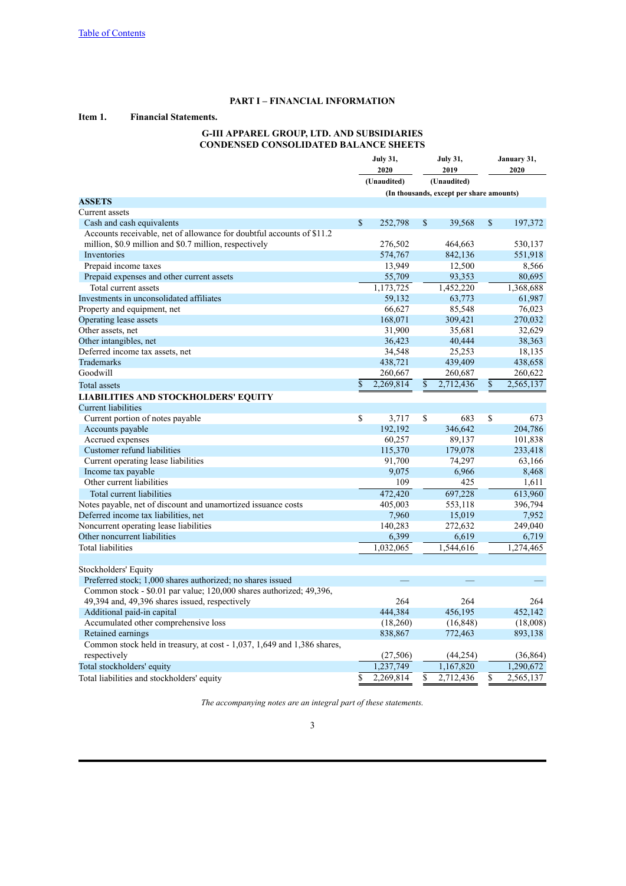[Table of Contents]

# PART I – FINANCIAL INFORMATION

**Item 1. Financial Statements.**

## G-III APPAREL GROUP, LTD. AND SUBSIDIARIES
## CONDENSED CONSOLIDATED BALANCE SHEETS

| | July 31, 2020 (Unaudited) | July 31, 2019 (Unaudited) | January 31, 2020 |
|---|---|---|---|
| | (In thousands, except per share amounts) | | |
| **ASSETS** | | | |
| Current assets | | | |
| Cash and cash equivalents | $ 252,798 | $ 39,568 | $ 197,372 |
| Accounts receivable, net of allowance for doubtful accounts of $11.2 million, $0.9 million and $0.7 million, respectively | 276,502 | 464,663 | 530,137 |
| Inventories | 574,767 | 842,136 | 551,918 |
| Prepaid income taxes | 13,949 | 12,500 | 8,566 |
| Prepaid expenses and other current assets | 55,709 | 93,353 | 80,695 |
| Total current assets | 1,173,725 | 1,452,220 | 1,368,688 |
| Investments in unconsolidated affiliates | 59,132 | 63,773 | 61,987 |
| Property and equipment, net | 66,627 | 85,548 | 76,023 |
| Operating lease assets | 168,071 | 309,421 | 270,032 |
| Other assets, net | 31,900 | 35,681 | 32,629 |
| Other intangibles, net | 36,423 | 40,444 | 38,363 |
| Deferred income tax assets, net | 34,548 | 25,253 | 18,135 |
| Trademarks | 438,721 | 439,409 | 438,658 |
| Goodwill | 260,667 | 260,687 | 260,622 |
| Total assets | $ 2,269,814 | $ 2,712,436 | $ 2,565,137 |
| **LIABILITIES AND STOCKHOLDERS' EQUITY** | | | |
| Current liabilities | | | |
| Current portion of notes payable | $ 3,717 | $ 683 | $ 673 |
| Accounts payable | 192,192 | 346,642 | 204,786 |
| Accrued expenses | 60,257 | 89,137 | 101,838 |
| Customer refund liabilities | 115,370 | 179,078 | 233,418 |
| Current operating lease liabilities | 91,700 | 74,297 | 63,166 |
| Income tax payable | 9,075 | 6,966 | 8,468 |
| Other current liabilities | 109 | 425 | 1,611 |
| Total current liabilities | 472,420 | 697,228 | 613,960 |
| Notes payable, net of discount and unamortized issuance costs | 405,003 | 553,118 | 396,794 |
| Deferred income tax liabilities, net | 7,960 | 15,019 | 7,952 |
| Noncurrent operating lease liabilities | 140,283 | 272,632 | 249,040 |
| Other noncurrent liabilities | 6,399 | 6,619 | 6,719 |
| Total liabilities | 1,032,065 | 1,544,616 | 1,274,465 |
| | | | |
| Stockholders' Equity | | | |
| Preferred stock; 1,000 shares authorized; no shares issued | — | — | — |
| Common stock - $0.01 par value; 120,000 shares authorized; 49,396, 49,394 and, 49,396 shares issued, respectively | 264 | 264 | 264 |
| Additional paid-in capital | 444,384 | 456,195 | 452,142 |
| Accumulated other comprehensive loss | (18,260) | (16,848) | (18,008) |
| Retained earnings | 838,867 | 772,463 | 893,138 |
| Common stock held in treasury, at cost - 1,037, 1,649 and 1,386 shares, respectively | (27,506) | (44,254) | (36,864) |
| Total stockholders' equity | 1,237,749 | 1,167,820 | 1,290,672 |
| Total liabilities and stockholders' equity | $ 2,269,814 | $ 2,712,436 | $ 2,565,137 |

*The accompanying notes are an integral part of these statements.*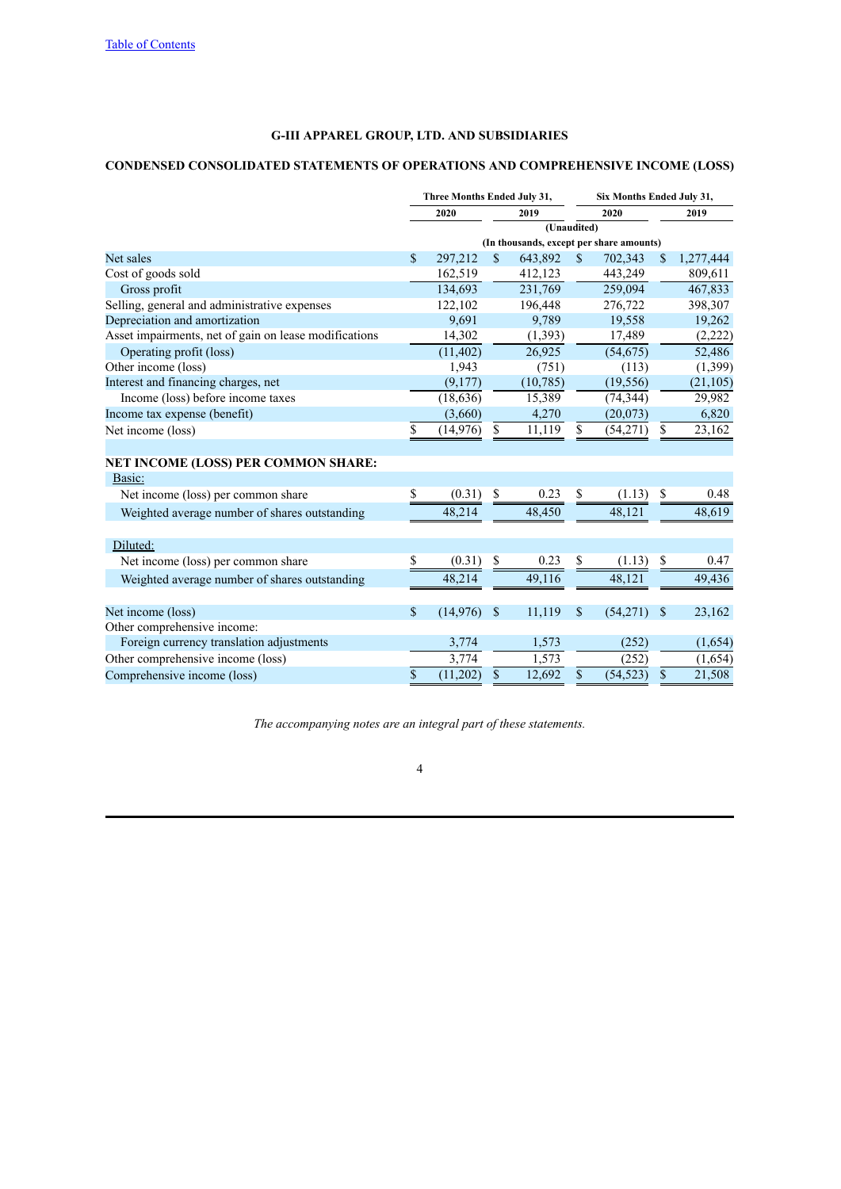[Table of Contents](#)

# G-III APPAREL GROUP, LTD. AND SUBSIDIARIES

## CONDENSED CONSOLIDATED STATEMENTS OF OPERATIONS AND COMPREHENSIVE INCOME (LOSS)

| | Three Months Ended July 31, | | Six Months Ended July 31, | |
|---|---|---|---|---|
| | 2020 | 2019 | 2020 | 2019 |
| | (Unaudited) | | | |
| | (In thousands, except per share amounts) | | | |
| Net sales | $ 297,212 | $ 643,892 | $ 702,343 | $ 1,277,444 |
| Cost of goods sold | 162,519 | 412,123 | 443,249 | 809,611 |
| Gross profit | 134,693 | 231,769 | 259,094 | 467,833 |
| Selling, general and administrative expenses | 122,102 | 196,448 | 276,722 | 398,307 |
| Depreciation and amortization | 9,691 | 9,789 | 19,558 | 19,262 |
| Asset impairments, net of gain on lease modifications | 14,302 | (1,393) | 17,489 | (2,222) |
| Operating profit (loss) | (11,402) | 26,925 | (54,675) | 52,486 |
| Other income (loss) | 1,943 | (751) | (113) | (1,399) |
| Interest and financing charges, net | (9,177) | (10,785) | (19,556) | (21,105) |
| Income (loss) before income taxes | (18,636) | 15,389 | (74,344) | 29,982 |
| Income tax expense (benefit) | (3,660) | 4,270 | (20,073) | 6,820 |
| Net income (loss) | $ (14,976) | $ 11,119 | $ (54,271) | $ 23,162 |
| | | | | |
| **NET INCOME (LOSS) PER COMMON SHARE:** | | | | |
| Basic: | | | | |
| Net income (loss) per common share | $ (0.31) | $ 0.23 | $ (1.13) | $ 0.48 |
| Weighted average number of shares outstanding | 48,214 | 48,450 | 48,121 | 48,619 |
| | | | | |
| Diluted: | | | | |
| Net income (loss) per common share | $ (0.31) | $ 0.23 | $ (1.13) | $ 0.47 |
| Weighted average number of shares outstanding | 48,214 | 49,116 | 48,121 | 49,436 |
| | | | | |
| Net income (loss) | $ (14,976) | $ 11,119 | $ (54,271) | $ 23,162 |
| Other comprehensive income: | | | | |
| Foreign currency translation adjustments | 3,774 | 1,573 | (252) | (1,654) |
| Other comprehensive income (loss) | 3,774 | 1,573 | (252) | (1,654) |
| Comprehensive income (loss) | $ (11,202) | $ 12,692 | $ (54,523) | $ 21,508 |

*The accompanying notes are an integral part of these statements.*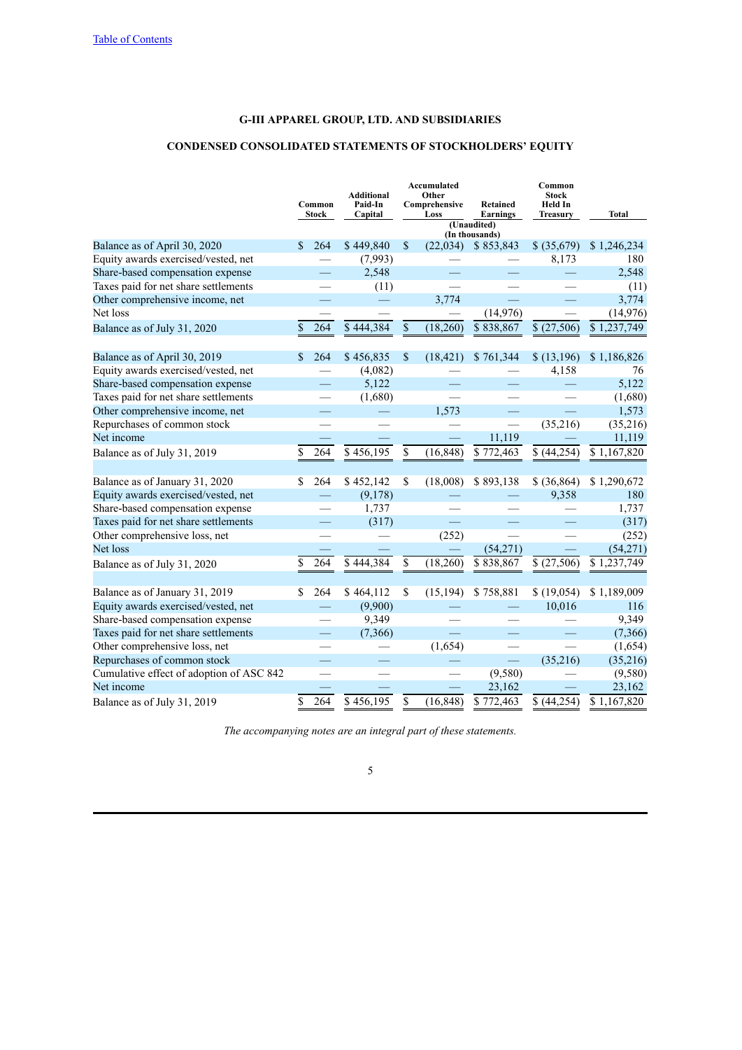# G-III APPAREL GROUP, LTD. AND SUBSIDIARIES

## CONDENSED CONSOLIDATED STATEMENTS OF STOCKHOLDERS' EQUITY

| | Common Stock | Additional Paid-In Capital | Accumulated Other Comprehensive Loss | Retained Earnings | Common Stock Held In Treasury | Total |
|---|---|---|---|---|---|---|
| | | | (Unaudited) (In thousands) | | | |
| Balance as of April 30, 2020 | $ 264 | $ 449,840 | $ (22,034) | $ 853,843 | $ (35,679) | $ 1,246,234 |
| Equity awards exercised/vested, net | — | (7,993) | — | — | 8,173 | 180 |
| Share-based compensation expense | — | 2,548 | — | — | — | 2,548 |
| Taxes paid for net share settlements | — | (11) | — | — | — | (11) |
| Other comprehensive income, net | — | — | 3,774 | — | — | 3,774 |
| Net loss | — | — | — | (14,976) | — | (14,976) |
| Balance as of July 31, 2020 | $ 264 | $ 444,384 | $ (18,260) | $ 838,867 | $ (27,506) | $ 1,237,749 |
| | | | | | | |
| Balance as of April 30, 2019 | $ 264 | $ 456,835 | $ (18,421) | $ 761,344 | $ (13,196) | $ 1,186,826 |
| Equity awards exercised/vested, net | — | (4,082) | — | — | 4,158 | 76 |
| Share-based compensation expense | — | 5,122 | — | — | — | 5,122 |
| Taxes paid for net share settlements | — | (1,680) | — | — | — | (1,680) |
| Other comprehensive income, net | — | — | 1,573 | — | — | 1,573 |
| Repurchases of common stock | — | — | — | — | (35,216) | (35,216) |
| Net income | — | — | — | 11,119 | — | 11,119 |
| Balance as of July 31, 2019 | $ 264 | $ 456,195 | $ (16,848) | $ 772,463 | $ (44,254) | $ 1,167,820 |
| | | | | | | |
| Balance as of January 31, 2020 | $ 264 | $ 452,142 | $ (18,008) | $ 893,138 | $ (36,864) | $ 1,290,672 |
| Equity awards exercised/vested, net | — | (9,178) | — | — | 9,358 | 180 |
| Share-based compensation expense | — | 1,737 | — | — | — | 1,737 |
| Taxes paid for net share settlements | — | (317) | — | — | — | (317) |
| Other comprehensive loss, net | — | — | (252) | — | — | (252) |
| Net loss | — | — | — | (54,271) | — | (54,271) |
| Balance as of July 31, 2020 | $ 264 | $ 444,384 | $ (18,260) | $ 838,867 | $ (27,506) | $ 1,237,749 |
| | | | | | | |
| Balance as of January 31, 2019 | $ 264 | $ 464,112 | $ (15,194) | $ 758,881 | $ (19,054) | $ 1,189,009 |
| Equity awards exercised/vested, net | — | (9,900) | — | — | 10,016 | 116 |
| Share-based compensation expense | — | 9,349 | — | — | — | 9,349 |
| Taxes paid for net share settlements | — | (7,366) | — | — | — | (7,366) |
| Other comprehensive loss, net | — | — | (1,654) | — | — | (1,654) |
| Repurchases of common stock | — | — | — | — | (35,216) | (35,216) |
| Cumulative effect of adoption of ASC 842 | — | — | — | (9,580) | — | (9,580) |
| Net income | — | — | — | 23,162 | — | 23,162 |
| Balance as of July 31, 2019 | $ 264 | $ 456,195 | $ (16,848) | $ 772,463 | $ (44,254) | $ 1,167,820 |

*The accompanying notes are an integral part of these statements.*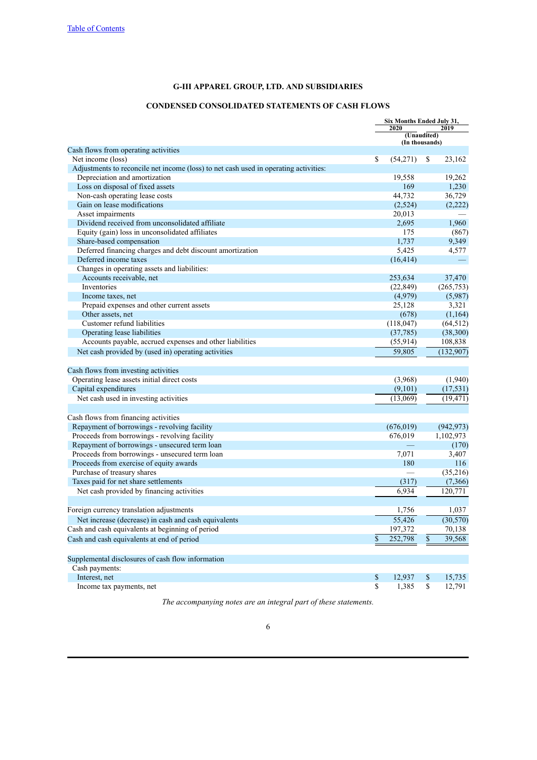[Table of Contents](#)

**G-III APPAREL GROUP, LTD. AND SUBSIDIARIES**

**CONDENSED CONSOLIDATED STATEMENTS OF CASH FLOWS**

| | Six Months Ended July 31, | |
|---|---|---|
| | 2020 | 2019 |
| | (Unaudited) (In thousands) | |
| Cash flows from operating activities | | |
| Net income (loss) | $ (54,271) | $ 23,162 |
| Adjustments to reconcile net income (loss) to net cash used in operating activities: | | |
| Depreciation and amortization | 19,558 | 19,262 |
| Loss on disposal of fixed assets | 169 | 1,230 |
| Non-cash operating lease costs | 44,732 | 36,729 |
| Gain on lease modifications | (2,524) | (2,222) |
| Asset impairments | 20,013 | — |
| Dividend received from unconsolidated affiliate | 2,695 | 1,960 |
| Equity (gain) loss in unconsolidated affiliates | 175 | (867) |
| Share-based compensation | 1,737 | 9,349 |
| Deferred financing charges and debt discount amortization | 5,425 | 4,577 |
| Deferred income taxes | (16,414) | — |
| Changes in operating assets and liabilities: | | |
| Accounts receivable, net | 253,634 | 37,470 |
| Inventories | (22,849) | (265,753) |
| Income taxes, net | (4,979) | (5,987) |
| Prepaid expenses and other current assets | 25,128 | 3,321 |
| Other assets, net | (678) | (1,164) |
| Customer refund liabilities | (118,047) | (64,512) |
| Operating lease liabilities | (37,785) | (38,300) |
| Accounts payable, accrued expenses and other liabilities | (55,914) | 108,838 |
| Net cash provided by (used in) operating activities | 59,805 | (132,907) |
| | | |
| Cash flows from investing activities | | |
| Operating lease assets initial direct costs | (3,968) | (1,940) |
| Capital expenditures | (9,101) | (17,531) |
| Net cash used in investing activities | (13,069) | (19,471) |
| | | |
| Cash flows from financing activities | | |
| Repayment of borrowings - revolving facility | (676,019) | (942,973) |
| Proceeds from borrowings - revolving facility | 676,019 | 1,102,973 |
| Repayment of borrowings - unsecured term loan | — | (170) |
| Proceeds from borrowings - unsecured term loan | 7,071 | 3,407 |
| Proceeds from exercise of equity awards | 180 | 116 |
| Purchase of treasury shares | — | (35,216) |
| Taxes paid for net share settlements | (317) | (7,366) |
| Net cash provided by financing activities | 6,934 | 120,771 |
| | | |
| Foreign currency translation adjustments | 1,756 | 1,037 |
| Net increase (decrease) in cash and cash equivalents | 55,426 | (30,570) |
| Cash and cash equivalents at beginning of period | 197,372 | 70,138 |
| Cash and cash equivalents at end of period | $ 252,798 | $ 39,568 |
| | | |
| Supplemental disclosures of cash flow information | | |
| Cash payments: | | |
| Interest, net | $ 12,937 | $ 15,735 |
| Income tax payments, net | $ 1,385 | $ 12,791 |

*The accompanying notes are an integral part of these statements.*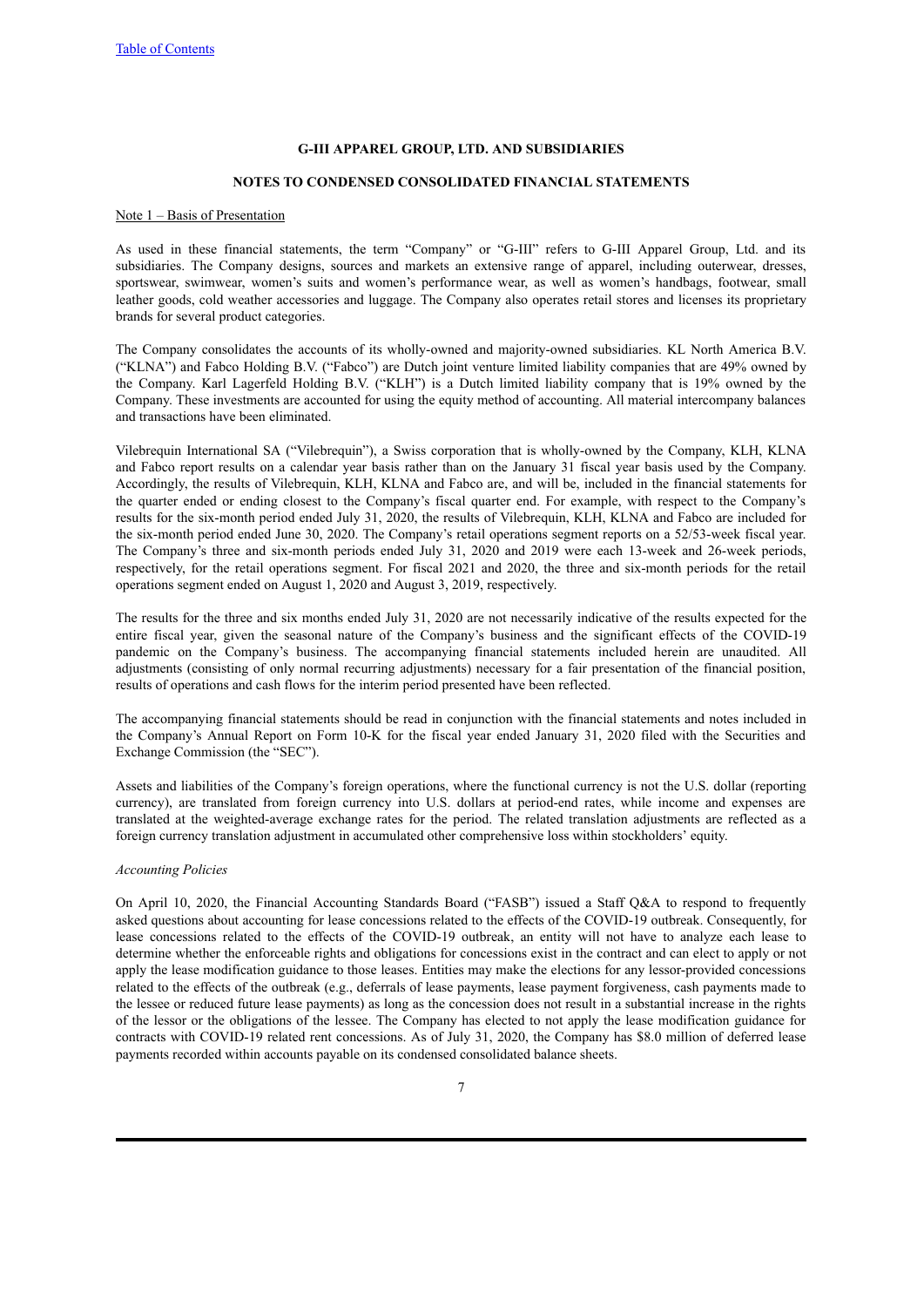# G-III APPAREL GROUP, LTD. AND SUBSIDIARIES

## NOTES TO CONDENSED CONSOLIDATED FINANCIAL STATEMENTS

Note 1 – Basis of Presentation

As used in these financial statements, the term "Company" or "G-III" refers to G-III Apparel Group, Ltd. and its subsidiaries. The Company designs, sources and markets an extensive range of apparel, including outerwear, dresses, sportswear, swimwear, women's suits and women's performance wear, as well as women's handbags, footwear, small leather goods, cold weather accessories and luggage. The Company also operates retail stores and licenses its proprietary brands for several product categories.

The Company consolidates the accounts of its wholly-owned and majority-owned subsidiaries. KL North America B.V. ("KLNA") and Fabco Holding B.V. ("Fabco") are Dutch joint venture limited liability companies that are 49% owned by the Company. Karl Lagerfeld Holding B.V. ("KLH") is a Dutch limited liability company that is 19% owned by the Company. These investments are accounted for using the equity method of accounting. All material intercompany balances and transactions have been eliminated.

Vilebrequin International SA ("Vilebrequin"), a Swiss corporation that is wholly-owned by the Company, KLH, KLNA and Fabco report results on a calendar year basis rather than on the January 31 fiscal year basis used by the Company. Accordingly, the results of Vilebrequin, KLH, KLNA and Fabco are, and will be, included in the financial statements for the quarter ended or ending closest to the Company's fiscal quarter end. For example, with respect to the Company's results for the six-month period ended July 31, 2020, the results of Vilebrequin, KLH, KLNA and Fabco are included for the six-month period ended June 30, 2020. The Company's retail operations segment reports on a 52/53-week fiscal year. The Company's three and six-month periods ended July 31, 2020 and 2019 were each 13-week and 26-week periods, respectively, for the retail operations segment. For fiscal 2021 and 2020, the three and six-month periods for the retail operations segment ended on August 1, 2020 and August 3, 2019, respectively.

The results for the three and six months ended July 31, 2020 are not necessarily indicative of the results expected for the entire fiscal year, given the seasonal nature of the Company's business and the significant effects of the COVID-19 pandemic on the Company's business. The accompanying financial statements included herein are unaudited. All adjustments (consisting of only normal recurring adjustments) necessary for a fair presentation of the financial position, results of operations and cash flows for the interim period presented have been reflected.

The accompanying financial statements should be read in conjunction with the financial statements and notes included in the Company's Annual Report on Form 10-K for the fiscal year ended January 31, 2020 filed with the Securities and Exchange Commission (the "SEC").

Assets and liabilities of the Company's foreign operations, where the functional currency is not the U.S. dollar (reporting currency), are translated from foreign currency into U.S. dollars at period-end rates, while income and expenses are translated at the weighted-average exchange rates for the period. The related translation adjustments are reflected as a foreign currency translation adjustment in accumulated other comprehensive loss within stockholders' equity.

*Accounting Policies*

On April 10, 2020, the Financial Accounting Standards Board ("FASB") issued a Staff Q&A to respond to frequently asked questions about accounting for lease concessions related to the effects of the COVID-19 outbreak. Consequently, for lease concessions related to the effects of the COVID-19 outbreak, an entity will not have to analyze each lease to determine whether the enforceable rights and obligations for concessions exist in the contract and can elect to apply or not apply the lease modification guidance to those leases. Entities may make the elections for any lessor-provided concessions related to the effects of the outbreak (e.g., deferrals of lease payments, lease payment forgiveness, cash payments made to the lessee or reduced future lease payments) as long as the concession does not result in a substantial increase in the rights of the lessor or the obligations of the lessee. The Company has elected to not apply the lease modification guidance for contracts with COVID-19 related rent concessions. As of July 31, 2020, the Company has $8.0 million of deferred lease payments recorded within accounts payable on its condensed consolidated balance sheets.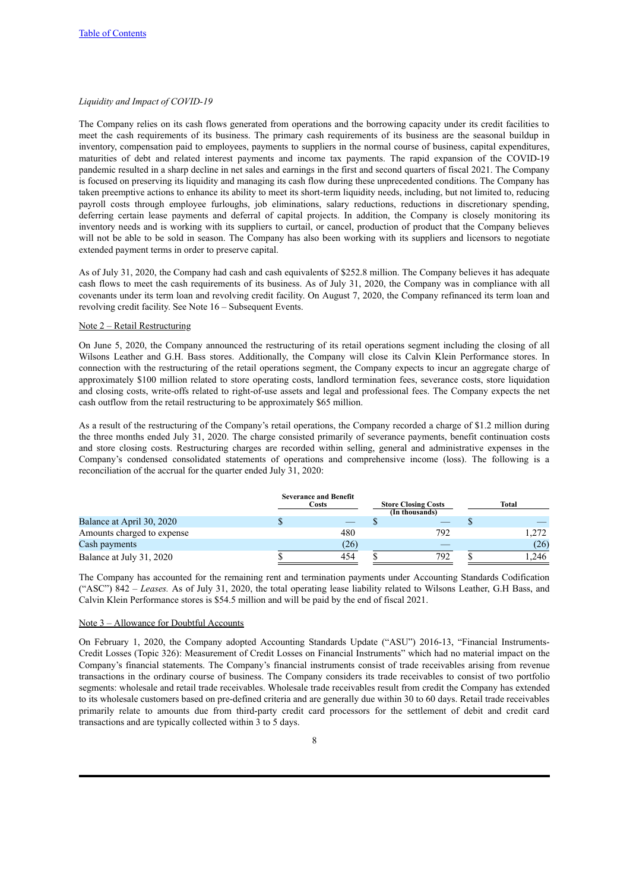[Table of Contents](#)

*Liquidity and Impact of COVID-19*

The Company relies on its cash flows generated from operations and the borrowing capacity under its credit facilities to meet the cash requirements of its business. The primary cash requirements of its business are the seasonal buildup in inventory, compensation paid to employees, payments to suppliers in the normal course of business, capital expenditures, maturities of debt and related interest payments and income tax payments. The rapid expansion of the COVID-19 pandemic resulted in a sharp decline in net sales and earnings in the first and second quarters of fiscal 2021. The Company is focused on preserving its liquidity and managing its cash flow during these unprecedented conditions. The Company has taken preemptive actions to enhance its ability to meet its short-term liquidity needs, including, but not limited to, reducing payroll costs through employee furloughs, job eliminations, salary reductions, reductions in discretionary spending, deferring certain lease payments and deferral of capital projects. In addition, the Company is closely monitoring its inventory needs and is working with its suppliers to curtail, or cancel, production of product that the Company believes will not be able to be sold in season. The Company has also been working with its suppliers and licensors to negotiate extended payment terms in order to preserve capital.

As of July 31, 2020, the Company had cash and cash equivalents of $252.8 million. The Company believes it has adequate cash flows to meet the cash requirements of its business. As of July 31, 2020, the Company was in compliance with all covenants under its term loan and revolving credit facility. On August 7, 2020, the Company refinanced its term loan and revolving credit facility. See Note 16 – Subsequent Events.

Note 2 – Retail Restructuring

On June 5, 2020, the Company announced the restructuring of its retail operations segment including the closing of all Wilsons Leather and G.H. Bass stores. Additionally, the Company will close its Calvin Klein Performance stores. In connection with the restructuring of the retail operations segment, the Company expects to incur an aggregate charge of approximately $100 million related to store operating costs, landlord termination fees, severance costs, store liquidation and closing costs, write-offs related to right-of-use assets and legal and professional fees. The Company expects the net cash outflow from the retail restructuring to be approximately $65 million.

As a result of the restructuring of the Company's retail operations, the Company recorded a charge of $1.2 million during the three months ended July 31, 2020. The charge consisted primarily of severance payments, benefit continuation costs and store closing costs. Restructuring charges are recorded within selling, general and administrative expenses in the Company's condensed consolidated statements of operations and comprehensive income (loss). The following is a reconciliation of the accrual for the quarter ended July 31, 2020:

| | Severance and Benefit Costs | Store Closing Costs | Total |
|---|---|---|---|
| | | (In thousands) | |
| Balance at April 30, 2020 | $ — | $ — | $ — |
| Amounts charged to expense | 480 | 792 | 1,272 |
| Cash payments | (26) | — | (26) |
| Balance at July 31, 2020 | $ 454 | $ 792 | $ 1,246 |

The Company has accounted for the remaining rent and termination payments under Accounting Standards Codification ("ASC") 842 – *Leases.* As of July 31, 2020, the total operating lease liability related to Wilsons Leather, G.H Bass, and Calvin Klein Performance stores is $54.5 million and will be paid by the end of fiscal 2021.

Note 3 – Allowance for Doubtful Accounts

On February 1, 2020, the Company adopted Accounting Standards Update ("ASU") 2016-13, "Financial Instruments-Credit Losses (Topic 326): Measurement of Credit Losses on Financial Instruments" which had no material impact on the Company's financial statements. The Company's financial instruments consist of trade receivables arising from revenue transactions in the ordinary course of business. The Company considers its trade receivables to consist of two portfolio segments: wholesale and retail trade receivables. Wholesale trade receivables result from credit the Company has extended to its wholesale customers based on pre-defined criteria and are generally due within 30 to 60 days. Retail trade receivables primarily relate to amounts due from third-party credit card processors for the settlement of debit and credit card transactions and are typically collected within 3 to 5 days.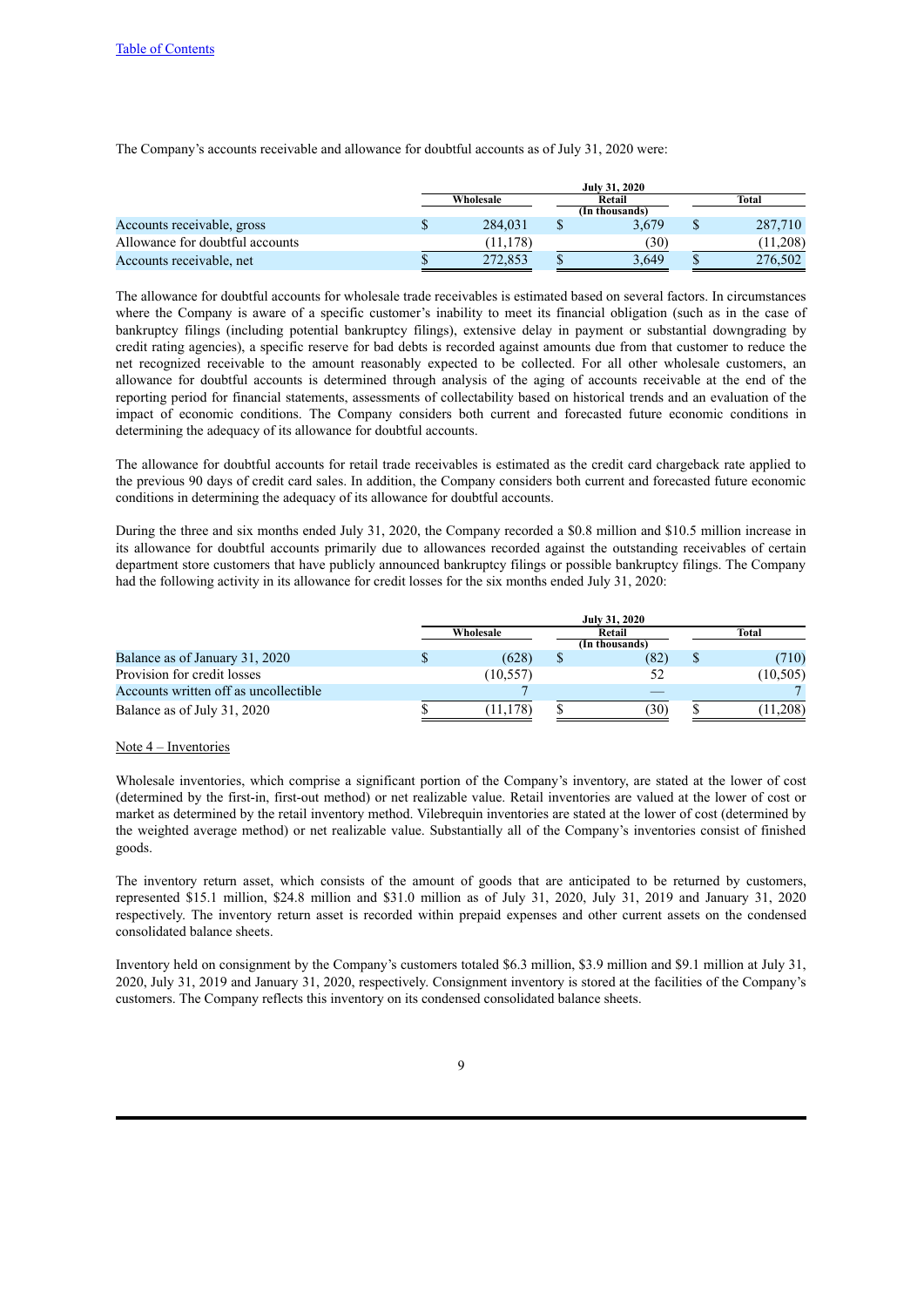[Table of Contents](#)

The Company's accounts receivable and allowance for doubtful accounts as of July 31, 2020 were:

| | July 31, 2020 | | |
|---|---|---|---|
| | Wholesale | Retail | Total |
| | | (In thousands) | |
| Accounts receivable, gross | $ 284,031 | $ 3,679 | $ 287,710 |
| Allowance for doubtful accounts | (11,178) | (30) | (11,208) |
| Accounts receivable, net | $ 272,853 | $ 3,649 | $ 276,502 |

The allowance for doubtful accounts for wholesale trade receivables is estimated based on several factors. In circumstances where the Company is aware of a specific customer's inability to meet its financial obligation (such as in the case of bankruptcy filings (including potential bankruptcy filings), extensive delay in payment or substantial downgrading by credit rating agencies), a specific reserve for bad debts is recorded against amounts due from that customer to reduce the net recognized receivable to the amount reasonably expected to be collected. For all other wholesale customers, an allowance for doubtful accounts is determined through analysis of the aging of accounts receivable at the end of the reporting period for financial statements, assessments of collectability based on historical trends and an evaluation of the impact of economic conditions. The Company considers both current and forecasted future economic conditions in determining the adequacy of its allowance for doubtful accounts.

The allowance for doubtful accounts for retail trade receivables is estimated as the credit card chargeback rate applied to the previous 90 days of credit card sales. In addition, the Company considers both current and forecasted future economic conditions in determining the adequacy of its allowance for doubtful accounts.

During the three and six months ended July 31, 2020, the Company recorded a $0.8 million and $10.5 million increase in its allowance for doubtful accounts primarily due to allowances recorded against the outstanding receivables of certain department store customers that have publicly announced bankruptcy filings or possible bankruptcy filings. The Company had the following activity in its allowance for credit losses for the six months ended July 31, 2020:

| | July 31, 2020 | | |
|---|---|---|---|
| | Wholesale | Retail | Total |
| | | (In thousands) | |
| Balance as of January 31, 2020 | $ (628) | $ (82) | $ (710) |
| Provision for credit losses | (10,557) | 52 | (10,505) |
| Accounts written off as uncollectible | 7 | — | 7 |
| Balance as of July 31, 2020 | $ (11,178) | $ (30) | $ (11,208) |

Note 4 – Inventories

Wholesale inventories, which comprise a significant portion of the Company's inventory, are stated at the lower of cost (determined by the first-in, first-out method) or net realizable value. Retail inventories are valued at the lower of cost or market as determined by the retail inventory method. Vilebrequin inventories are stated at the lower of cost (determined by the weighted average method) or net realizable value. Substantially all of the Company's inventories consist of finished goods.

The inventory return asset, which consists of the amount of goods that are anticipated to be returned by customers, represented $15.1 million, $24.8 million and $31.0 million as of July 31, 2020, July 31, 2019 and January 31, 2020 respectively. The inventory return asset is recorded within prepaid expenses and other current assets on the condensed consolidated balance sheets.

Inventory held on consignment by the Company's customers totaled $6.3 million, $3.9 million and $9.1 million at July 31, 2020, July 31, 2019 and January 31, 2020, respectively. Consignment inventory is stored at the facilities of the Company's customers. The Company reflects this inventory on its condensed consolidated balance sheets.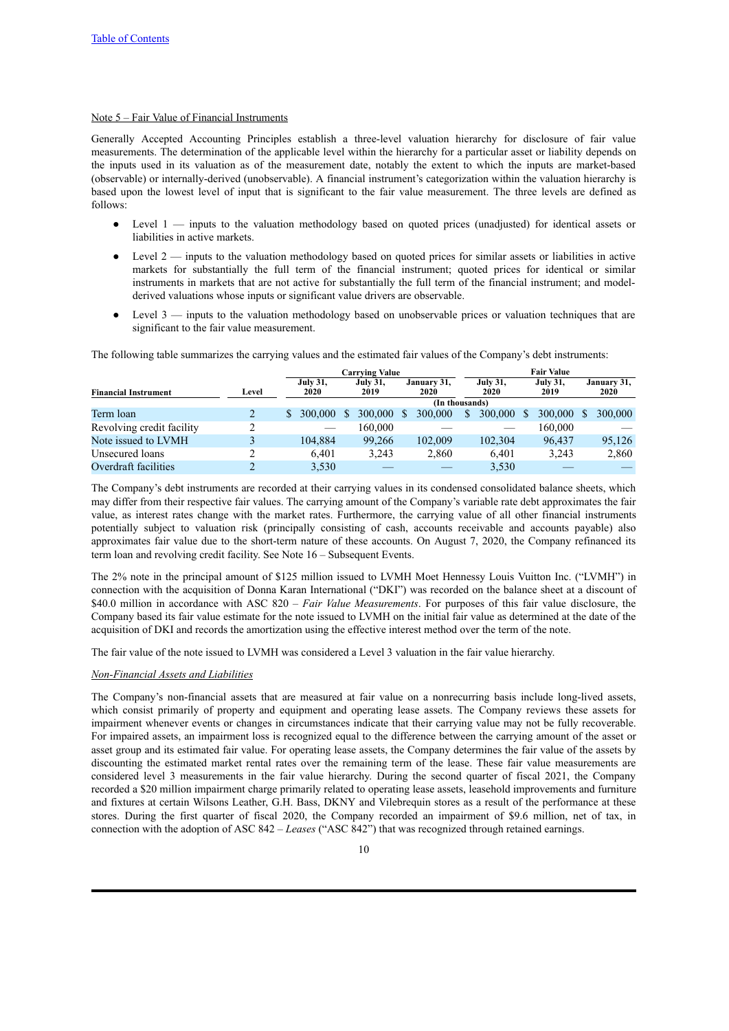Note 5 – Fair Value of Financial Instruments

Generally Accepted Accounting Principles establish a three-level valuation hierarchy for disclosure of fair value measurements. The determination of the applicable level within the hierarchy for a particular asset or liability depends on the inputs used in its valuation as of the measurement date, notably the extent to which the inputs are market-based (observable) or internally-derived (unobservable). A financial instrument's categorization within the valuation hierarchy is based upon the lowest level of input that is significant to the fair value measurement. The three levels are defined as follows:

- Level 1 — inputs to the valuation methodology based on quoted prices (unadjusted) for identical assets or liabilities in active markets.
- Level 2 — inputs to the valuation methodology based on quoted prices for similar assets or liabilities in active markets for substantially the full term of the financial instrument; quoted prices for identical or similar instruments in markets that are not active for substantially the full term of the financial instrument; and model-derived valuations whose inputs or significant value drivers are observable.
- Level 3 — inputs to the valuation methodology based on unobservable prices or valuation techniques that are significant to the fair value measurement.

The following table summarizes the carrying values and the estimated fair values of the Company's debt instruments:

| | | Carrying Value | | | Fair Value | | |
|---|---|---|---|---|---|---|---|
| Financial Instrument | Level | July 31, 2020 | July 31, 2019 | January 31, 2020 | July 31, 2020 | July 31, 2019 | January 31, 2020 |
| | | (In thousands) | | | | | |
| Term loan | 2 | $ 300,000 | $ 300,000 | $ 300,000 | $ 300,000 | $ 300,000 | $ 300,000 |
| Revolving credit facility | 2 | — | 160,000 | — | — | 160,000 | — |
| Note issued to LVMH | 3 | 104,884 | 99,266 | 102,009 | 102,304 | 96,437 | 95,126 |
| Unsecured loans | 2 | 6,401 | 3,243 | 2,860 | 6,401 | 3,243 | 2,860 |
| Overdraft facilities | 2 | 3,530 | — | — | 3,530 | — | — |

The Company's debt instruments are recorded at their carrying values in its condensed consolidated balance sheets, which may differ from their respective fair values. The carrying amount of the Company's variable rate debt approximates the fair value, as interest rates change with the market rates. Furthermore, the carrying value of all other financial instruments potentially subject to valuation risk (principally consisting of cash, accounts receivable and accounts payable) also approximates fair value due to the short-term nature of these accounts. On August 7, 2020, the Company refinanced its term loan and revolving credit facility. See Note 16 – Subsequent Events.

The 2% note in the principal amount of $125 million issued to LVMH Moet Hennessy Louis Vuitton Inc. ("LVMH") in connection with the acquisition of Donna Karan International ("DKI") was recorded on the balance sheet at a discount of $40.0 million in accordance with ASC 820 – *Fair Value Measurements*. For purposes of this fair value disclosure, the Company based its fair value estimate for the note issued to LVMH on the initial fair value as determined at the date of the acquisition of DKI and records the amortization using the effective interest method over the term of the note.

The fair value of the note issued to LVMH was considered a Level 3 valuation in the fair value hierarchy.

*Non-Financial Assets and Liabilities*

The Company's non-financial assets that are measured at fair value on a nonrecurring basis include long-lived assets, which consist primarily of property and equipment and operating lease assets. The Company reviews these assets for impairment whenever events or changes in circumstances indicate that their carrying value may not be fully recoverable. For impaired assets, an impairment loss is recognized equal to the difference between the carrying amount of the asset or asset group and its estimated fair value. For operating lease assets, the Company determines the fair value of the assets by discounting the estimated market rental rates over the remaining term of the lease. These fair value measurements are considered level 3 measurements in the fair value hierarchy. During the second quarter of fiscal 2021, the Company recorded a $20 million impairment charge primarily related to operating lease assets, leasehold improvements and furniture and fixtures at certain Wilsons Leather, G.H. Bass, DKNY and Vilebrequin stores as a result of the performance at these stores. During the first quarter of fiscal 2020, the Company recorded an impairment of $9.6 million, net of tax, in connection with the adoption of ASC 842 – *Leases* ("ASC 842") that was recognized through retained earnings.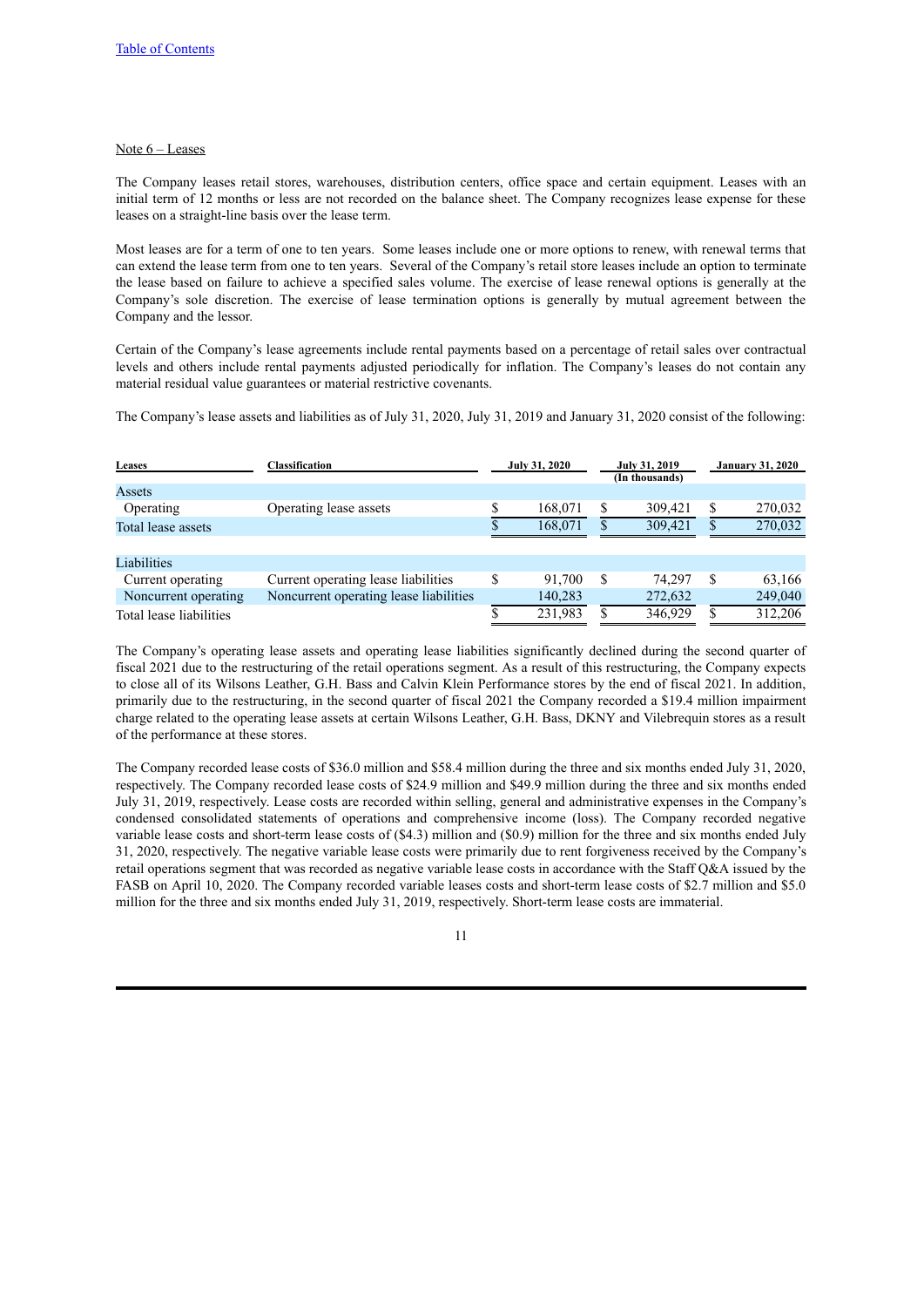[Table of Contents](#)

Note 6 – Leases

The Company leases retail stores, warehouses, distribution centers, office space and certain equipment. Leases with an initial term of 12 months or less are not recorded on the balance sheet. The Company recognizes lease expense for these leases on a straight-line basis over the lease term.

Most leases are for a term of one to ten years. Some leases include one or more options to renew, with renewal terms that can extend the lease term from one to ten years. Several of the Company's retail store leases include an option to terminate the lease based on failure to achieve a specified sales volume. The exercise of lease renewal options is generally at the Company's sole discretion. The exercise of lease termination options is generally by mutual agreement between the Company and the lessor.

Certain of the Company's lease agreements include rental payments based on a percentage of retail sales over contractual levels and others include rental payments adjusted periodically for inflation. The Company's leases do not contain any material residual value guarantees or material restrictive covenants.

The Company's lease assets and liabilities as of July 31, 2020, July 31, 2019 and January 31, 2020 consist of the following:

| Leases | Classification | July 31, 2020 | July 31, 2019 | January 31, 2020 |
|---|---|---|---|---|
| | | | (In thousands) | |
| Assets | | | | |
| Operating | Operating lease assets | $ 168,071 | $ 309,421 | $ 270,032 |
| Total lease assets | | $ 168,071 | $ 309,421 | $ 270,032 |
| Liabilities | | | | |
| Current operating | Current operating lease liabilities | $ 91,700 | $ 74,297 | $ 63,166 |
| Noncurrent operating | Noncurrent operating lease liabilities | 140,283 | 272,632 | 249,040 |
| Total lease liabilities | | $ 231,983 | $ 346,929 | $ 312,206 |

The Company's operating lease assets and operating lease liabilities significantly declined during the second quarter of fiscal 2021 due to the restructuring of the retail operations segment. As a result of this restructuring, the Company expects to close all of its Wilsons Leather, G.H. Bass and Calvin Klein Performance stores by the end of fiscal 2021. In addition, primarily due to the restructuring, in the second quarter of fiscal 2021 the Company recorded a $19.4 million impairment charge related to the operating lease assets at certain Wilsons Leather, G.H. Bass, DKNY and Vilebrequin stores as a result of the performance at these stores.

The Company recorded lease costs of $36.0 million and $58.4 million during the three and six months ended July 31, 2020, respectively. The Company recorded lease costs of $24.9 million and $49.9 million during the three and six months ended July 31, 2019, respectively. Lease costs are recorded within selling, general and administrative expenses in the Company's condensed consolidated statements of operations and comprehensive income (loss). The Company recorded negative variable lease costs and short-term lease costs of ($4.3) million and ($0.9) million for the three and six months ended July 31, 2020, respectively. The negative variable lease costs were primarily due to rent forgiveness received by the Company's retail operations segment that was recorded as negative variable lease costs in accordance with the Staff Q&A issued by the FASB on April 10, 2020. The Company recorded variable leases costs and short-term lease costs of $2.7 million and $5.0 million for the three and six months ended July 31, 2019, respectively. Short-term lease costs are immaterial.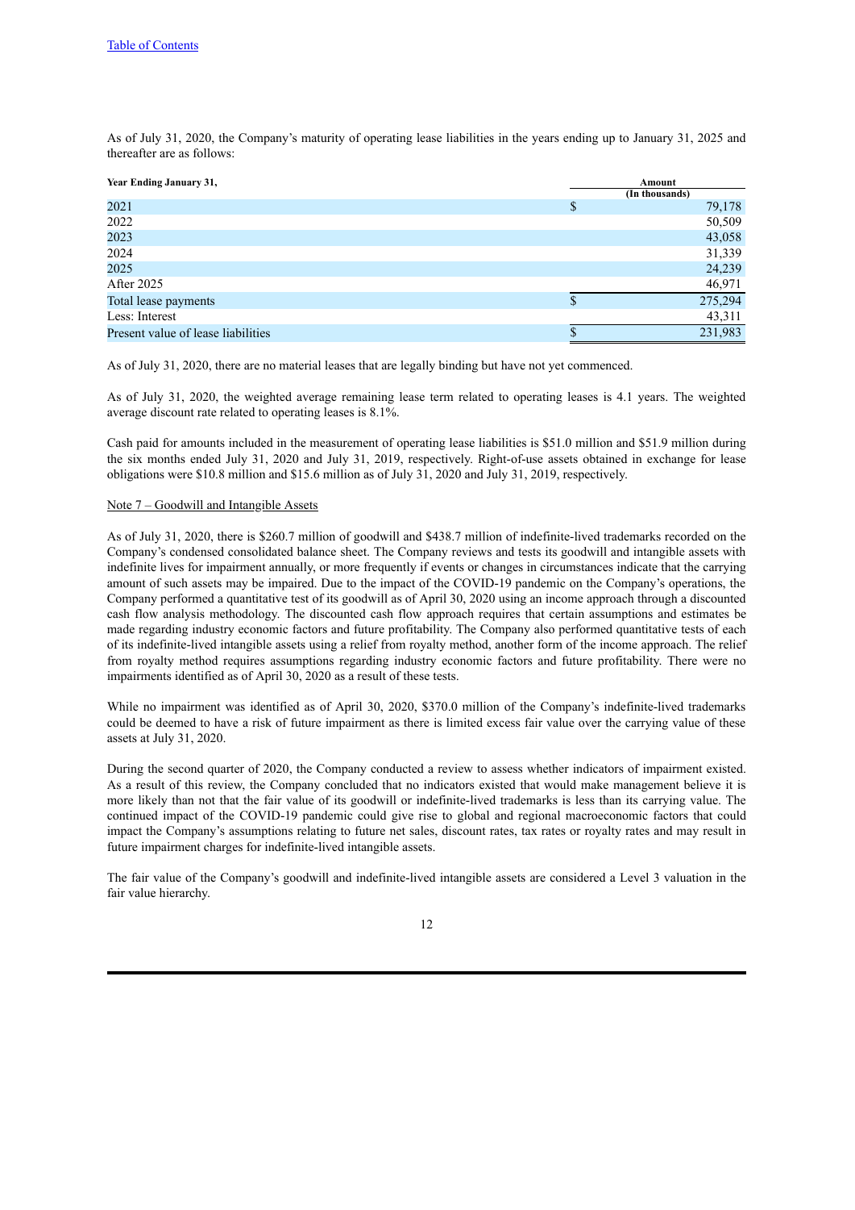As of July 31, 2020, the Company's maturity of operating lease liabilities in the years ending up to January 31, 2025 and thereafter are as follows:

| Year Ending January 31, | Amount (In thousands) |
|---|---|
| 2021 | $ 79,178 |
| 2022 | 50,509 |
| 2023 | 43,058 |
| 2024 | 31,339 |
| 2025 | 24,239 |
| After 2025 | 46,971 |
| Total lease payments | $ 275,294 |
| Less: Interest | 43,311 |
| Present value of lease liabilities | $ 231,983 |

As of July 31, 2020, there are no material leases that are legally binding but have not yet commenced.

As of July 31, 2020, the weighted average remaining lease term related to operating leases is 4.1 years. The weighted average discount rate related to operating leases is 8.1%.

Cash paid for amounts included in the measurement of operating lease liabilities is $51.0 million and $51.9 million during the six months ended July 31, 2020 and July 31, 2019, respectively. Right-of-use assets obtained in exchange for lease obligations were $10.8 million and $15.6 million as of July 31, 2020 and July 31, 2019, respectively.

Note 7 – Goodwill and Intangible Assets

As of July 31, 2020, there is $260.7 million of goodwill and $438.7 million of indefinite-lived trademarks recorded on the Company's condensed consolidated balance sheet. The Company reviews and tests its goodwill and intangible assets with indefinite lives for impairment annually, or more frequently if events or changes in circumstances indicate that the carrying amount of such assets may be impaired. Due to the impact of the COVID-19 pandemic on the Company's operations, the Company performed a quantitative test of its goodwill as of April 30, 2020 using an income approach through a discounted cash flow analysis methodology. The discounted cash flow approach requires that certain assumptions and estimates be made regarding industry economic factors and future profitability. The Company also performed quantitative tests of each of its indefinite-lived intangible assets using a relief from royalty method, another form of the income approach. The relief from royalty method requires assumptions regarding industry economic factors and future profitability. There were no impairments identified as of April 30, 2020 as a result of these tests.

While no impairment was identified as of April 30, 2020, $370.0 million of the Company's indefinite-lived trademarks could be deemed to have a risk of future impairment as there is limited excess fair value over the carrying value of these assets at July 31, 2020.

During the second quarter of 2020, the Company conducted a review to assess whether indicators of impairment existed. As a result of this review, the Company concluded that no indicators existed that would make management believe it is more likely than not that the fair value of its goodwill or indefinite-lived trademarks is less than its carrying value. The continued impact of the COVID-19 pandemic could give rise to global and regional macroeconomic factors that could impact the Company's assumptions relating to future net sales, discount rates, tax rates or royalty rates and may result in future impairment charges for indefinite-lived intangible assets.

The fair value of the Company's goodwill and indefinite-lived intangible assets are considered a Level 3 valuation in the fair value hierarchy.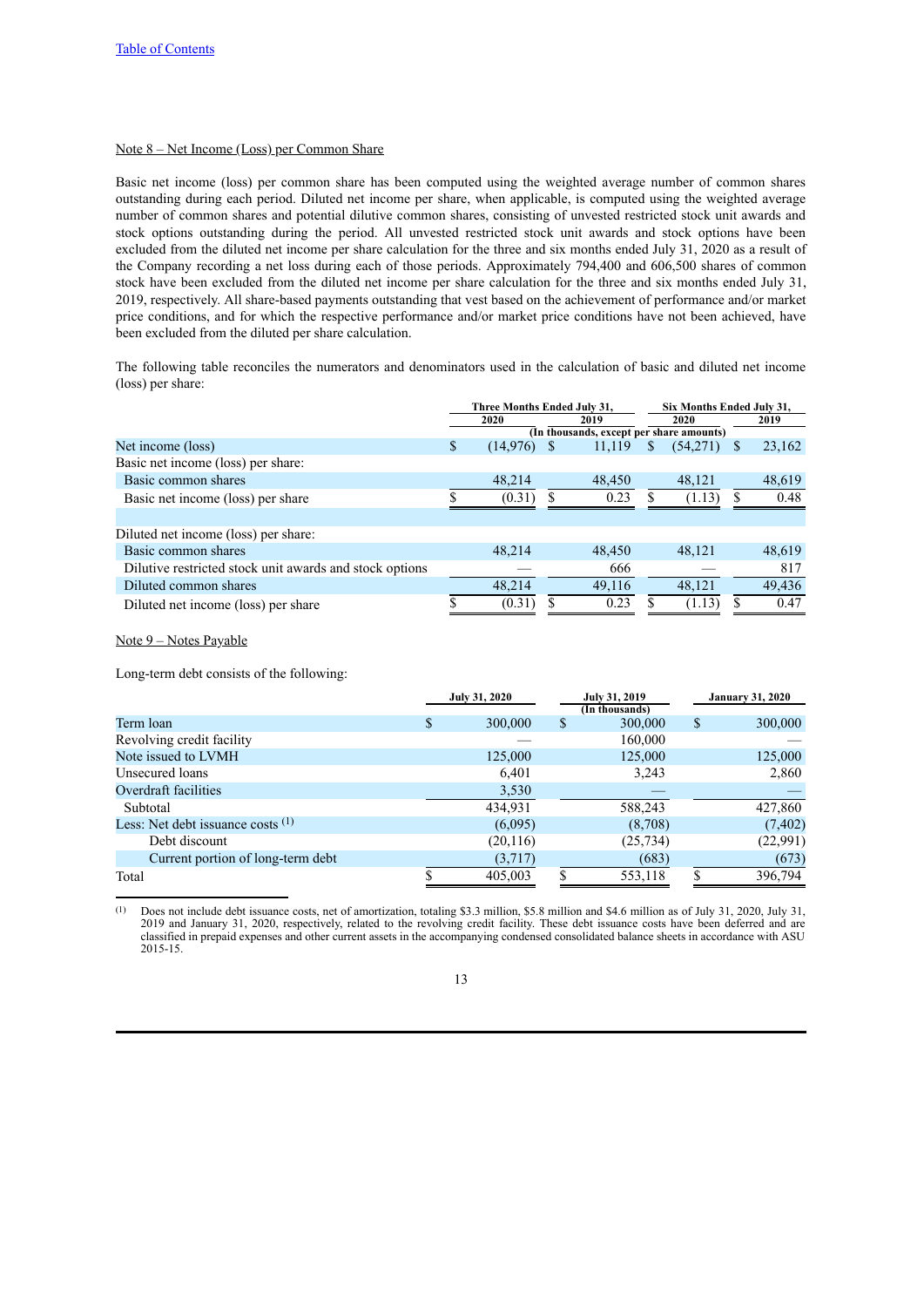Table of Contents

Note 8 – Net Income (Loss) per Common Share

Basic net income (loss) per common share has been computed using the weighted average number of common shares outstanding during each period. Diluted net income per share, when applicable, is computed using the weighted average number of common shares and potential dilutive common shares, consisting of unvested restricted stock unit awards and stock options outstanding during the period. All unvested restricted stock unit awards and stock options have been excluded from the diluted net income per share calculation for the three and six months ended July 31, 2020 as a result of the Company recording a net loss during each of those periods. Approximately 794,400 and 606,500 shares of common stock have been excluded from the diluted net income per share calculation for the three and six months ended July 31, 2019, respectively. All share-based payments outstanding that vest based on the achievement of performance and/or market price conditions, and for which the respective performance and/or market price conditions have not been achieved, have been excluded from the diluted per share calculation.

The following table reconciles the numerators and denominators used in the calculation of basic and diluted net income (loss) per share:

| | Three Months Ended July 31, | | Six Months Ended July 31, | |
|---|---|---|---|---|
| | 2020 | 2019 | 2020 | 2019 |
| | (In thousands, except per share amounts) | | | |
| Net income (loss) | $ (14,976) | $ 11,119 | $ (54,271) | $ 23,162 |
| Basic net income (loss) per share: | | | | |
| Basic common shares | 48,214 | 48,450 | 48,121 | 48,619 |
| Basic net income (loss) per share | $ (0.31) | $ 0.23 | $ (1.13) | $ 0.48 |
| | | | | |
| Diluted net income (loss) per share: | | | | |
| Basic common shares | 48,214 | 48,450 | 48,121 | 48,619 |
| Dilutive restricted stock unit awards and stock options | — | 666 | — | 817 |
| Diluted common shares | 48,214 | 49,116 | 48,121 | 49,436 |
| Diluted net income (loss) per share | $ (0.31) | $ 0.23 | $ (1.13) | $ 0.47 |

Note 9 – Notes Payable

Long-term debt consists of the following:

| | July 31, 2020 | July 31, 2019 | January 31, 2020 |
|---|---|---|---|
| | | (In thousands) | |
| Term loan | $ 300,000 | $ 300,000 | $ 300,000 |
| Revolving credit facility | — | 160,000 | — |
| Note issued to LVMH | 125,000 | 125,000 | 125,000 |
| Unsecured loans | 6,401 | 3,243 | 2,860 |
| Overdraft facilities | 3,530 | — | — |
| Subtotal | 434,931 | 588,243 | 427,860 |
| Less: Net debt issuance costs [(1)] | (6,095) | (8,708) | (7,402) |
| Debt discount | (20,116) | (25,734) | (22,991) |
| Current portion of long-term debt | (3,717) | (683) | (673) |
| Total | $ 405,003 | $ 553,118 | $ 396,794 |

(1) Does not include debt issuance costs, net of amortization, totaling $3.3 million, $5.8 million and $4.6 million as of July 31, 2020, July 31, 2019 and January 31, 2020, respectively, related to the revolving credit facility. These debt issuance costs have been deferred and are classified in prepaid expenses and other current assets in the accompanying condensed consolidated balance sheets in accordance with ASU 2015-15.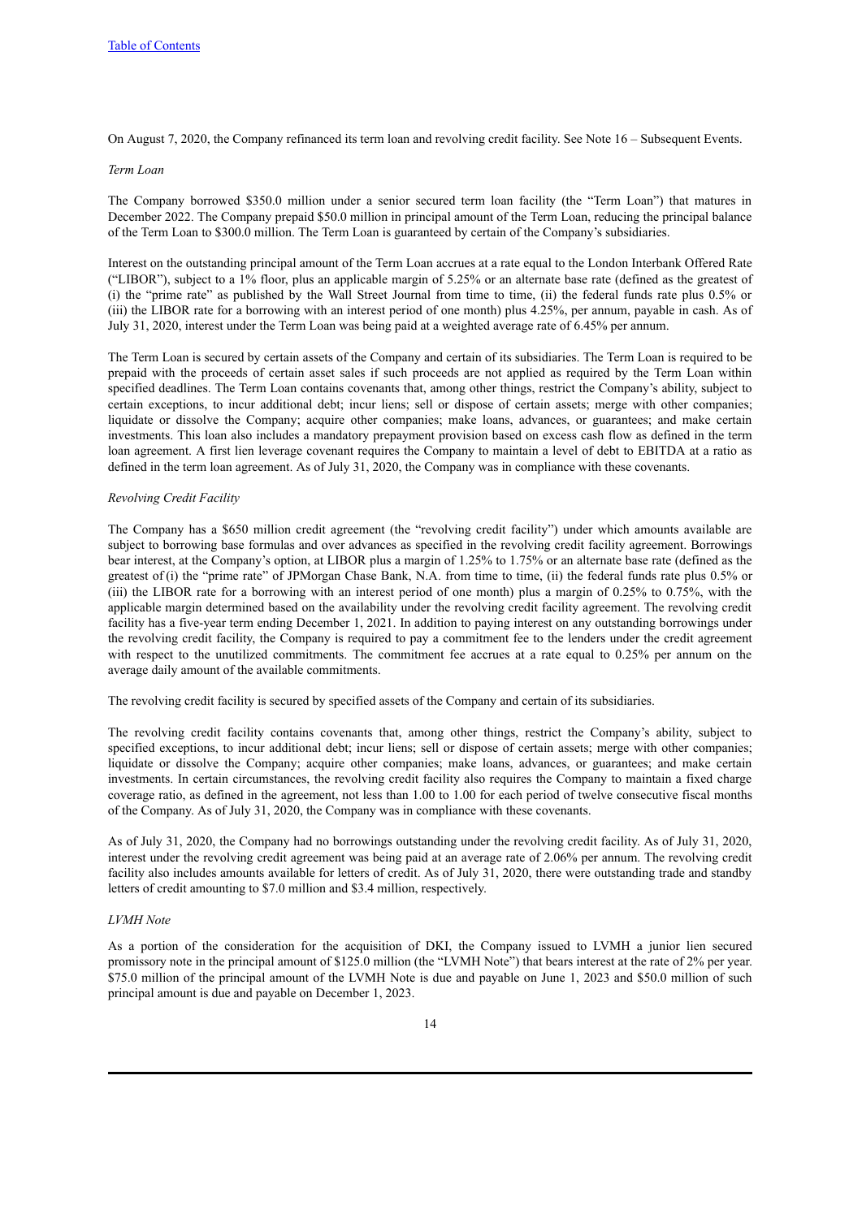On August 7, 2020, the Company refinanced its term loan and revolving credit facility. See Note 16 – Subsequent Events.

*Term Loan*

The Company borrowed $350.0 million under a senior secured term loan facility (the "Term Loan") that matures in December 2022. The Company prepaid $50.0 million in principal amount of the Term Loan, reducing the principal balance of the Term Loan to $300.0 million. The Term Loan is guaranteed by certain of the Company's subsidiaries.

Interest on the outstanding principal amount of the Term Loan accrues at a rate equal to the London Interbank Offered Rate ("LIBOR"), subject to a 1% floor, plus an applicable margin of 5.25% or an alternate base rate (defined as the greatest of (i) the "prime rate" as published by the Wall Street Journal from time to time, (ii) the federal funds rate plus 0.5% or (iii) the LIBOR rate for a borrowing with an interest period of one month) plus 4.25%, per annum, payable in cash. As of July 31, 2020, interest under the Term Loan was being paid at a weighted average rate of 6.45% per annum.

The Term Loan is secured by certain assets of the Company and certain of its subsidiaries. The Term Loan is required to be prepaid with the proceeds of certain asset sales if such proceeds are not applied as required by the Term Loan within specified deadlines. The Term Loan contains covenants that, among other things, restrict the Company's ability, subject to certain exceptions, to incur additional debt; incur liens; sell or dispose of certain assets; merge with other companies; liquidate or dissolve the Company; acquire other companies; make loans, advances, or guarantees; and make certain investments. This loan also includes a mandatory prepayment provision based on excess cash flow as defined in the term loan agreement. A first lien leverage covenant requires the Company to maintain a level of debt to EBITDA at a ratio as defined in the term loan agreement. As of July 31, 2020, the Company was in compliance with these covenants.

*Revolving Credit Facility*

The Company has a $650 million credit agreement (the "revolving credit facility") under which amounts available are subject to borrowing base formulas and over advances as specified in the revolving credit facility agreement. Borrowings bear interest, at the Company's option, at LIBOR plus a margin of 1.25% to 1.75% or an alternate base rate (defined as the greatest of (i) the "prime rate" of JPMorgan Chase Bank, N.A. from time to time, (ii) the federal funds rate plus 0.5% or (iii) the LIBOR rate for a borrowing with an interest period of one month) plus a margin of 0.25% to 0.75%, with the applicable margin determined based on the availability under the revolving credit facility agreement. The revolving credit facility has a five-year term ending December 1, 2021. In addition to paying interest on any outstanding borrowings under the revolving credit facility, the Company is required to pay a commitment fee to the lenders under the credit agreement with respect to the unutilized commitments. The commitment fee accrues at a rate equal to 0.25% per annum on the average daily amount of the available commitments.

The revolving credit facility is secured by specified assets of the Company and certain of its subsidiaries.

The revolving credit facility contains covenants that, among other things, restrict the Company's ability, subject to specified exceptions, to incur additional debt; incur liens; sell or dispose of certain assets; merge with other companies; liquidate or dissolve the Company; acquire other companies; make loans, advances, or guarantees; and make certain investments. In certain circumstances, the revolving credit facility also requires the Company to maintain a fixed charge coverage ratio, as defined in the agreement, not less than 1.00 to 1.00 for each period of twelve consecutive fiscal months of the Company. As of July 31, 2020, the Company was in compliance with these covenants.

As of July 31, 2020, the Company had no borrowings outstanding under the revolving credit facility. As of July 31, 2020, interest under the revolving credit agreement was being paid at an average rate of 2.06% per annum. The revolving credit facility also includes amounts available for letters of credit. As of July 31, 2020, there were outstanding trade and standby letters of credit amounting to $7.0 million and $3.4 million, respectively.

*LVMH Note*

As a portion of the consideration for the acquisition of DKI, the Company issued to LVMH a junior lien secured promissory note in the principal amount of $125.0 million (the "LVMH Note") that bears interest at the rate of 2% per year. $75.0 million of the principal amount of the LVMH Note is due and payable on June 1, 2023 and $50.0 million of such principal amount is due and payable on December 1, 2023.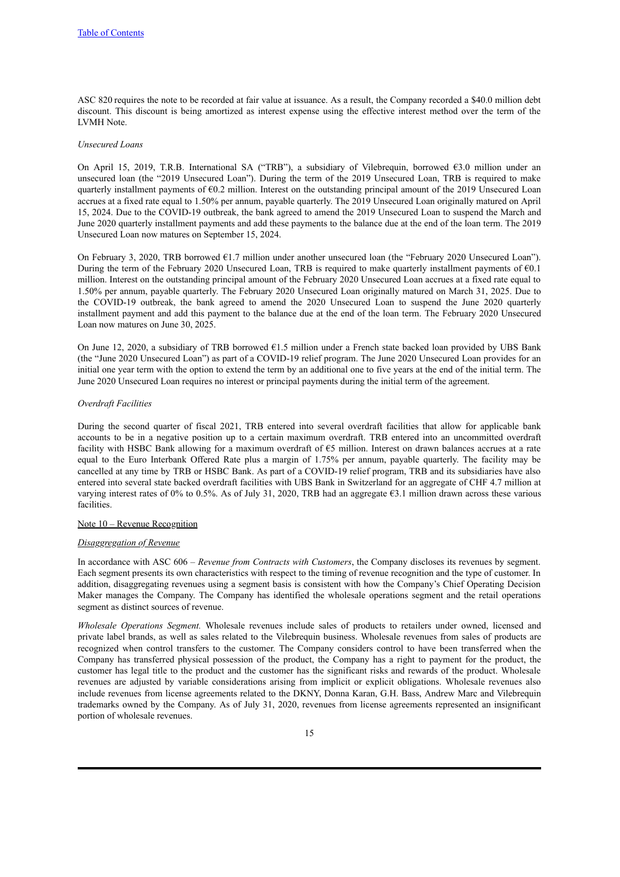ASC 820 requires the note to be recorded at fair value at issuance. As a result, the Company recorded a $40.0 million debt discount. This discount is being amortized as interest expense using the effective interest method over the term of the LVMH Note.

*Unsecured Loans*

On April 15, 2019, T.R.B. International SA ("TRB"), a subsidiary of Vilebrequin, borrowed €3.0 million under an unsecured loan (the "2019 Unsecured Loan"). During the term of the 2019 Unsecured Loan, TRB is required to make quarterly installment payments of €0.2 million. Interest on the outstanding principal amount of the 2019 Unsecured Loan accrues at a fixed rate equal to 1.50% per annum, payable quarterly. The 2019 Unsecured Loan originally matured on April 15, 2024. Due to the COVID-19 outbreak, the bank agreed to amend the 2019 Unsecured Loan to suspend the March and June 2020 quarterly installment payments and add these payments to the balance due at the end of the loan term. The 2019 Unsecured Loan now matures on September 15, 2024.

On February 3, 2020, TRB borrowed €1.7 million under another unsecured loan (the "February 2020 Unsecured Loan"). During the term of the February 2020 Unsecured Loan, TRB is required to make quarterly installment payments of €0.1 million. Interest on the outstanding principal amount of the February 2020 Unsecured Loan accrues at a fixed rate equal to 1.50% per annum, payable quarterly. The February 2020 Unsecured Loan originally matured on March 31, 2025. Due to the COVID-19 outbreak, the bank agreed to amend the 2020 Unsecured Loan to suspend the June 2020 quarterly installment payment and add this payment to the balance due at the end of the loan term. The February 2020 Unsecured Loan now matures on June 30, 2025.

On June 12, 2020, a subsidiary of TRB borrowed €1.5 million under a French state backed loan provided by UBS Bank (the "June 2020 Unsecured Loan") as part of a COVID-19 relief program. The June 2020 Unsecured Loan provides for an initial one year term with the option to extend the term by an additional one to five years at the end of the initial term. The June 2020 Unsecured Loan requires no interest or principal payments during the initial term of the agreement.

*Overdraft Facilities*

During the second quarter of fiscal 2021, TRB entered into several overdraft facilities that allow for applicable bank accounts to be in a negative position up to a certain maximum overdraft. TRB entered into an uncommitted overdraft facility with HSBC Bank allowing for a maximum overdraft of €5 million. Interest on drawn balances accrues at a rate equal to the Euro Interbank Offered Rate plus a margin of 1.75% per annum, payable quarterly. The facility may be cancelled at any time by TRB or HSBC Bank. As part of a COVID-19 relief program, TRB and its subsidiaries have also entered into several state backed overdraft facilities with UBS Bank in Switzerland for an aggregate of CHF 4.7 million at varying interest rates of 0% to 0.5%. As of July 31, 2020, TRB had an aggregate €3.1 million drawn across these various facilities.

Note 10 – Revenue Recognition

*Disaggregation of Revenue*

In accordance with ASC 606 – *Revenue from Contracts with Customers*, the Company discloses its revenues by segment. Each segment presents its own characteristics with respect to the timing of revenue recognition and the type of customer. In addition, disaggregating revenues using a segment basis is consistent with how the Company's Chief Operating Decision Maker manages the Company. The Company has identified the wholesale operations segment and the retail operations segment as distinct sources of revenue.

*Wholesale Operations Segment.* Wholesale revenues include sales of products to retailers under owned, licensed and private label brands, as well as sales related to the Vilebrequin business. Wholesale revenues from sales of products are recognized when control transfers to the customer. The Company considers control to have been transferred when the Company has transferred physical possession of the product, the Company has a right to payment for the product, the customer has legal title to the product and the customer has the significant risks and rewards of the product. Wholesale revenues are adjusted by variable considerations arising from implicit or explicit obligations. Wholesale revenues also include revenues from license agreements related to the DKNY, Donna Karan, G.H. Bass, Andrew Marc and Vilebrequin trademarks owned by the Company. As of July 31, 2020, revenues from license agreements represented an insignificant portion of wholesale revenues.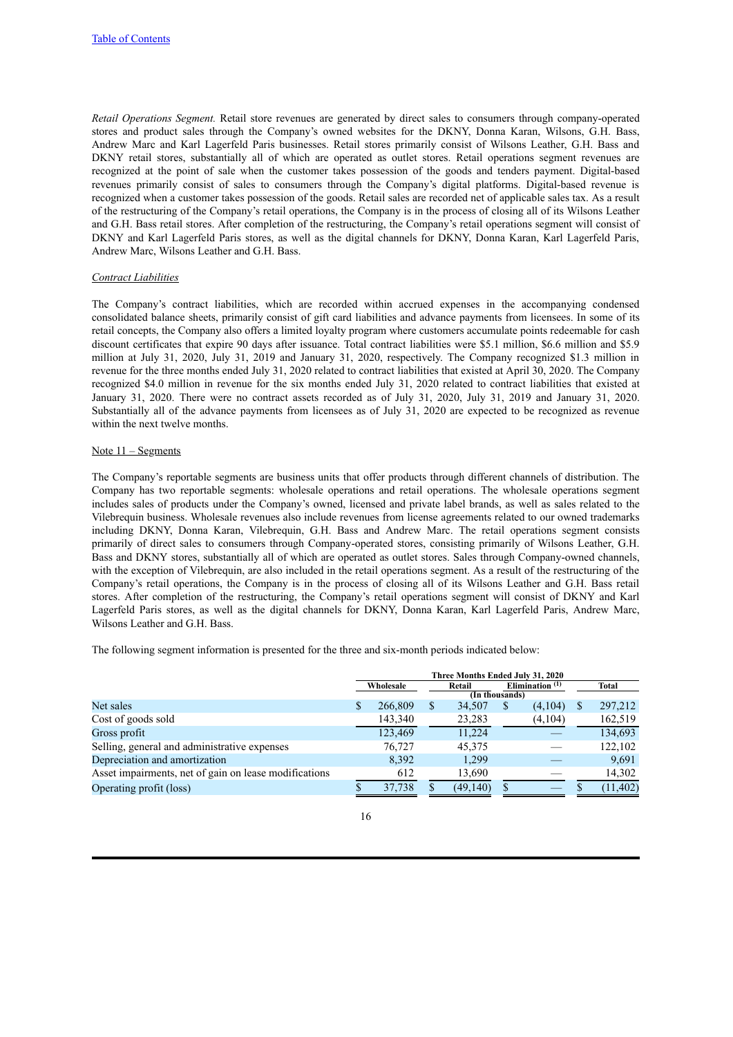[Table of Contents](#)

*Retail Operations Segment.* Retail store revenues are generated by direct sales to consumers through company-operated stores and product sales through the Company's owned websites for the DKNY, Donna Karan, Wilsons, G.H. Bass, Andrew Marc and Karl Lagerfeld Paris businesses. Retail stores primarily consist of Wilsons Leather, G.H. Bass and DKNY retail stores, substantially all of which are operated as outlet stores. Retail operations segment revenues are recognized at the point of sale when the customer takes possession of the goods and tenders payment. Digital-based revenues primarily consist of sales to consumers through the Company's digital platforms. Digital-based revenue is recognized when a customer takes possession of the goods. Retail sales are recorded net of applicable sales tax. As a result of the restructuring of the Company's retail operations, the Company is in the process of closing all of its Wilsons Leather and G.H. Bass retail stores. After completion of the restructuring, the Company's retail operations segment will consist of DKNY and Karl Lagerfeld Paris stores, as well as the digital channels for DKNY, Donna Karan, Karl Lagerfeld Paris, Andrew Marc, Wilsons Leather and G.H. Bass.

Contract Liabilities

The Company's contract liabilities, which are recorded within accrued expenses in the accompanying condensed consolidated balance sheets, primarily consist of gift card liabilities and advance payments from licensees. In some of its retail concepts, the Company also offers a limited loyalty program where customers accumulate points redeemable for cash discount certificates that expire 90 days after issuance. Total contract liabilities were $5.1 million, $6.6 million and $5.9 million at July 31, 2020, July 31, 2019 and January 31, 2020, respectively. The Company recognized $1.3 million in revenue for the three months ended July 31, 2020 related to contract liabilities that existed at April 30, 2020. The Company recognized $4.0 million in revenue for the six months ended July 31, 2020 related to contract liabilities that existed at January 31, 2020. There were no contract assets recorded as of July 31, 2020, July 31, 2019 and January 31, 2020. Substantially all of the advance payments from licensees as of July 31, 2020 are expected to be recognized as revenue within the next twelve months.

Note 11 – Segments

The Company's reportable segments are business units that offer products through different channels of distribution. The Company has two reportable segments: wholesale operations and retail operations. The wholesale operations segment includes sales of products under the Company's owned, licensed and private label brands, as well as sales related to the Vilebrequin business. Wholesale revenues also include revenues from license agreements related to our owned trademarks including DKNY, Donna Karan, Vilebrequin, G.H. Bass and Andrew Marc. The retail operations segment consists primarily of direct sales to consumers through Company-operated stores, consisting primarily of Wilsons Leather, G.H. Bass and DKNY stores, substantially all of which are operated as outlet stores. Sales through Company-owned channels, with the exception of Vilebrequin, are also included in the retail operations segment. As a result of the restructuring of the Company's retail operations, the Company is in the process of closing all of its Wilsons Leather and G.H. Bass retail stores. After completion of the restructuring, the Company's retail operations segment will consist of DKNY and Karl Lagerfeld Paris stores, as well as the digital channels for DKNY, Donna Karan, Karl Lagerfeld Paris, Andrew Marc, Wilsons Leather and G.H. Bass.

The following segment information is presented for the three and six-month periods indicated below:

| | Three Months Ended July 31, 2020 | | | |
|---|---|---|---|---|
| | Wholesale | Retail | Elimination [(1)] | Total |
| | (In thousands) | | | |
| Net sales | $ 266,809 | $ 34,507 | $ (4,104) | $ 297,212 |
| Cost of goods sold | 143,340 | 23,283 | (4,104) | 162,519 |
| Gross profit | 123,469 | 11,224 | — | 134,693 |
| Selling, general and administrative expenses | 76,727 | 45,375 | — | 122,102 |
| Depreciation and amortization | 8,392 | 1,299 | — | 9,691 |
| Asset impairments, net of gain on lease modifications | 612 | 13,690 | — | 14,302 |
| Operating profit (loss) | $ 37,738 | $ (49,140) | $ — | $ (11,402) |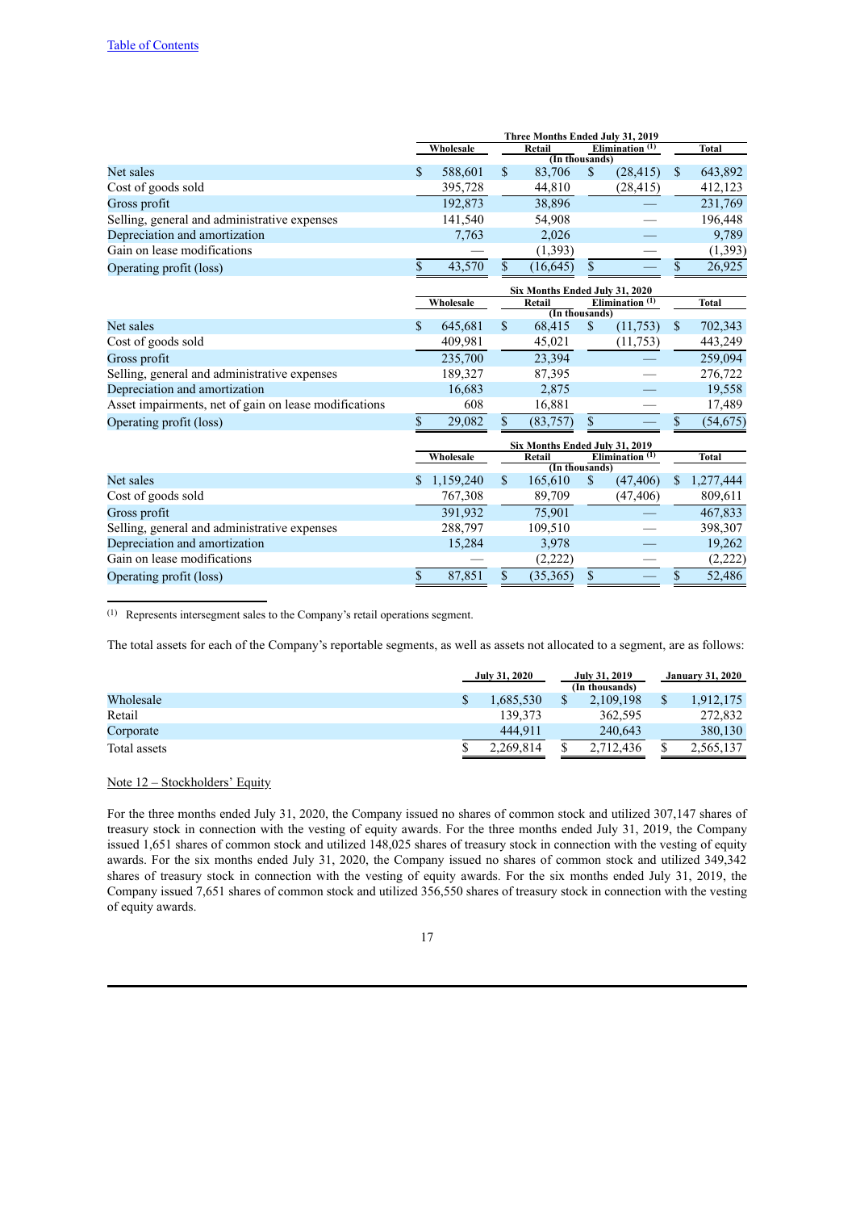| | Three Months Ended July 31, 2019 | | | |
|---|---|---|---|---|
| | Wholesale | Retail | Elimination [(1)] | Total |
| | (In thousands) | | | |
| Net sales | $ 588,601 | $ 83,706 | $ (28,415) | $ 643,892 |
| Cost of goods sold | 395,728 | 44,810 | (28,415) | 412,123 |
| Gross profit | 192,873 | 38,896 | — | 231,769 |
| Selling, general and administrative expenses | 141,540 | 54,908 | — | 196,448 |
| Depreciation and amortization | 7,763 | 2,026 | — | 9,789 |
| Gain on lease modifications | — | (1,393) | — | (1,393) |
| Operating profit (loss) | $ 43,570 | $ (16,645) | $ — | $ 26,925 |

| | Six Months Ended July 31, 2020 | | | |
|---|---|---|---|---|
| | Wholesale | Retail | Elimination [(1)] | Total |
| | (In thousands) | | | |
| Net sales | $ 645,681 | $ 68,415 | $ (11,753) | $ 702,343 |
| Cost of goods sold | 409,981 | 45,021 | (11,753) | 443,249 |
| Gross profit | 235,700 | 23,394 | — | 259,094 |
| Selling, general and administrative expenses | 189,327 | 87,395 | — | 276,722 |
| Depreciation and amortization | 16,683 | 2,875 | — | 19,558 |
| Asset impairments, net of gain on lease modifications | 608 | 16,881 | — | 17,489 |
| Operating profit (loss) | $ 29,082 | $ (83,757) | $ — | $ (54,675) |

| | Six Months Ended July 31, 2019 | | | |
|---|---|---|---|---|
| | Wholesale | Retail | Elimination [(1)] | Total |
| | (In thousands) | | | |
| Net sales | $ 1,159,240 | $ 165,610 | $ (47,406) | $ 1,277,444 |
| Cost of goods sold | 767,308 | 89,709 | (47,406) | 809,611 |
| Gross profit | 391,932 | 75,901 | — | 467,833 |
| Selling, general and administrative expenses | 288,797 | 109,510 | — | 398,307 |
| Depreciation and amortization | 15,284 | 3,978 | — | 19,262 |
| Gain on lease modifications | — | (2,222) | — | (2,222) |
| Operating profit (loss) | $ 87,851 | $ (35,365) | $ — | $ 52,486 |

[(1)] Represents intersegment sales to the Company's retail operations segment.

The total assets for each of the Company's reportable segments, as well as assets not allocated to a segment, are as follows:

| | July 31, 2020 | July 31, 2019 | January 31, 2020 |
|---|---|---|---|
| | | (In thousands) | |
| Wholesale | $ 1,685,530 | $ 2,109,198 | $ 1,912,175 |
| Retail | 139,373 | 362,595 | 272,832 |
| Corporate | 444,911 | 240,643 | 380,130 |
| Total assets | $ 2,269,814 | $ 2,712,436 | $ 2,565,137 |

Note 12 – Stockholders' Equity

For the three months ended July 31, 2020, the Company issued no shares of common stock and utilized 307,147 shares of treasury stock in connection with the vesting of equity awards. For the three months ended July 31, 2019, the Company issued 1,651 shares of common stock and utilized 148,025 shares of treasury stock in connection with the vesting of equity awards. For the six months ended July 31, 2020, the Company issued no shares of common stock and utilized 349,342 shares of treasury stock in connection with the vesting of equity awards. For the six months ended July 31, 2019, the Company issued 7,651 shares of common stock and utilized 356,550 shares of treasury stock in connection with the vesting of equity awards.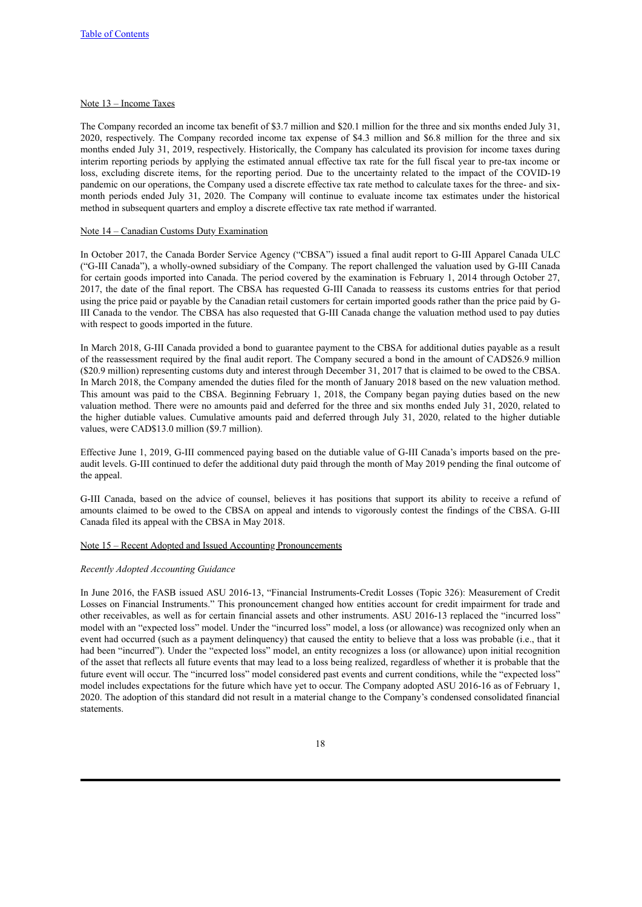Table of Contents

Note 13 – Income Taxes

The Company recorded an income tax benefit of $3.7 million and $20.1 million for the three and six months ended July 31, 2020, respectively. The Company recorded income tax expense of $4.3 million and $6.8 million for the three and six months ended July 31, 2019, respectively. Historically, the Company has calculated its provision for income taxes during interim reporting periods by applying the estimated annual effective tax rate for the full fiscal year to pre-tax income or loss, excluding discrete items, for the reporting period. Due to the uncertainty related to the impact of the COVID-19 pandemic on our operations, the Company used a discrete effective tax rate method to calculate taxes for the three- and six-month periods ended July 31, 2020. The Company will continue to evaluate income tax estimates under the historical method in subsequent quarters and employ a discrete effective tax rate method if warranted.

Note 14 – Canadian Customs Duty Examination

In October 2017, the Canada Border Service Agency ("CBSA") issued a final audit report to G-III Apparel Canada ULC ("G-III Canada"), a wholly-owned subsidiary of the Company. The report challenged the valuation used by G-III Canada for certain goods imported into Canada. The period covered by the examination is February 1, 2014 through October 27, 2017, the date of the final report. The CBSA has requested G-III Canada to reassess its customs entries for that period using the price paid or payable by the Canadian retail customers for certain imported goods rather than the price paid by G-III Canada to the vendor. The CBSA has also requested that G-III Canada change the valuation method used to pay duties with respect to goods imported in the future.

In March 2018, G-III Canada provided a bond to guarantee payment to the CBSA for additional duties payable as a result of the reassessment required by the final audit report. The Company secured a bond in the amount of CAD$26.9 million ($20.9 million) representing customs duty and interest through December 31, 2017 that is claimed to be owed to the CBSA. In March 2018, the Company amended the duties filed for the month of January 2018 based on the new valuation method. This amount was paid to the CBSA. Beginning February 1, 2018, the Company began paying duties based on the new valuation method. There were no amounts paid and deferred for the three and six months ended July 31, 2020, related to the higher dutiable values. Cumulative amounts paid and deferred through July 31, 2020, related to the higher dutiable values, were CAD$13.0 million ($9.7 million).

Effective June 1, 2019, G-III commenced paying based on the dutiable value of G-III Canada's imports based on the pre-audit levels. G-III continued to defer the additional duty paid through the month of May 2019 pending the final outcome of the appeal.

G-III Canada, based on the advice of counsel, believes it has positions that support its ability to receive a refund of amounts claimed to be owed to the CBSA on appeal and intends to vigorously contest the findings of the CBSA. G-III Canada filed its appeal with the CBSA in May 2018.

Note 15 – Recent Adopted and Issued Accounting Pronouncements

*Recently Adopted Accounting Guidance*

In June 2016, the FASB issued ASU 2016-13, "Financial Instruments-Credit Losses (Topic 326): Measurement of Credit Losses on Financial Instruments." This pronouncement changed how entities account for credit impairment for trade and other receivables, as well as for certain financial assets and other instruments. ASU 2016-13 replaced the "incurred loss" model with an "expected loss" model. Under the "incurred loss" model, a loss (or allowance) was recognized only when an event had occurred (such as a payment delinquency) that caused the entity to believe that a loss was probable (i.e., that it had been "incurred"). Under the "expected loss" model, an entity recognizes a loss (or allowance) upon initial recognition of the asset that reflects all future events that may lead to a loss being realized, regardless of whether it is probable that the future event will occur. The "incurred loss" model considered past events and current conditions, while the "expected loss" model includes expectations for the future which have yet to occur. The Company adopted ASU 2016-16 as of February 1, 2020. The adoption of this standard did not result in a material change to the Company's condensed consolidated financial statements.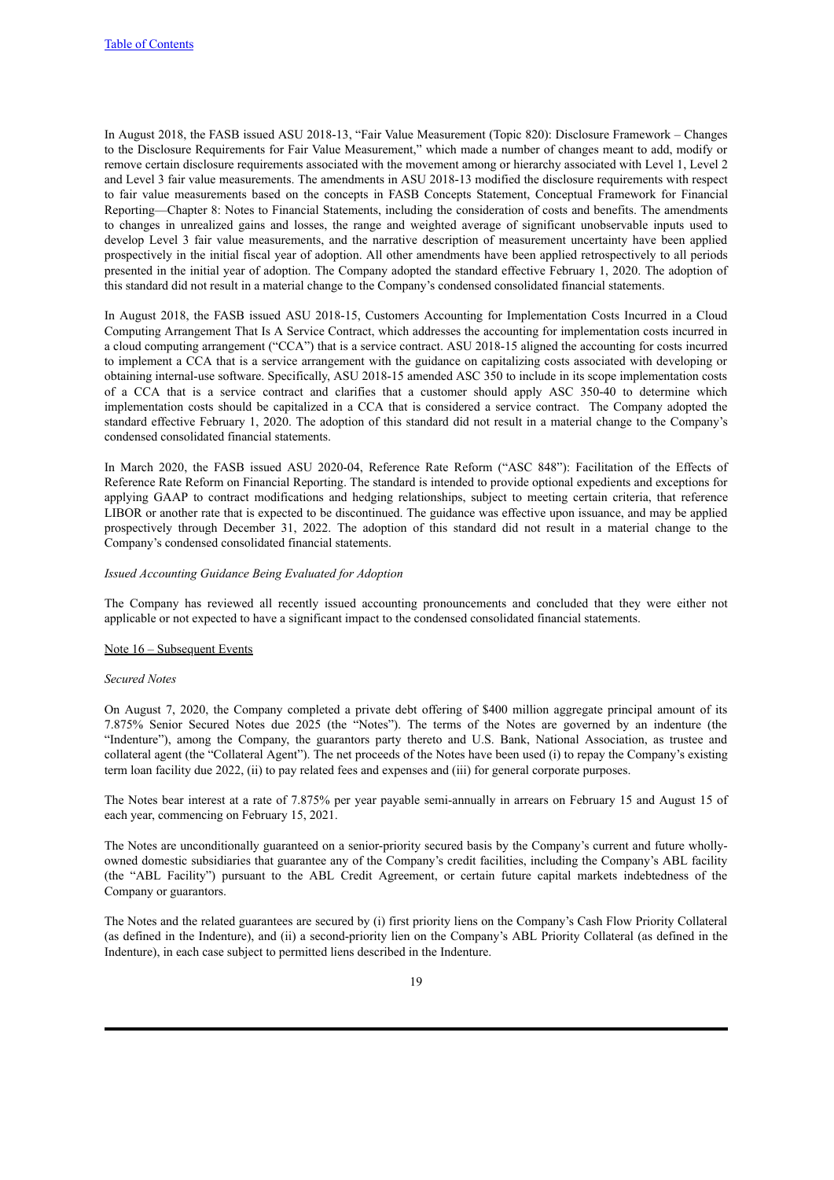In August 2018, the FASB issued ASU 2018-13, "Fair Value Measurement (Topic 820): Disclosure Framework – Changes to the Disclosure Requirements for Fair Value Measurement," which made a number of changes meant to add, modify or remove certain disclosure requirements associated with the movement among or hierarchy associated with Level 1, Level 2 and Level 3 fair value measurements. The amendments in ASU 2018-13 modified the disclosure requirements with respect to fair value measurements based on the concepts in FASB Concepts Statement, Conceptual Framework for Financial Reporting—Chapter 8: Notes to Financial Statements, including the consideration of costs and benefits. The amendments to changes in unrealized gains and losses, the range and weighted average of significant unobservable inputs used to develop Level 3 fair value measurements, and the narrative description of measurement uncertainty have been applied prospectively in the initial fiscal year of adoption. All other amendments have been applied retrospectively to all periods presented in the initial year of adoption. The Company adopted the standard effective February 1, 2020. The adoption of this standard did not result in a material change to the Company's condensed consolidated financial statements.

In August 2018, the FASB issued ASU 2018-15, Customers Accounting for Implementation Costs Incurred in a Cloud Computing Arrangement That Is A Service Contract, which addresses the accounting for implementation costs incurred in a cloud computing arrangement ("CCA") that is a service contract. ASU 2018-15 aligned the accounting for costs incurred to implement a CCA that is a service arrangement with the guidance on capitalizing costs associated with developing or obtaining internal-use software. Specifically, ASU 2018-15 amended ASC 350 to include in its scope implementation costs of a CCA that is a service contract and clarifies that a customer should apply ASC 350-40 to determine which implementation costs should be capitalized in a CCA that is considered a service contract. The Company adopted the standard effective February 1, 2020. The adoption of this standard did not result in a material change to the Company's condensed consolidated financial statements.

In March 2020, the FASB issued ASU 2020-04, Reference Rate Reform ("ASC 848"): Facilitation of the Effects of Reference Rate Reform on Financial Reporting. The standard is intended to provide optional expedients and exceptions for applying GAAP to contract modifications and hedging relationships, subject to meeting certain criteria, that reference LIBOR or another rate that is expected to be discontinued. The guidance was effective upon issuance, and may be applied prospectively through December 31, 2022. The adoption of this standard did not result in a material change to the Company's condensed consolidated financial statements.

*Issued Accounting Guidance Being Evaluated for Adoption*

The Company has reviewed all recently issued accounting pronouncements and concluded that they were either not applicable or not expected to have a significant impact to the condensed consolidated financial statements.

## Note 16 – Subsequent Events

*Secured Notes*

On August 7, 2020, the Company completed a private debt offering of $400 million aggregate principal amount of its 7.875% Senior Secured Notes due 2025 (the "Notes"). The terms of the Notes are governed by an indenture (the "Indenture"), among the Company, the guarantors party thereto and U.S. Bank, National Association, as trustee and collateral agent (the "Collateral Agent"). The net proceeds of the Notes have been used (i) to repay the Company's existing term loan facility due 2022, (ii) to pay related fees and expenses and (iii) for general corporate purposes.

The Notes bear interest at a rate of 7.875% per year payable semi-annually in arrears on February 15 and August 15 of each year, commencing on February 15, 2021.

The Notes are unconditionally guaranteed on a senior-priority secured basis by the Company's current and future wholly-owned domestic subsidiaries that guarantee any of the Company's credit facilities, including the Company's ABL facility (the "ABL Facility") pursuant to the ABL Credit Agreement, or certain future capital markets indebtedness of the Company or guarantors.

The Notes and the related guarantees are secured by (i) first priority liens on the Company's Cash Flow Priority Collateral (as defined in the Indenture), and (ii) a second-priority lien on the Company's ABL Priority Collateral (as defined in the Indenture), in each case subject to permitted liens described in the Indenture.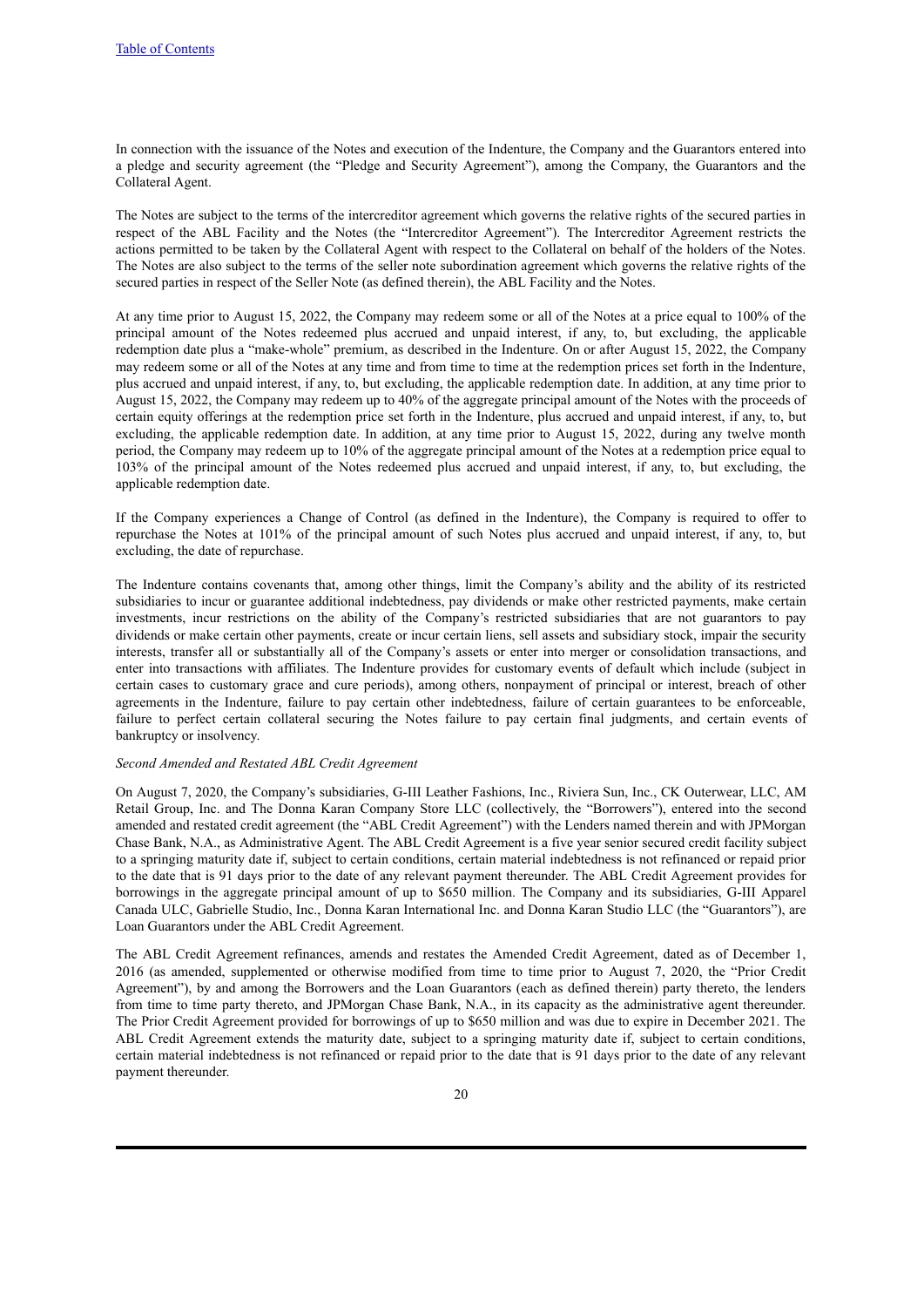In connection with the issuance of the Notes and execution of the Indenture, the Company and the Guarantors entered into a pledge and security agreement (the "Pledge and Security Agreement"), among the Company, the Guarantors and the Collateral Agent.

The Notes are subject to the terms of the intercreditor agreement which governs the relative rights of the secured parties in respect of the ABL Facility and the Notes (the "Intercreditor Agreement"). The Intercreditor Agreement restricts the actions permitted to be taken by the Collateral Agent with respect to the Collateral on behalf of the holders of the Notes. The Notes are also subject to the terms of the seller note subordination agreement which governs the relative rights of the secured parties in respect of the Seller Note (as defined therein), the ABL Facility and the Notes.

At any time prior to August 15, 2022, the Company may redeem some or all of the Notes at a price equal to 100% of the principal amount of the Notes redeemed plus accrued and unpaid interest, if any, to, but excluding, the applicable redemption date plus a "make-whole" premium, as described in the Indenture. On or after August 15, 2022, the Company may redeem some or all of the Notes at any time and from time to time at the redemption prices set forth in the Indenture, plus accrued and unpaid interest, if any, to, but excluding, the applicable redemption date. In addition, at any time prior to August 15, 2022, the Company may redeem up to 40% of the aggregate principal amount of the Notes with the proceeds of certain equity offerings at the redemption price set forth in the Indenture, plus accrued and unpaid interest, if any, to, but excluding, the applicable redemption date. In addition, at any time prior to August 15, 2022, during any twelve month period, the Company may redeem up to 10% of the aggregate principal amount of the Notes at a redemption price equal to 103% of the principal amount of the Notes redeemed plus accrued and unpaid interest, if any, to, but excluding, the applicable redemption date.

If the Company experiences a Change of Control (as defined in the Indenture), the Company is required to offer to repurchase the Notes at 101% of the principal amount of such Notes plus accrued and unpaid interest, if any, to, but excluding, the date of repurchase.

The Indenture contains covenants that, among other things, limit the Company's ability and the ability of its restricted subsidiaries to incur or guarantee additional indebtedness, pay dividends or make other restricted payments, make certain investments, incur restrictions on the ability of the Company's restricted subsidiaries that are not guarantors to pay dividends or make certain other payments, create or incur certain liens, sell assets and subsidiary stock, impair the security interests, transfer all or substantially all of the Company's assets or enter into merger or consolidation transactions, and enter into transactions with affiliates. The Indenture provides for customary events of default which include (subject in certain cases to customary grace and cure periods), among others, nonpayment of principal or interest, breach of other agreements in the Indenture, failure to pay certain other indebtedness, failure of certain guarantees to be enforceable, failure to perfect certain collateral securing the Notes failure to pay certain final judgments, and certain events of bankruptcy or insolvency.

*Second Amended and Restated ABL Credit Agreement*

On August 7, 2020, the Company's subsidiaries, G-III Leather Fashions, Inc., Riviera Sun, Inc., CK Outerwear, LLC, AM Retail Group, Inc. and The Donna Karan Company Store LLC (collectively, the "Borrowers"), entered into the second amended and restated credit agreement (the "ABL Credit Agreement") with the Lenders named therein and with JPMorgan Chase Bank, N.A., as Administrative Agent. The ABL Credit Agreement is a five year senior secured credit facility subject to a springing maturity date if, subject to certain conditions, certain material indebtedness is not refinanced or repaid prior to the date that is 91 days prior to the date of any relevant payment thereunder. The ABL Credit Agreement provides for borrowings in the aggregate principal amount of up to $650 million. The Company and its subsidiaries, G-III Apparel Canada ULC, Gabrielle Studio, Inc., Donna Karan International Inc. and Donna Karan Studio LLC (the "Guarantors"), are Loan Guarantors under the ABL Credit Agreement.

The ABL Credit Agreement refinances, amends and restates the Amended Credit Agreement, dated as of December 1, 2016 (as amended, supplemented or otherwise modified from time to time prior to August 7, 2020, the "Prior Credit Agreement"), by and among the Borrowers and the Loan Guarantors (each as defined therein) party thereto, the lenders from time to time party thereto, and JPMorgan Chase Bank, N.A., in its capacity as the administrative agent thereunder. The Prior Credit Agreement provided for borrowings of up to $650 million and was due to expire in December 2021. The ABL Credit Agreement extends the maturity date, subject to a springing maturity date if, subject to certain conditions, certain material indebtedness is not refinanced or repaid prior to the date that is 91 days prior to the date of any relevant payment thereunder.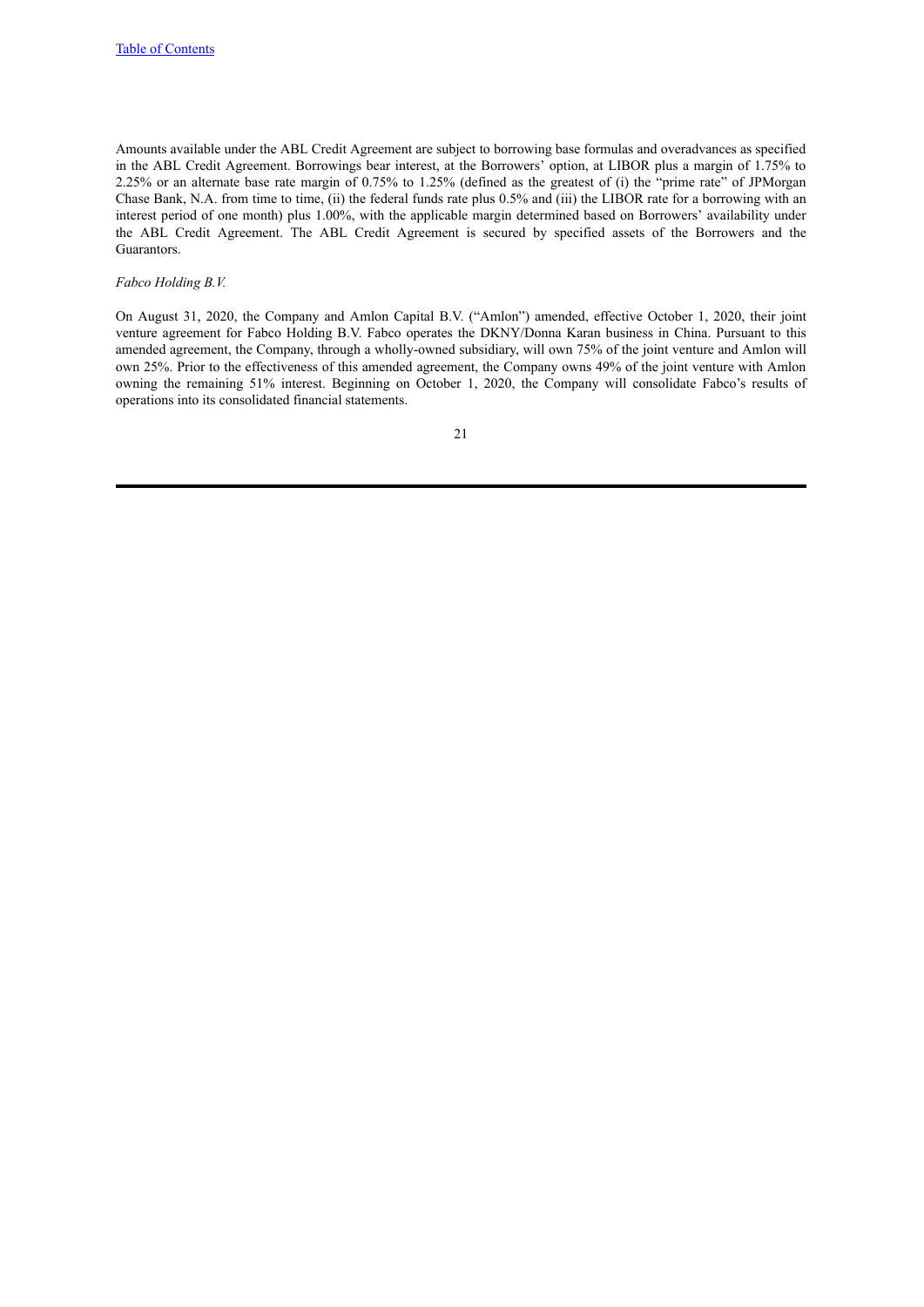Amounts available under the ABL Credit Agreement are subject to borrowing base formulas and overadvances as specified in the ABL Credit Agreement. Borrowings bear interest, at the Borrowers' option, at LIBOR plus a margin of 1.75% to 2.25% or an alternate base rate margin of 0.75% to 1.25% (defined as the greatest of (i) the "prime rate" of JPMorgan Chase Bank, N.A. from time to time, (ii) the federal funds rate plus 0.5% and (iii) the LIBOR rate for a borrowing with an interest period of one month) plus 1.00%, with the applicable margin determined based on Borrowers' availability under the ABL Credit Agreement. The ABL Credit Agreement is secured by specified assets of the Borrowers and the Guarantors.

*Fabco Holding B.V.*

On August 31, 2020, the Company and Amlon Capital B.V. ("Amlon") amended, effective October 1, 2020, their joint venture agreement for Fabco Holding B.V. Fabco operates the DKNY/Donna Karan business in China. Pursuant to this amended agreement, the Company, through a wholly-owned subsidiary, will own 75% of the joint venture and Amlon will own 25%. Prior to the effectiveness of this amended agreement, the Company owns 49% of the joint venture with Amlon owning the remaining 51% interest. Beginning on October 1, 2020, the Company will consolidate Fabco's results of operations into its consolidated financial statements.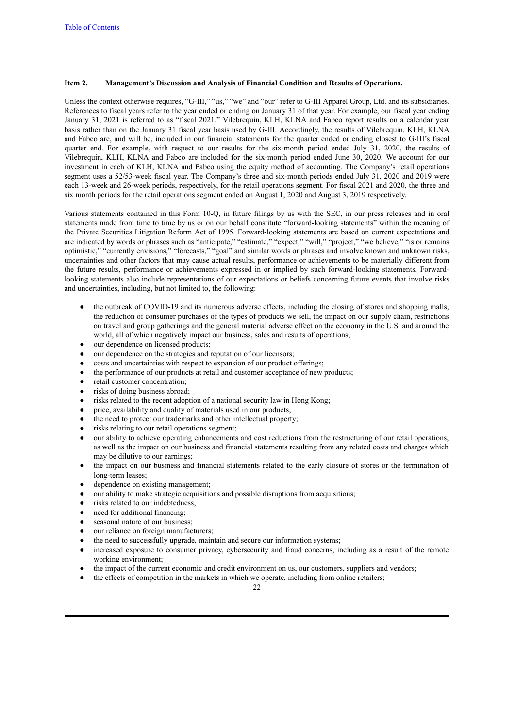## Item 2. Management's Discussion and Analysis of Financial Condition and Results of Operations.

Unless the context otherwise requires, "G-III," "us," "we" and "our" refer to G-III Apparel Group, Ltd. and its subsidiaries. References to fiscal years refer to the year ended or ending on January 31 of that year. For example, our fiscal year ending January 31, 2021 is referred to as "fiscal 2021." Vilebrequin, KLH, KLNA and Fabco report results on a calendar year basis rather than on the January 31 fiscal year basis used by G-III. Accordingly, the results of Vilebrequin, KLH, KLNA and Fabco are, and will be, included in our financial statements for the quarter ended or ending closest to G-III's fiscal quarter end. For example, with respect to our results for the six-month period ended July 31, 2020, the results of Vilebrequin, KLH, KLNA and Fabco are included for the six-month period ended June 30, 2020. We account for our investment in each of KLH, KLNA and Fabco using the equity method of accounting. The Company's retail operations segment uses a 52/53-week fiscal year. The Company's three and six-month periods ended July 31, 2020 and 2019 were each 13-week and 26-week periods, respectively, for the retail operations segment. For fiscal 2021 and 2020, the three and six month periods for the retail operations segment ended on August 1, 2020 and August 3, 2019 respectively.

Various statements contained in this Form 10-Q, in future filings by us with the SEC, in our press releases and in oral statements made from time to time by us or on our behalf constitute "forward-looking statements" within the meaning of the Private Securities Litigation Reform Act of 1995. Forward-looking statements are based on current expectations and are indicated by words or phrases such as "anticipate," "estimate," "expect," "will," "project," "we believe," "is or remains optimistic," "currently envisions," "forecasts," "goal" and similar words or phrases and involve known and unknown risks, uncertainties and other factors that may cause actual results, performance or achievements to be materially different from the future results, performance or achievements expressed in or implied by such forward-looking statements. Forward-looking statements also include representations of our expectations or beliefs concerning future events that involve risks and uncertainties, including, but not limited to, the following:

- the outbreak of COVID-19 and its numerous adverse effects, including the closing of stores and shopping malls, the reduction of consumer purchases of the types of products we sell, the impact on our supply chain, restrictions on travel and group gatherings and the general material adverse effect on the economy in the U.S. and around the world, all of which negatively impact our business, sales and results of operations;
- our dependence on licensed products;
- our dependence on the strategies and reputation of our licensors;
- costs and uncertainties with respect to expansion of our product offerings;
- the performance of our products at retail and customer acceptance of new products;
- retail customer concentration;
- risks of doing business abroad;
- risks related to the recent adoption of a national security law in Hong Kong;
- price, availability and quality of materials used in our products;
- the need to protect our trademarks and other intellectual property;
- risks relating to our retail operations segment;
- our ability to achieve operating enhancements and cost reductions from the restructuring of our retail operations, as well as the impact on our business and financial statements resulting from any related costs and charges which may be dilutive to our earnings;
- the impact on our business and financial statements related to the early closure of stores or the termination of long-term leases;
- dependence on existing management;
- our ability to make strategic acquisitions and possible disruptions from acquisitions;
- risks related to our indebtedness;
- need for additional financing;
- seasonal nature of our business;
- our reliance on foreign manufacturers;
- the need to successfully upgrade, maintain and secure our information systems;
- increased exposure to consumer privacy, cybersecurity and fraud concerns, including as a result of the remote working environment;
- the impact of the current economic and credit environment on us, our customers, suppliers and vendors;
- the effects of competition in the markets in which we operate, including from online retailers;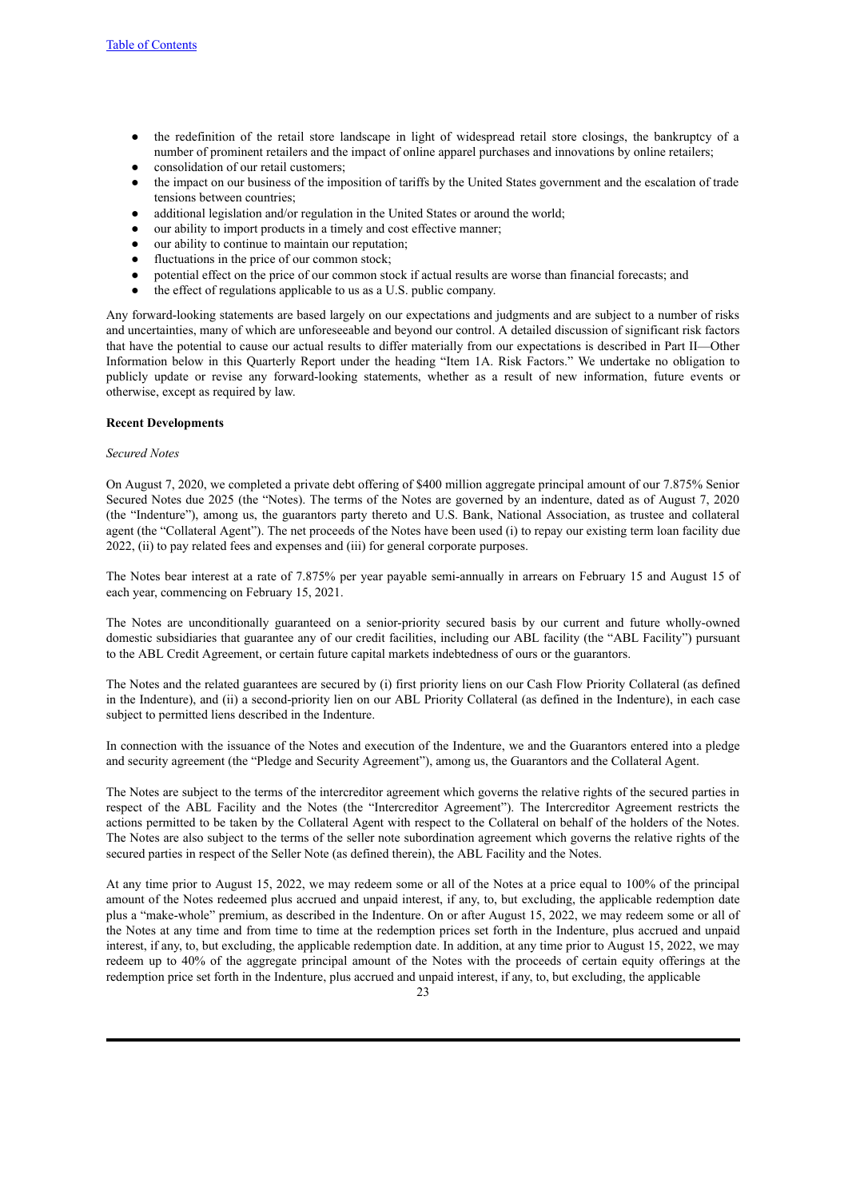- the redefinition of the retail store landscape in light of widespread retail store closings, the bankruptcy of a number of prominent retailers and the impact of online apparel purchases and innovations by online retailers;
- consolidation of our retail customers;
- the impact on our business of the imposition of tariffs by the United States government and the escalation of trade tensions between countries;
- additional legislation and/or regulation in the United States or around the world;
- our ability to import products in a timely and cost effective manner;
- our ability to continue to maintain our reputation;
- fluctuations in the price of our common stock;
- potential effect on the price of our common stock if actual results are worse than financial forecasts; and
- the effect of regulations applicable to us as a U.S. public company.

Any forward-looking statements are based largely on our expectations and judgments and are subject to a number of risks and uncertainties, many of which are unforeseeable and beyond our control. A detailed discussion of significant risk factors that have the potential to cause our actual results to differ materially from our expectations is described in Part II—Other Information below in this Quarterly Report under the heading "Item 1A. Risk Factors." We undertake no obligation to publicly update or revise any forward-looking statements, whether as a result of new information, future events or otherwise, except as required by law.

**Recent Developments**

*Secured Notes*

On August 7, 2020, we completed a private debt offering of $400 million aggregate principal amount of our 7.875% Senior Secured Notes due 2025 (the "Notes). The terms of the Notes are governed by an indenture, dated as of August 7, 2020 (the "Indenture"), among us, the guarantors party thereto and U.S. Bank, National Association, as trustee and collateral agent (the "Collateral Agent"). The net proceeds of the Notes have been used (i) to repay our existing term loan facility due 2022, (ii) to pay related fees and expenses and (iii) for general corporate purposes.

The Notes bear interest at a rate of 7.875% per year payable semi-annually in arrears on February 15 and August 15 of each year, commencing on February 15, 2021.

The Notes are unconditionally guaranteed on a senior-priority secured basis by our current and future wholly-owned domestic subsidiaries that guarantee any of our credit facilities, including our ABL facility (the "ABL Facility") pursuant to the ABL Credit Agreement, or certain future capital markets indebtedness of ours or the guarantors.

The Notes and the related guarantees are secured by (i) first priority liens on our Cash Flow Priority Collateral (as defined in the Indenture), and (ii) a second-priority lien on our ABL Priority Collateral (as defined in the Indenture), in each case subject to permitted liens described in the Indenture.

In connection with the issuance of the Notes and execution of the Indenture, we and the Guarantors entered into a pledge and security agreement (the "Pledge and Security Agreement"), among us, the Guarantors and the Collateral Agent.

The Notes are subject to the terms of the intercreditor agreement which governs the relative rights of the secured parties in respect of the ABL Facility and the Notes (the "Intercreditor Agreement"). The Intercreditor Agreement restricts the actions permitted to be taken by the Collateral Agent with respect to the Collateral on behalf of the holders of the Notes. The Notes are also subject to the terms of the seller note subordination agreement which governs the relative rights of the secured parties in respect of the Seller Note (as defined therein), the ABL Facility and the Notes.

At any time prior to August 15, 2022, we may redeem some or all of the Notes at a price equal to 100% of the principal amount of the Notes redeemed plus accrued and unpaid interest, if any, to, but excluding, the applicable redemption date plus a "make-whole" premium, as described in the Indenture. On or after August 15, 2022, we may redeem some or all of the Notes at any time and from time to time at the redemption prices set forth in the Indenture, plus accrued and unpaid interest, if any, to, but excluding, the applicable redemption date. In addition, at any time prior to August 15, 2022, we may redeem up to 40% of the aggregate principal amount of the Notes with the proceeds of certain equity offerings at the redemption price set forth in the Indenture, plus accrued and unpaid interest, if any, to, but excluding, the applicable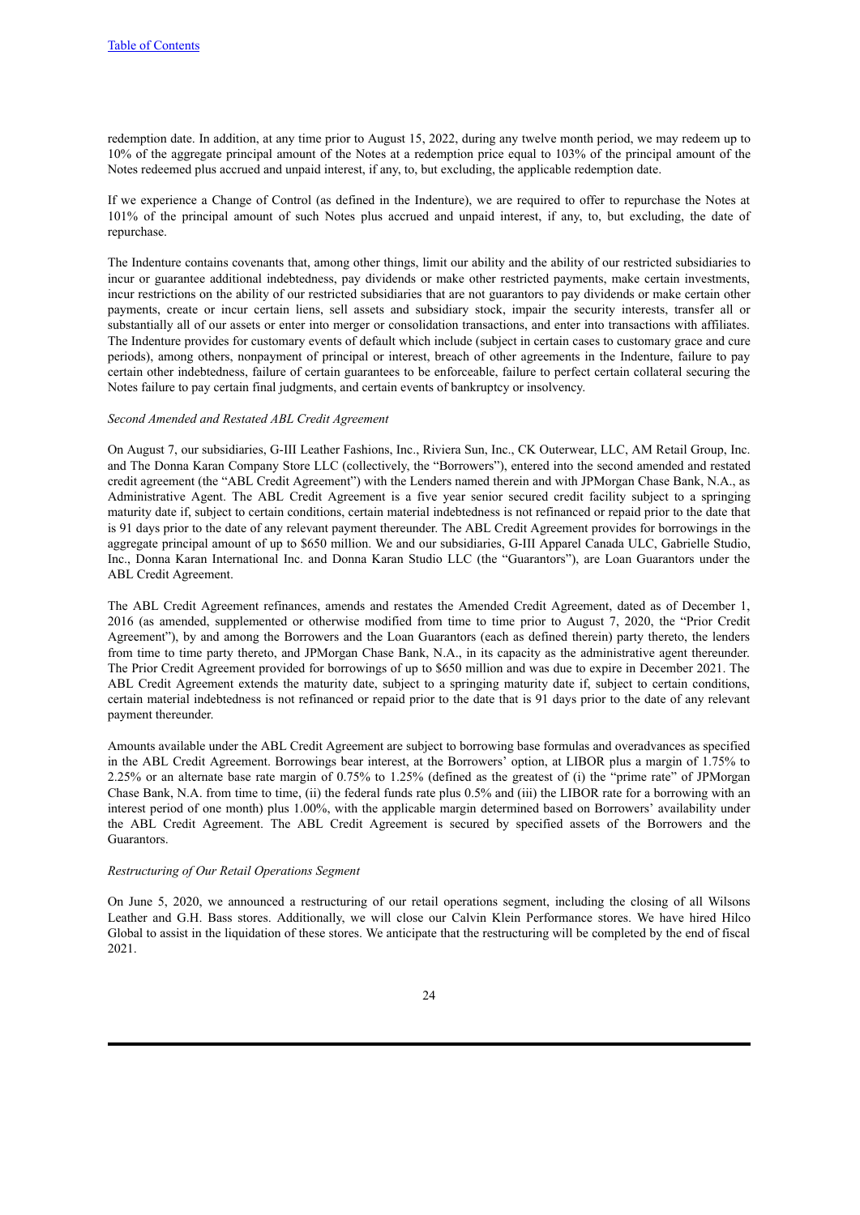redemption date. In addition, at any time prior to August 15, 2022, during any twelve month period, we may redeem up to 10% of the aggregate principal amount of the Notes at a redemption price equal to 103% of the principal amount of the Notes redeemed plus accrued and unpaid interest, if any, to, but excluding, the applicable redemption date.

If we experience a Change of Control (as defined in the Indenture), we are required to offer to repurchase the Notes at 101% of the principal amount of such Notes plus accrued and unpaid interest, if any, to, but excluding, the date of repurchase.

The Indenture contains covenants that, among other things, limit our ability and the ability of our restricted subsidiaries to incur or guarantee additional indebtedness, pay dividends or make other restricted payments, make certain investments, incur restrictions on the ability of our restricted subsidiaries that are not guarantors to pay dividends or make certain other payments, create or incur certain liens, sell assets and subsidiary stock, impair the security interests, transfer all or substantially all of our assets or enter into merger or consolidation transactions, and enter into transactions with affiliates. The Indenture provides for customary events of default which include (subject in certain cases to customary grace and cure periods), among others, nonpayment of principal or interest, breach of other agreements in the Indenture, failure to pay certain other indebtedness, failure of certain guarantees to be enforceable, failure to perfect certain collateral securing the Notes failure to pay certain final judgments, and certain events of bankruptcy or insolvency.

*Second Amended and Restated ABL Credit Agreement*

On August 7, our subsidiaries, G-III Leather Fashions, Inc., Riviera Sun, Inc., CK Outerwear, LLC, AM Retail Group, Inc. and The Donna Karan Company Store LLC (collectively, the "Borrowers"), entered into the second amended and restated credit agreement (the "ABL Credit Agreement") with the Lenders named therein and with JPMorgan Chase Bank, N.A., as Administrative Agent. The ABL Credit Agreement is a five year senior secured credit facility subject to a springing maturity date if, subject to certain conditions, certain material indebtedness is not refinanced or repaid prior to the date that is 91 days prior to the date of any relevant payment thereunder. The ABL Credit Agreement provides for borrowings in the aggregate principal amount of up to $650 million. We and our subsidiaries, G-III Apparel Canada ULC, Gabrielle Studio, Inc., Donna Karan International Inc. and Donna Karan Studio LLC (the "Guarantors"), are Loan Guarantors under the ABL Credit Agreement.

The ABL Credit Agreement refinances, amends and restates the Amended Credit Agreement, dated as of December 1, 2016 (as amended, supplemented or otherwise modified from time to time prior to August 7, 2020, the "Prior Credit Agreement"), by and among the Borrowers and the Loan Guarantors (each as defined therein) party thereto, the lenders from time to time party thereto, and JPMorgan Chase Bank, N.A., in its capacity as the administrative agent thereunder. The Prior Credit Agreement provided for borrowings of up to $650 million and was due to expire in December 2021. The ABL Credit Agreement extends the maturity date, subject to a springing maturity date if, subject to certain conditions, certain material indebtedness is not refinanced or repaid prior to the date that is 91 days prior to the date of any relevant payment thereunder.

Amounts available under the ABL Credit Agreement are subject to borrowing base formulas and overadvances as specified in the ABL Credit Agreement. Borrowings bear interest, at the Borrowers' option, at LIBOR plus a margin of 1.75% to 2.25% or an alternate base rate margin of 0.75% to 1.25% (defined as the greatest of (i) the "prime rate" of JPMorgan Chase Bank, N.A. from time to time, (ii) the federal funds rate plus 0.5% and (iii) the LIBOR rate for a borrowing with an interest period of one month) plus 1.00%, with the applicable margin determined based on Borrowers' availability under the ABL Credit Agreement. The ABL Credit Agreement is secured by specified assets of the Borrowers and the Guarantors.

*Restructuring of Our Retail Operations Segment*

On June 5, 2020, we announced a restructuring of our retail operations segment, including the closing of all Wilsons Leather and G.H. Bass stores. Additionally, we will close our Calvin Klein Performance stores. We have hired Hilco Global to assist in the liquidation of these stores. We anticipate that the restructuring will be completed by the end of fiscal 2021.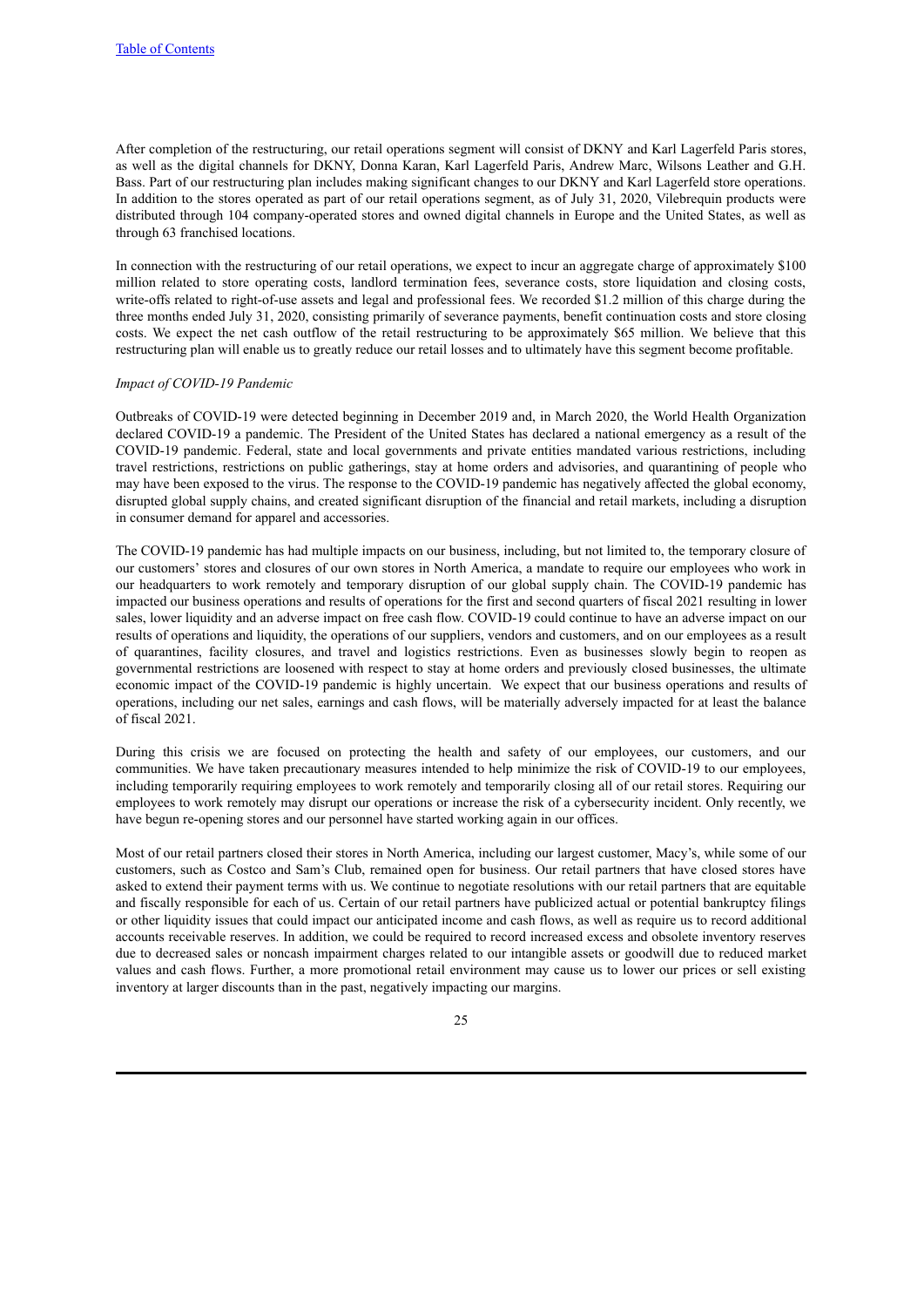After completion of the restructuring, our retail operations segment will consist of DKNY and Karl Lagerfeld Paris stores, as well as the digital channels for DKNY, Donna Karan, Karl Lagerfeld Paris, Andrew Marc, Wilsons Leather and G.H. Bass. Part of our restructuring plan includes making significant changes to our DKNY and Karl Lagerfeld store operations. In addition to the stores operated as part of our retail operations segment, as of July 31, 2020, Vilebrequin products were distributed through 104 company-operated stores and owned digital channels in Europe and the United States, as well as through 63 franchised locations.

In connection with the restructuring of our retail operations, we expect to incur an aggregate charge of approximately $100 million related to store operating costs, landlord termination fees, severance costs, store liquidation and closing costs, write-offs related to right-of-use assets and legal and professional fees. We recorded $1.2 million of this charge during the three months ended July 31, 2020, consisting primarily of severance payments, benefit continuation costs and store closing costs. We expect the net cash outflow of the retail restructuring to be approximately $65 million. We believe that this restructuring plan will enable us to greatly reduce our retail losses and to ultimately have this segment become profitable.

*Impact of COVID-19 Pandemic*

Outbreaks of COVID-19 were detected beginning in December 2019 and, in March 2020, the World Health Organization declared COVID-19 a pandemic. The President of the United States has declared a national emergency as a result of the COVID-19 pandemic. Federal, state and local governments and private entities mandated various restrictions, including travel restrictions, restrictions on public gatherings, stay at home orders and advisories, and quarantining of people who may have been exposed to the virus. The response to the COVID-19 pandemic has negatively affected the global economy, disrupted global supply chains, and created significant disruption of the financial and retail markets, including a disruption in consumer demand for apparel and accessories.

The COVID-19 pandemic has had multiple impacts on our business, including, but not limited to, the temporary closure of our customers' stores and closures of our own stores in North America, a mandate to require our employees who work in our headquarters to work remotely and temporary disruption of our global supply chain. The COVID-19 pandemic has impacted our business operations and results of operations for the first and second quarters of fiscal 2021 resulting in lower sales, lower liquidity and an adverse impact on free cash flow. COVID-19 could continue to have an adverse impact on our results of operations and liquidity, the operations of our suppliers, vendors and customers, and on our employees as a result of quarantines, facility closures, and travel and logistics restrictions. Even as businesses slowly begin to reopen as governmental restrictions are loosened with respect to stay at home orders and previously closed businesses, the ultimate economic impact of the COVID-19 pandemic is highly uncertain. We expect that our business operations and results of operations, including our net sales, earnings and cash flows, will be materially adversely impacted for at least the balance of fiscal 2021.

During this crisis we are focused on protecting the health and safety of our employees, our customers, and our communities. We have taken precautionary measures intended to help minimize the risk of COVID-19 to our employees, including temporarily requiring employees to work remotely and temporarily closing all of our retail stores. Requiring our employees to work remotely may disrupt our operations or increase the risk of a cybersecurity incident. Only recently, we have begun re-opening stores and our personnel have started working again in our offices.

Most of our retail partners closed their stores in North America, including our largest customer, Macy's, while some of our customers, such as Costco and Sam's Club, remained open for business. Our retail partners that have closed stores have asked to extend their payment terms with us. We continue to negotiate resolutions with our retail partners that are equitable and fiscally responsible for each of us. Certain of our retail partners have publicized actual or potential bankruptcy filings or other liquidity issues that could impact our anticipated income and cash flows, as well as require us to record additional accounts receivable reserves. In addition, we could be required to record increased excess and obsolete inventory reserves due to decreased sales or noncash impairment charges related to our intangible assets or goodwill due to reduced market values and cash flows. Further, a more promotional retail environment may cause us to lower our prices or sell existing inventory at larger discounts than in the past, negatively impacting our margins.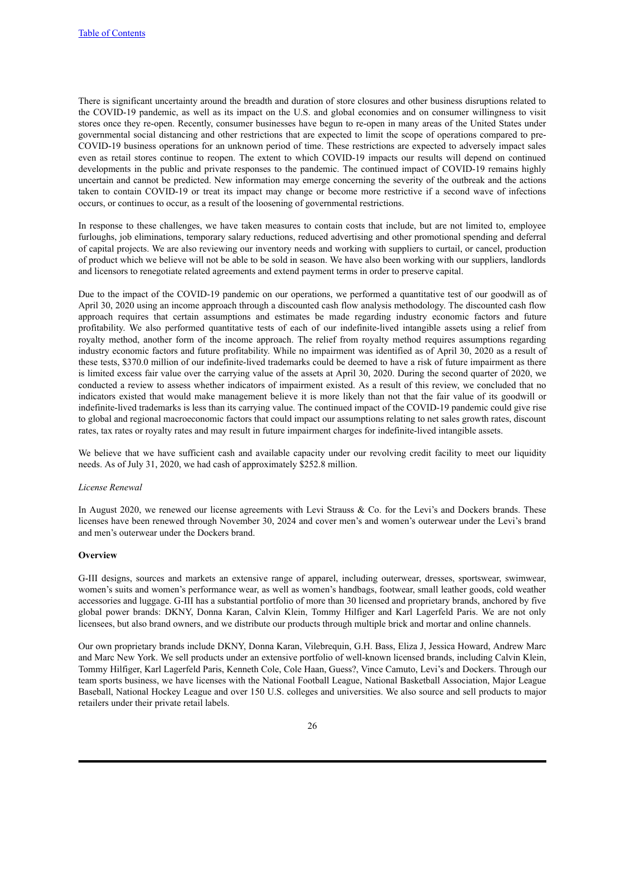There is significant uncertainty around the breadth and duration of store closures and other business disruptions related to the COVID-19 pandemic, as well as its impact on the U.S. and global economies and on consumer willingness to visit stores once they re-open. Recently, consumer businesses have begun to re-open in many areas of the United States under governmental social distancing and other restrictions that are expected to limit the scope of operations compared to pre-COVID-19 business operations for an unknown period of time. These restrictions are expected to adversely impact sales even as retail stores continue to reopen. The extent to which COVID-19 impacts our results will depend on continued developments in the public and private responses to the pandemic. The continued impact of COVID-19 remains highly uncertain and cannot be predicted. New information may emerge concerning the severity of the outbreak and the actions taken to contain COVID-19 or treat its impact may change or become more restrictive if a second wave of infections occurs, or continues to occur, as a result of the loosening of governmental restrictions.

In response to these challenges, we have taken measures to contain costs that include, but are not limited to, employee furloughs, job eliminations, temporary salary reductions, reduced advertising and other promotional spending and deferral of capital projects. We are also reviewing our inventory needs and working with suppliers to curtail, or cancel, production of product which we believe will not be able to be sold in season. We have also been working with our suppliers, landlords and licensors to renegotiate related agreements and extend payment terms in order to preserve capital.

Due to the impact of the COVID-19 pandemic on our operations, we performed a quantitative test of our goodwill as of April 30, 2020 using an income approach through a discounted cash flow analysis methodology. The discounted cash flow approach requires that certain assumptions and estimates be made regarding industry economic factors and future profitability. We also performed quantitative tests of each of our indefinite-lived intangible assets using a relief from royalty method, another form of the income approach. The relief from royalty method requires assumptions regarding industry economic factors and future profitability. While no impairment was identified as of April 30, 2020 as a result of these tests, $370.0 million of our indefinite-lived trademarks could be deemed to have a risk of future impairment as there is limited excess fair value over the carrying value of the assets at April 30, 2020. During the second quarter of 2020, we conducted a review to assess whether indicators of impairment existed. As a result of this review, we concluded that no indicators existed that would make management believe it is more likely than not that the fair value of its goodwill or indefinite-lived trademarks is less than its carrying value. The continued impact of the COVID-19 pandemic could give rise to global and regional macroeconomic factors that could impact our assumptions relating to net sales growth rates, discount rates, tax rates or royalty rates and may result in future impairment charges for indefinite-lived intangible assets.

We believe that we have sufficient cash and available capacity under our revolving credit facility to meet our liquidity needs. As of July 31, 2020, we had cash of approximately $252.8 million.

*License Renewal*

In August 2020, we renewed our license agreements with Levi Strauss & Co. for the Levi's and Dockers brands. These licenses have been renewed through November 30, 2024 and cover men's and women's outerwear under the Levi's brand and men's outerwear under the Dockers brand.

**Overview**

G-III designs, sources and markets an extensive range of apparel, including outerwear, dresses, sportswear, swimwear, women's suits and women's performance wear, as well as women's handbags, footwear, small leather goods, cold weather accessories and luggage. G-III has a substantial portfolio of more than 30 licensed and proprietary brands, anchored by five global power brands: DKNY, Donna Karan, Calvin Klein, Tommy Hilfiger and Karl Lagerfeld Paris. We are not only licensees, but also brand owners, and we distribute our products through multiple brick and mortar and online channels.

Our own proprietary brands include DKNY, Donna Karan, Vilebrequin, G.H. Bass, Eliza J, Jessica Howard, Andrew Marc and Marc New York. We sell products under an extensive portfolio of well-known licensed brands, including Calvin Klein, Tommy Hilfiger, Karl Lagerfeld Paris, Kenneth Cole, Cole Haan, Guess?, Vince Camuto, Levi's and Dockers. Through our team sports business, we have licenses with the National Football League, National Basketball Association, Major League Baseball, National Hockey League and over 150 U.S. colleges and universities. We also source and sell products to major retailers under their private retail labels.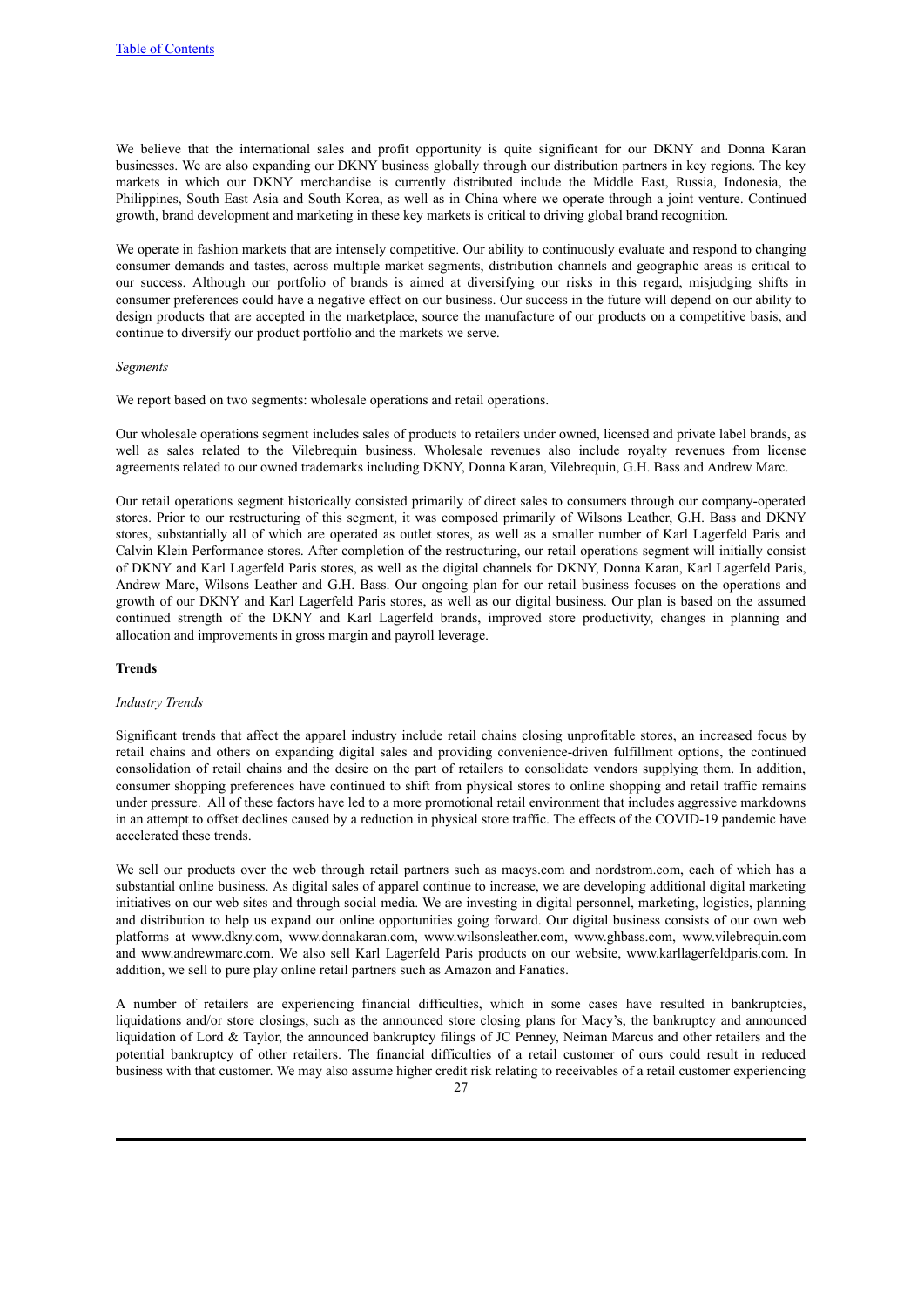We believe that the international sales and profit opportunity is quite significant for our DKNY and Donna Karan businesses. We are also expanding our DKNY business globally through our distribution partners in key regions. The key markets in which our DKNY merchandise is currently distributed include the Middle East, Russia, Indonesia, the Philippines, South East Asia and South Korea, as well as in China where we operate through a joint venture. Continued growth, brand development and marketing in these key markets is critical to driving global brand recognition.

We operate in fashion markets that are intensely competitive. Our ability to continuously evaluate and respond to changing consumer demands and tastes, across multiple market segments, distribution channels and geographic areas is critical to our success. Although our portfolio of brands is aimed at diversifying our risks in this regard, misjudging shifts in consumer preferences could have a negative effect on our business. Our success in the future will depend on our ability to design products that are accepted in the marketplace, source the manufacture of our products on a competitive basis, and continue to diversify our product portfolio and the markets we serve.

*Segments*

We report based on two segments: wholesale operations and retail operations.

Our wholesale operations segment includes sales of products to retailers under owned, licensed and private label brands, as well as sales related to the Vilebrequin business. Wholesale revenues also include royalty revenues from license agreements related to our owned trademarks including DKNY, Donna Karan, Vilebrequin, G.H. Bass and Andrew Marc.

Our retail operations segment historically consisted primarily of direct sales to consumers through our company-operated stores. Prior to our restructuring of this segment, it was composed primarily of Wilsons Leather, G.H. Bass and DKNY stores, substantially all of which are operated as outlet stores, as well as a smaller number of Karl Lagerfeld Paris and Calvin Klein Performance stores. After completion of the restructuring, our retail operations segment will initially consist of DKNY and Karl Lagerfeld Paris stores, as well as the digital channels for DKNY, Donna Karan, Karl Lagerfeld Paris, Andrew Marc, Wilsons Leather and G.H. Bass. Our ongoing plan for our retail business focuses on the operations and growth of our DKNY and Karl Lagerfeld Paris stores, as well as our digital business. Our plan is based on the assumed continued strength of the DKNY and Karl Lagerfeld brands, improved store productivity, changes in planning and allocation and improvements in gross margin and payroll leverage.

**Trends**

*Industry Trends*

Significant trends that affect the apparel industry include retail chains closing unprofitable stores, an increased focus by retail chains and others on expanding digital sales and providing convenience-driven fulfillment options, the continued consolidation of retail chains and the desire on the part of retailers to consolidate vendors supplying them. In addition, consumer shopping preferences have continued to shift from physical stores to online shopping and retail traffic remains under pressure. All of these factors have led to a more promotional retail environment that includes aggressive markdowns in an attempt to offset declines caused by a reduction in physical store traffic. The effects of the COVID-19 pandemic have accelerated these trends.

We sell our products over the web through retail partners such as macys.com and nordstrom.com, each of which has a substantial online business. As digital sales of apparel continue to increase, we are developing additional digital marketing initiatives on our web sites and through social media. We are investing in digital personnel, marketing, logistics, planning and distribution to help us expand our online opportunities going forward. Our digital business consists of our own web platforms at www.dkny.com, www.donnakaran.com, www.wilsonsleather.com, www.ghbass.com, www.vilebrequin.com and www.andrewmarc.com. We also sell Karl Lagerfeld Paris products on our website, www.karllagerfeldparis.com. In addition, we sell to pure play online retail partners such as Amazon and Fanatics.

A number of retailers are experiencing financial difficulties, which in some cases have resulted in bankruptcies, liquidations and/or store closings, such as the announced store closing plans for Macy's, the bankruptcy and announced liquidation of Lord & Taylor, the announced bankruptcy filings of JC Penney, Neiman Marcus and other retailers and the potential bankruptcy of other retailers. The financial difficulties of a retail customer of ours could result in reduced business with that customer. We may also assume higher credit risk relating to receivables of a retail customer experiencing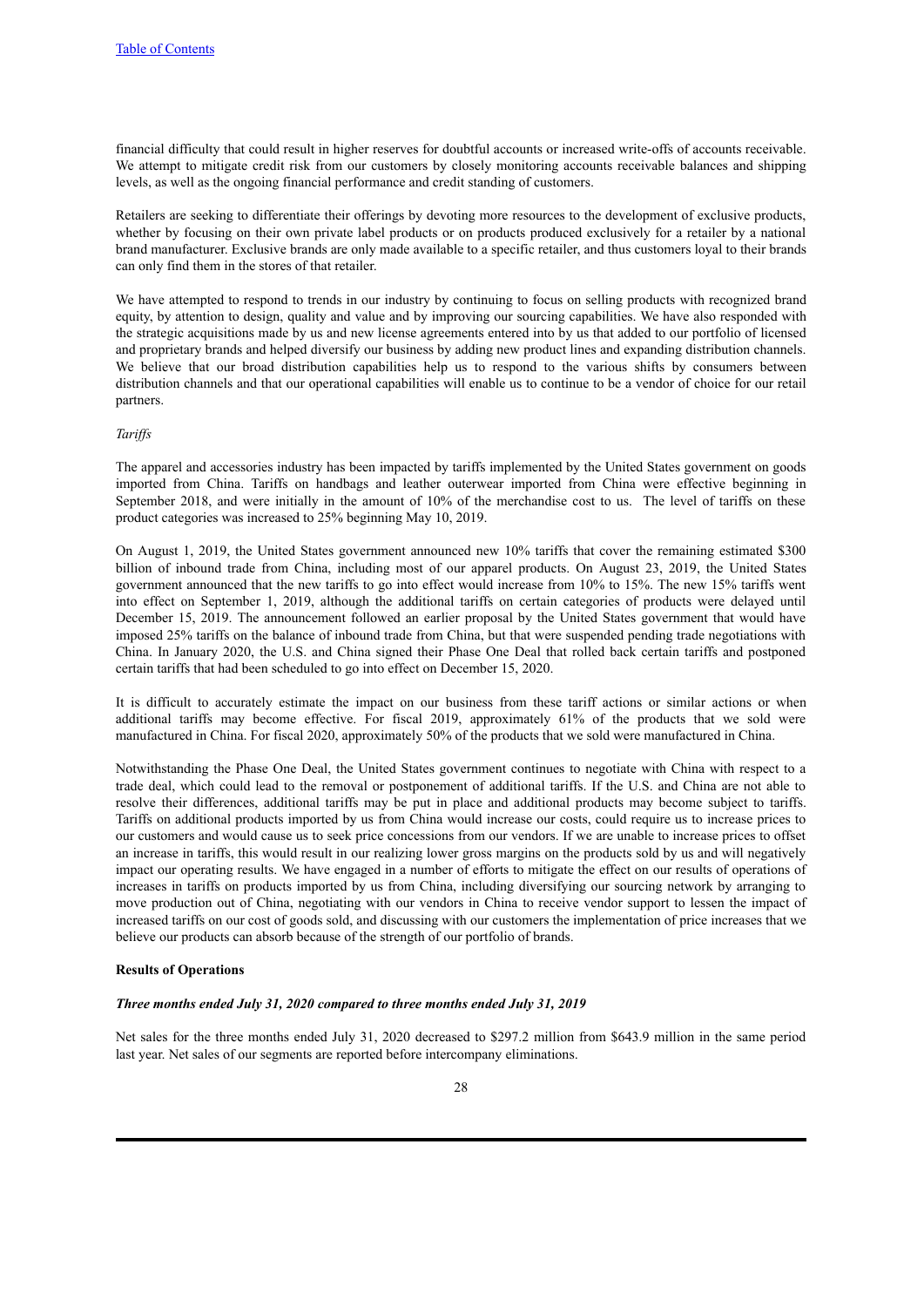financial difficulty that could result in higher reserves for doubtful accounts or increased write-offs of accounts receivable. We attempt to mitigate credit risk from our customers by closely monitoring accounts receivable balances and shipping levels, as well as the ongoing financial performance and credit standing of customers.

Retailers are seeking to differentiate their offerings by devoting more resources to the development of exclusive products, whether by focusing on their own private label products or on products produced exclusively for a retailer by a national brand manufacturer. Exclusive brands are only made available to a specific retailer, and thus customers loyal to their brands can only find them in the stores of that retailer.

We have attempted to respond to trends in our industry by continuing to focus on selling products with recognized brand equity, by attention to design, quality and value and by improving our sourcing capabilities. We have also responded with the strategic acquisitions made by us and new license agreements entered into by us that added to our portfolio of licensed and proprietary brands and helped diversify our business by adding new product lines and expanding distribution channels. We believe that our broad distribution capabilities help us to respond to the various shifts by consumers between distribution channels and that our operational capabilities will enable us to continue to be a vendor of choice for our retail partners.

*Tariffs*

The apparel and accessories industry has been impacted by tariffs implemented by the United States government on goods imported from China. Tariffs on handbags and leather outerwear imported from China were effective beginning in September 2018, and were initially in the amount of 10% of the merchandise cost to us. The level of tariffs on these product categories was increased to 25% beginning May 10, 2019.

On August 1, 2019, the United States government announced new 10% tariffs that cover the remaining estimated $300 billion of inbound trade from China, including most of our apparel products. On August 23, 2019, the United States government announced that the new tariffs to go into effect would increase from 10% to 15%. The new 15% tariffs went into effect on September 1, 2019, although the additional tariffs on certain categories of products were delayed until December 15, 2019. The announcement followed an earlier proposal by the United States government that would have imposed 25% tariffs on the balance of inbound trade from China, but that were suspended pending trade negotiations with China. In January 2020, the U.S. and China signed their Phase One Deal that rolled back certain tariffs and postponed certain tariffs that had been scheduled to go into effect on December 15, 2020.

It is difficult to accurately estimate the impact on our business from these tariff actions or similar actions or when additional tariffs may become effective. For fiscal 2019, approximately 61% of the products that we sold were manufactured in China. For fiscal 2020, approximately 50% of the products that we sold were manufactured in China.

Notwithstanding the Phase One Deal, the United States government continues to negotiate with China with respect to a trade deal, which could lead to the removal or postponement of additional tariffs. If the U.S. and China are not able to resolve their differences, additional tariffs may be put in place and additional products may become subject to tariffs. Tariffs on additional products imported by us from China would increase our costs, could require us to increase prices to our customers and would cause us to seek price concessions from our vendors. If we are unable to increase prices to offset an increase in tariffs, this would result in our realizing lower gross margins on the products sold by us and will negatively impact our operating results. We have engaged in a number of efforts to mitigate the effect on our results of operations of increases in tariffs on products imported by us from China, including diversifying our sourcing network by arranging to move production out of China, negotiating with our vendors in China to receive vendor support to lessen the impact of increased tariffs on our cost of goods sold, and discussing with our customers the implementation of price increases that we believe our products can absorb because of the strength of our portfolio of brands.

**Results of Operations**

***Three months ended July 31, 2020 compared to three months ended July 31, 2019***

Net sales for the three months ended July 31, 2020 decreased to $297.2 million from $643.9 million in the same period last year. Net sales of our segments are reported before intercompany eliminations.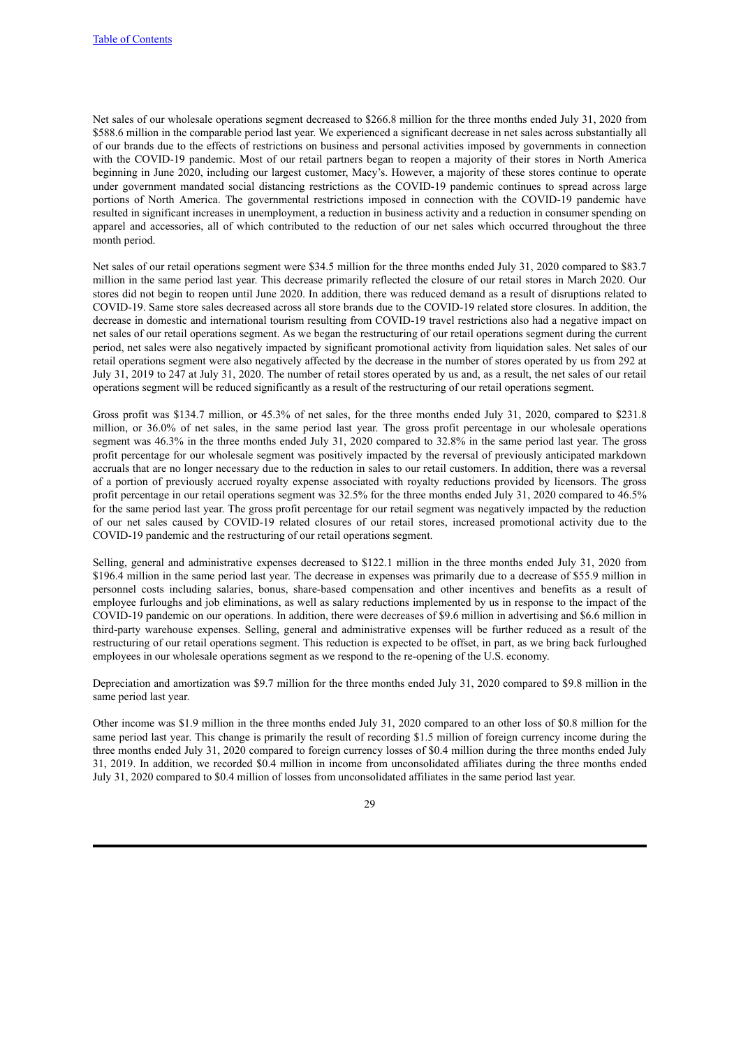Net sales of our wholesale operations segment decreased to $266.8 million for the three months ended July 31, 2020 from $588.6 million in the comparable period last year. We experienced a significant decrease in net sales across substantially all of our brands due to the effects of restrictions on business and personal activities imposed by governments in connection with the COVID-19 pandemic. Most of our retail partners began to reopen a majority of their stores in North America beginning in June 2020, including our largest customer, Macy's. However, a majority of these stores continue to operate under government mandated social distancing restrictions as the COVID-19 pandemic continues to spread across large portions of North America. The governmental restrictions imposed in connection with the COVID-19 pandemic have resulted in significant increases in unemployment, a reduction in business activity and a reduction in consumer spending on apparel and accessories, all of which contributed to the reduction of our net sales which occurred throughout the three month period.

Net sales of our retail operations segment were $34.5 million for the three months ended July 31, 2020 compared to $83.7 million in the same period last year. This decrease primarily reflected the closure of our retail stores in March 2020. Our stores did not begin to reopen until June 2020. In addition, there was reduced demand as a result of disruptions related to COVID-19. Same store sales decreased across all store brands due to the COVID-19 related store closures. In addition, the decrease in domestic and international tourism resulting from COVID-19 travel restrictions also had a negative impact on net sales of our retail operations segment. As we began the restructuring of our retail operations segment during the current period, net sales were also negatively impacted by significant promotional activity from liquidation sales. Net sales of our retail operations segment were also negatively affected by the decrease in the number of stores operated by us from 292 at July 31, 2019 to 247 at July 31, 2020. The number of retail stores operated by us and, as a result, the net sales of our retail operations segment will be reduced significantly as a result of the restructuring of our retail operations segment.

Gross profit was $134.7 million, or 45.3% of net sales, for the three months ended July 31, 2020, compared to $231.8 million, or 36.0% of net sales, in the same period last year. The gross profit percentage in our wholesale operations segment was 46.3% in the three months ended July 31, 2020 compared to 32.8% in the same period last year. The gross profit percentage for our wholesale segment was positively impacted by the reversal of previously anticipated markdown accruals that are no longer necessary due to the reduction in sales to our retail customers. In addition, there was a reversal of a portion of previously accrued royalty expense associated with royalty reductions provided by licensors. The gross profit percentage in our retail operations segment was 32.5% for the three months ended July 31, 2020 compared to 46.5% for the same period last year. The gross profit percentage for our retail segment was negatively impacted by the reduction of our net sales caused by COVID-19 related closures of our retail stores, increased promotional activity due to the COVID-19 pandemic and the restructuring of our retail operations segment.

Selling, general and administrative expenses decreased to $122.1 million in the three months ended July 31, 2020 from $196.4 million in the same period last year. The decrease in expenses was primarily due to a decrease of $55.9 million in personnel costs including salaries, bonus, share-based compensation and other incentives and benefits as a result of employee furloughs and job eliminations, as well as salary reductions implemented by us in response to the impact of the COVID-19 pandemic on our operations. In addition, there were decreases of $9.6 million in advertising and $6.6 million in third-party warehouse expenses. Selling, general and administrative expenses will be further reduced as a result of the restructuring of our retail operations segment. This reduction is expected to be offset, in part, as we bring back furloughed employees in our wholesale operations segment as we respond to the re-opening of the U.S. economy.

Depreciation and amortization was $9.7 million for the three months ended July 31, 2020 compared to $9.8 million in the same period last year.

Other income was $1.9 million in the three months ended July 31, 2020 compared to an other loss of $0.8 million for the same period last year. This change is primarily the result of recording $1.5 million of foreign currency income during the three months ended July 31, 2020 compared to foreign currency losses of $0.4 million during the three months ended July 31, 2019. In addition, we recorded $0.4 million in income from unconsolidated affiliates during the three months ended July 31, 2020 compared to $0.4 million of losses from unconsolidated affiliates in the same period last year.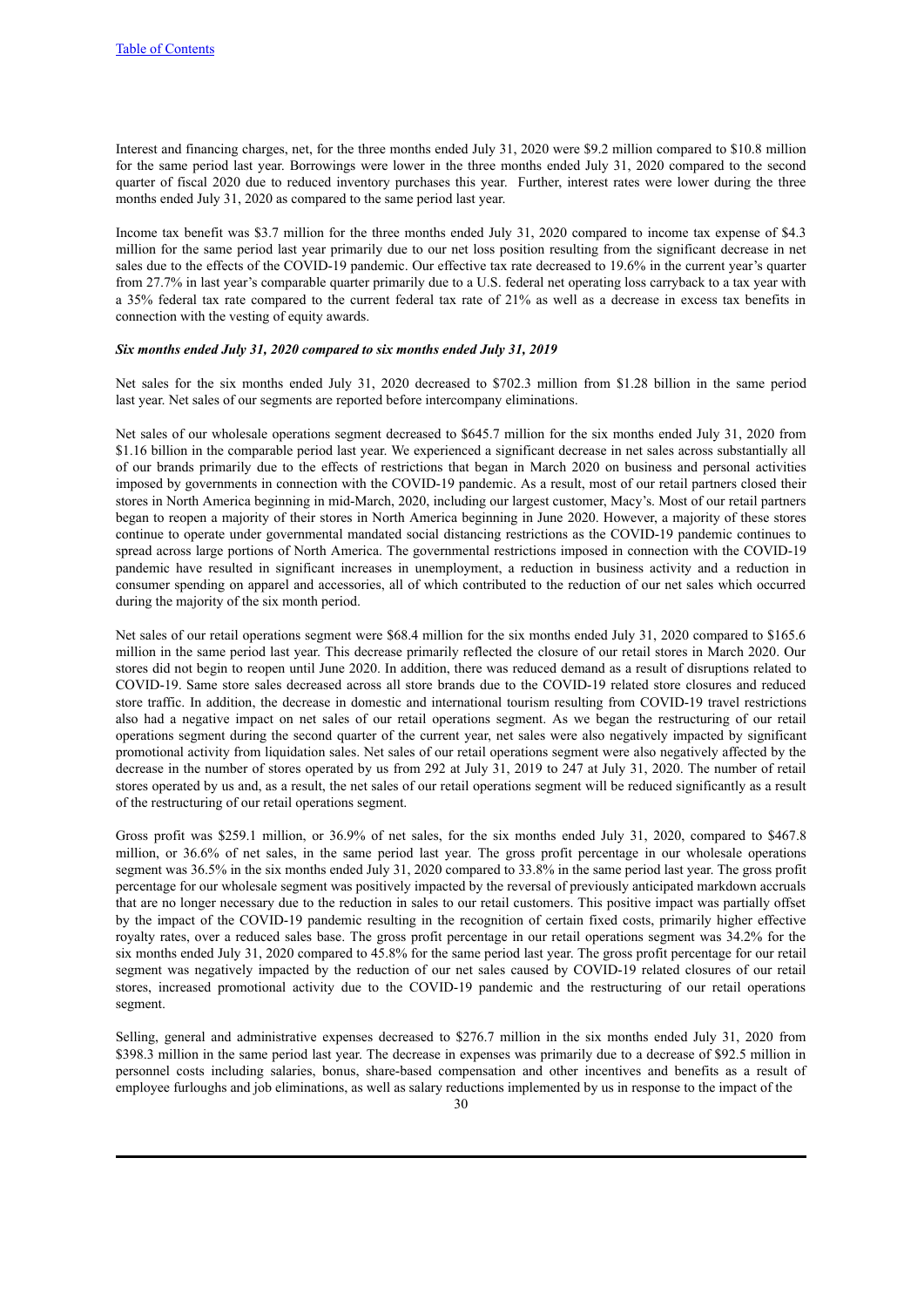Interest and financing charges, net, for the three months ended July 31, 2020 were $9.2 million compared to $10.8 million for the same period last year. Borrowings were lower in the three months ended July 31, 2020 compared to the second quarter of fiscal 2020 due to reduced inventory purchases this year. Further, interest rates were lower during the three months ended July 31, 2020 as compared to the same period last year.

Income tax benefit was $3.7 million for the three months ended July 31, 2020 compared to income tax expense of $4.3 million for the same period last year primarily due to our net loss position resulting from the significant decrease in net sales due to the effects of the COVID-19 pandemic. Our effective tax rate decreased to 19.6% in the current year's quarter from 27.7% in last year's comparable quarter primarily due to a U.S. federal net operating loss carryback to a tax year with a 35% federal tax rate compared to the current federal tax rate of 21% as well as a decrease in excess tax benefits in connection with the vesting of equity awards.

***Six months ended July 31, 2020 compared to six months ended July 31, 2019***

Net sales for the six months ended July 31, 2020 decreased to $702.3 million from $1.28 billion in the same period last year. Net sales of our segments are reported before intercompany eliminations.

Net sales of our wholesale operations segment decreased to $645.7 million for the six months ended July 31, 2020 from $1.16 billion in the comparable period last year. We experienced a significant decrease in net sales across substantially all of our brands primarily due to the effects of restrictions that began in March 2020 on business and personal activities imposed by governments in connection with the COVID-19 pandemic. As a result, most of our retail partners closed their stores in North America beginning in mid-March, 2020, including our largest customer, Macy's. Most of our retail partners began to reopen a majority of their stores in North America beginning in June 2020. However, a majority of these stores continue to operate under governmental mandated social distancing restrictions as the COVID-19 pandemic continues to spread across large portions of North America. The governmental restrictions imposed in connection with the COVID-19 pandemic have resulted in significant increases in unemployment, a reduction in business activity and a reduction in consumer spending on apparel and accessories, all of which contributed to the reduction of our net sales which occurred during the majority of the six month period.

Net sales of our retail operations segment were $68.4 million for the six months ended July 31, 2020 compared to $165.6 million in the same period last year. This decrease primarily reflected the closure of our retail stores in March 2020. Our stores did not begin to reopen until June 2020. In addition, there was reduced demand as a result of disruptions related to COVID-19. Same store sales decreased across all store brands due to the COVID-19 related store closures and reduced store traffic. In addition, the decrease in domestic and international tourism resulting from COVID-19 travel restrictions also had a negative impact on net sales of our retail operations segment. As we began the restructuring of our retail operations segment during the second quarter of the current year, net sales were also negatively impacted by significant promotional activity from liquidation sales. Net sales of our retail operations segment were also negatively affected by the decrease in the number of stores operated by us from 292 at July 31, 2019 to 247 at July 31, 2020. The number of retail stores operated by us and, as a result, the net sales of our retail operations segment will be reduced significantly as a result of the restructuring of our retail operations segment.

Gross profit was $259.1 million, or 36.9% of net sales, for the six months ended July 31, 2020, compared to $467.8 million, or 36.6% of net sales, in the same period last year. The gross profit percentage in our wholesale operations segment was 36.5% in the six months ended July 31, 2020 compared to 33.8% in the same period last year. The gross profit percentage for our wholesale segment was positively impacted by the reversal of previously anticipated markdown accruals that are no longer necessary due to the reduction in sales to our retail customers. This positive impact was partially offset by the impact of the COVID-19 pandemic resulting in the recognition of certain fixed costs, primarily higher effective royalty rates, over a reduced sales base. The gross profit percentage in our retail operations segment was 34.2% for the six months ended July 31, 2020 compared to 45.8% for the same period last year. The gross profit percentage for our retail segment was negatively impacted by the reduction of our net sales caused by COVID-19 related closures of our retail stores, increased promotional activity due to the COVID-19 pandemic and the restructuring of our retail operations segment.

Selling, general and administrative expenses decreased to $276.7 million in the six months ended July 31, 2020 from $398.3 million in the same period last year. The decrease in expenses was primarily due to a decrease of $92.5 million in personnel costs including salaries, bonus, share-based compensation and other incentives and benefits as a result of employee furloughs and job eliminations, as well as salary reductions implemented by us in response to the impact of the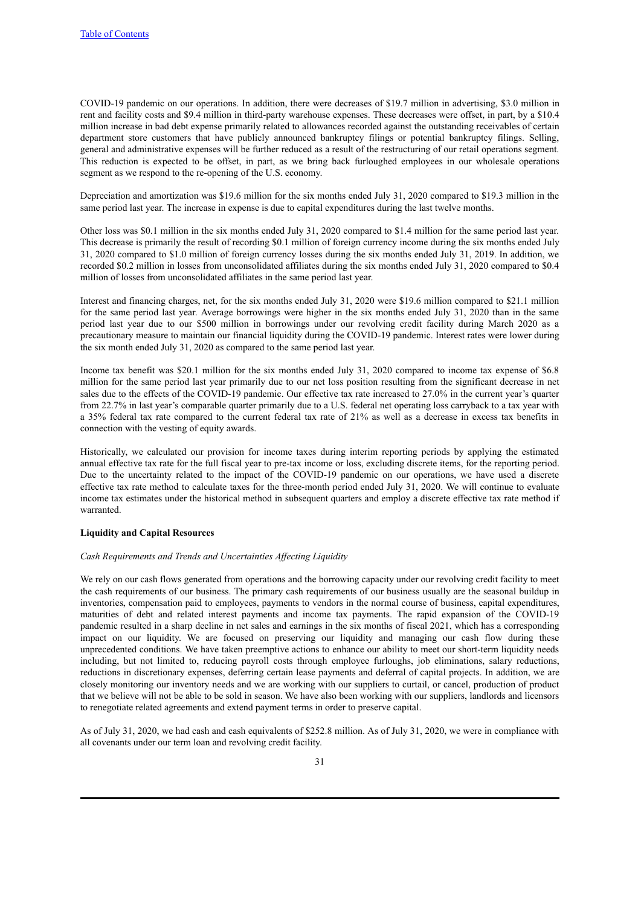COVID-19 pandemic on our operations. In addition, there were decreases of $19.7 million in advertising, $3.0 million in rent and facility costs and $9.4 million in third-party warehouse expenses. These decreases were offset, in part, by a $10.4 million increase in bad debt expense primarily related to allowances recorded against the outstanding receivables of certain department store customers that have publicly announced bankruptcy filings or potential bankruptcy filings. Selling, general and administrative expenses will be further reduced as a result of the restructuring of our retail operations segment. This reduction is expected to be offset, in part, as we bring back furloughed employees in our wholesale operations segment as we respond to the re-opening of the U.S. economy.

Depreciation and amortization was $19.6 million for the six months ended July 31, 2020 compared to $19.3 million in the same period last year. The increase in expense is due to capital expenditures during the last twelve months.

Other loss was $0.1 million in the six months ended July 31, 2020 compared to $1.4 million for the same period last year. This decrease is primarily the result of recording $0.1 million of foreign currency income during the six months ended July 31, 2020 compared to $1.0 million of foreign currency losses during the six months ended July 31, 2019. In addition, we recorded $0.2 million in losses from unconsolidated affiliates during the six months ended July 31, 2020 compared to $0.4 million of losses from unconsolidated affiliates in the same period last year.

Interest and financing charges, net, for the six months ended July 31, 2020 were $19.6 million compared to $21.1 million for the same period last year. Average borrowings were higher in the six months ended July 31, 2020 than in the same period last year due to our $500 million in borrowings under our revolving credit facility during March 2020 as a precautionary measure to maintain our financial liquidity during the COVID-19 pandemic. Interest rates were lower during the six month ended July 31, 2020 as compared to the same period last year.

Income tax benefit was $20.1 million for the six months ended July 31, 2020 compared to income tax expense of $6.8 million for the same period last year primarily due to our net loss position resulting from the significant decrease in net sales due to the effects of the COVID-19 pandemic. Our effective tax rate increased to 27.0% in the current year's quarter from 22.7% in last year's comparable quarter primarily due to a U.S. federal net operating loss carryback to a tax year with a 35% federal tax rate compared to the current federal tax rate of 21% as well as a decrease in excess tax benefits in connection with the vesting of equity awards.

Historically, we calculated our provision for income taxes during interim reporting periods by applying the estimated annual effective tax rate for the full fiscal year to pre-tax income or loss, excluding discrete items, for the reporting period. Due to the uncertainty related to the impact of the COVID-19 pandemic on our operations, we have used a discrete effective tax rate method to calculate taxes for the three-month period ended July 31, 2020. We will continue to evaluate income tax estimates under the historical method in subsequent quarters and employ a discrete effective tax rate method if warranted.

**Liquidity and Capital Resources**

*Cash Requirements and Trends and Uncertainties Affecting Liquidity*

We rely on our cash flows generated from operations and the borrowing capacity under our revolving credit facility to meet the cash requirements of our business. The primary cash requirements of our business usually are the seasonal buildup in inventories, compensation paid to employees, payments to vendors in the normal course of business, capital expenditures, maturities of debt and related interest payments and income tax payments. The rapid expansion of the COVID-19 pandemic resulted in a sharp decline in net sales and earnings in the six months of fiscal 2021, which has a corresponding impact on our liquidity. We are focused on preserving our liquidity and managing our cash flow during these unprecedented conditions. We have taken preemptive actions to enhance our ability to meet our short-term liquidity needs including, but not limited to, reducing payroll costs through employee furloughs, job eliminations, salary reductions, reductions in discretionary expenses, deferring certain lease payments and deferral of capital projects. In addition, we are closely monitoring our inventory needs and we are working with our suppliers to curtail, or cancel, production of product that we believe will not be able to be sold in season. We have also been working with our suppliers, landlords and licensors to renegotiate related agreements and extend payment terms in order to preserve capital.

As of July 31, 2020, we had cash and cash equivalents of $252.8 million. As of July 31, 2020, we were in compliance with all covenants under our term loan and revolving credit facility.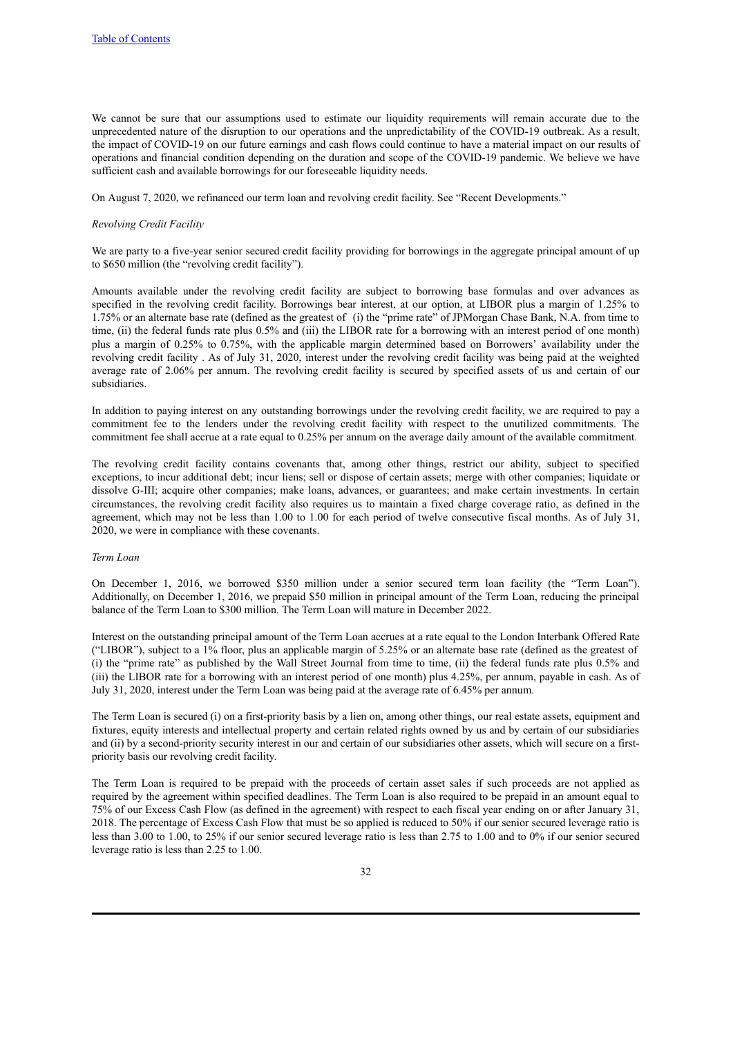We cannot be sure that our assumptions used to estimate our liquidity requirements will remain accurate due to the unprecedented nature of the disruption to our operations and the unpredictability of the COVID-19 outbreak. As a result, the impact of COVID-19 on our future earnings and cash flows could continue to have a material impact on our results of operations and financial condition depending on the duration and scope of the COVID-19 pandemic. We believe we have sufficient cash and available borrowings for our foreseeable liquidity needs.

On August 7, 2020, we refinanced our term loan and revolving credit facility. See "Recent Developments."

*Revolving Credit Facility*

We are party to a five-year senior secured credit facility providing for borrowings in the aggregate principal amount of up to $650 million (the "revolving credit facility").

Amounts available under the revolving credit facility are subject to borrowing base formulas and over advances as specified in the revolving credit facility. Borrowings bear interest, at our option, at LIBOR plus a margin of 1.25% to 1.75% or an alternate base rate (defined as the greatest of (i) the "prime rate" of JPMorgan Chase Bank, N.A. from time to time, (ii) the federal funds rate plus 0.5% and (iii) the LIBOR rate for a borrowing with an interest period of one month) plus a margin of 0.25% to 0.75%, with the applicable margin determined based on Borrowers' availability under the revolving credit facility . As of July 31, 2020, interest under the revolving credit facility was being paid at the weighted average rate of 2.06% per annum. The revolving credit facility is secured by specified assets of us and certain of our subsidiaries.

In addition to paying interest on any outstanding borrowings under the revolving credit facility, we are required to pay a commitment fee to the lenders under the revolving credit facility with respect to the unutilized commitments. The commitment fee shall accrue at a rate equal to 0.25% per annum on the average daily amount of the available commitment.

The revolving credit facility contains covenants that, among other things, restrict our ability, subject to specified exceptions, to incur additional debt; incur liens; sell or dispose of certain assets; merge with other companies; liquidate or dissolve G-III; acquire other companies; make loans, advances, or guarantees; and make certain investments. In certain circumstances, the revolving credit facility also requires us to maintain a fixed charge coverage ratio, as defined in the agreement, which may not be less than 1.00 to 1.00 for each period of twelve consecutive fiscal months. As of July 31, 2020, we were in compliance with these covenants.

*Term Loan*

On December 1, 2016, we borrowed $350 million under a senior secured term loan facility (the "Term Loan"). Additionally, on December 1, 2016, we prepaid $50 million in principal amount of the Term Loan, reducing the principal balance of the Term Loan to $300 million. The Term Loan will mature in December 2022.

Interest on the outstanding principal amount of the Term Loan accrues at a rate equal to the London Interbank Offered Rate ("LIBOR"), subject to a 1% floor, plus an applicable margin of 5.25% or an alternate base rate (defined as the greatest of (i) the "prime rate" as published by the Wall Street Journal from time to time, (ii) the federal funds rate plus 0.5% and (iii) the LIBOR rate for a borrowing with an interest period of one month) plus 4.25%, per annum, payable in cash. As of July 31, 2020, interest under the Term Loan was being paid at the average rate of 6.45% per annum.

The Term Loan is secured (i) on a first-priority basis by a lien on, among other things, our real estate assets, equipment and fixtures, equity interests and intellectual property and certain related rights owned by us and by certain of our subsidiaries and (ii) by a second-priority security interest in our and certain of our subsidiaries other assets, which will secure on a first-priority basis our revolving credit facility.

The Term Loan is required to be prepaid with the proceeds of certain asset sales if such proceeds are not applied as required by the agreement within specified deadlines. The Term Loan is also required to be prepaid in an amount equal to 75% of our Excess Cash Flow (as defined in the agreement) with respect to each fiscal year ending on or after January 31, 2018. The percentage of Excess Cash Flow that must be so applied is reduced to 50% if our senior secured leverage ratio is less than 3.00 to 1.00, to 25% if our senior secured leverage ratio is less than 2.75 to 1.00 and to 0% if our senior secured leverage ratio is less than 2.25 to 1.00.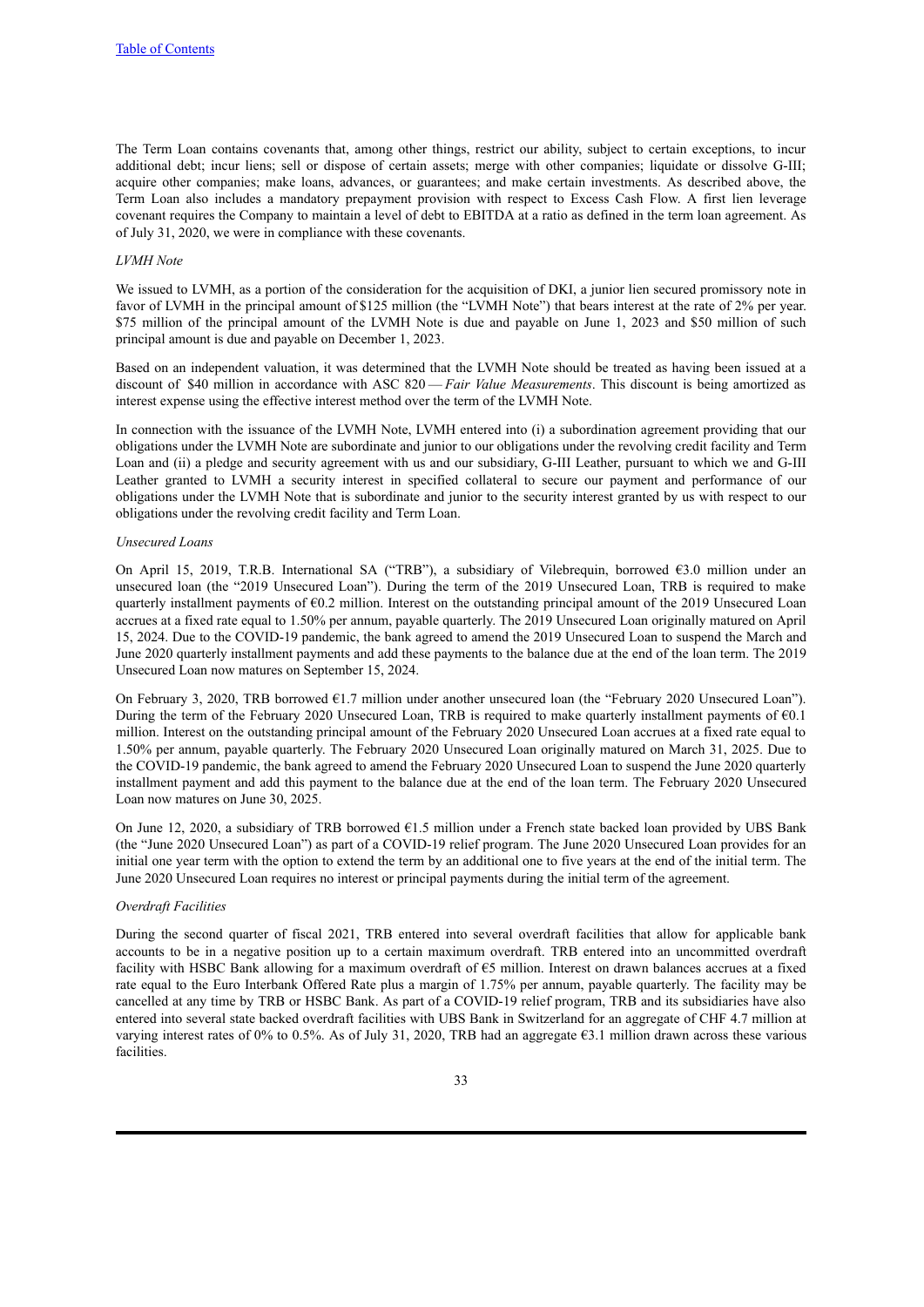The Term Loan contains covenants that, among other things, restrict our ability, subject to certain exceptions, to incur additional debt; incur liens; sell or dispose of certain assets; merge with other companies; liquidate or dissolve G-III; acquire other companies; make loans, advances, or guarantees; and make certain investments. As described above, the Term Loan also includes a mandatory prepayment provision with respect to Excess Cash Flow. A first lien leverage covenant requires the Company to maintain a level of debt to EBITDA at a ratio as defined in the term loan agreement. As of July 31, 2020, we were in compliance with these covenants.

*LVMH Note*

We issued to LVMH, as a portion of the consideration for the acquisition of DKI, a junior lien secured promissory note in favor of LVMH in the principal amount of $125 million (the "LVMH Note") that bears interest at the rate of 2% per year. $75 million of the principal amount of the LVMH Note is due and payable on June 1, 2023 and $50 million of such principal amount is due and payable on December 1, 2023.

Based on an independent valuation, it was determined that the LVMH Note should be treated as having been issued at a discount of $40 million in accordance with ASC 820 — *Fair Value Measurements*. This discount is being amortized as interest expense using the effective interest method over the term of the LVMH Note.

In connection with the issuance of the LVMH Note, LVMH entered into (i) a subordination agreement providing that our obligations under the LVMH Note are subordinate and junior to our obligations under the revolving credit facility and Term Loan and (ii) a pledge and security agreement with us and our subsidiary, G-III Leather, pursuant to which we and G-III Leather granted to LVMH a security interest in specified collateral to secure our payment and performance of our obligations under the LVMH Note that is subordinate and junior to the security interest granted by us with respect to our obligations under the revolving credit facility and Term Loan.

*Unsecured Loans*

On April 15, 2019, T.R.B. International SA ("TRB"), a subsidiary of Vilebrequin, borrowed €3.0 million under an unsecured loan (the "2019 Unsecured Loan"). During the term of the 2019 Unsecured Loan, TRB is required to make quarterly installment payments of €0.2 million. Interest on the outstanding principal amount of the 2019 Unsecured Loan accrues at a fixed rate equal to 1.50% per annum, payable quarterly. The 2019 Unsecured Loan originally matured on April 15, 2024. Due to the COVID-19 pandemic, the bank agreed to amend the 2019 Unsecured Loan to suspend the March and June 2020 quarterly installment payments and add these payments to the balance due at the end of the loan term. The 2019 Unsecured Loan now matures on September 15, 2024.

On February 3, 2020, TRB borrowed €1.7 million under another unsecured loan (the "February 2020 Unsecured Loan"). During the term of the February 2020 Unsecured Loan, TRB is required to make quarterly installment payments of €0.1 million. Interest on the outstanding principal amount of the February 2020 Unsecured Loan accrues at a fixed rate equal to 1.50% per annum, payable quarterly. The February 2020 Unsecured Loan originally matured on March 31, 2025. Due to the COVID-19 pandemic, the bank agreed to amend the February 2020 Unsecured Loan to suspend the June 2020 quarterly installment payment and add this payment to the balance due at the end of the loan term. The February 2020 Unsecured Loan now matures on June 30, 2025.

On June 12, 2020, a subsidiary of TRB borrowed €1.5 million under a French state backed loan provided by UBS Bank (the "June 2020 Unsecured Loan") as part of a COVID-19 relief program. The June 2020 Unsecured Loan provides for an initial one year term with the option to extend the term by an additional one to five years at the end of the initial term. The June 2020 Unsecured Loan requires no interest or principal payments during the initial term of the agreement.

*Overdraft Facilities*

During the second quarter of fiscal 2021, TRB entered into several overdraft facilities that allow for applicable bank accounts to be in a negative position up to a certain maximum overdraft. TRB entered into an uncommitted overdraft facility with HSBC Bank allowing for a maximum overdraft of €5 million. Interest on drawn balances accrues at a fixed rate equal to the Euro Interbank Offered Rate plus a margin of 1.75% per annum, payable quarterly. The facility may be cancelled at any time by TRB or HSBC Bank. As part of a COVID-19 relief program, TRB and its subsidiaries have also entered into several state backed overdraft facilities with UBS Bank in Switzerland for an aggregate of CHF 4.7 million at varying interest rates of 0% to 0.5%. As of July 31, 2020, TRB had an aggregate €3.1 million drawn across these various facilities.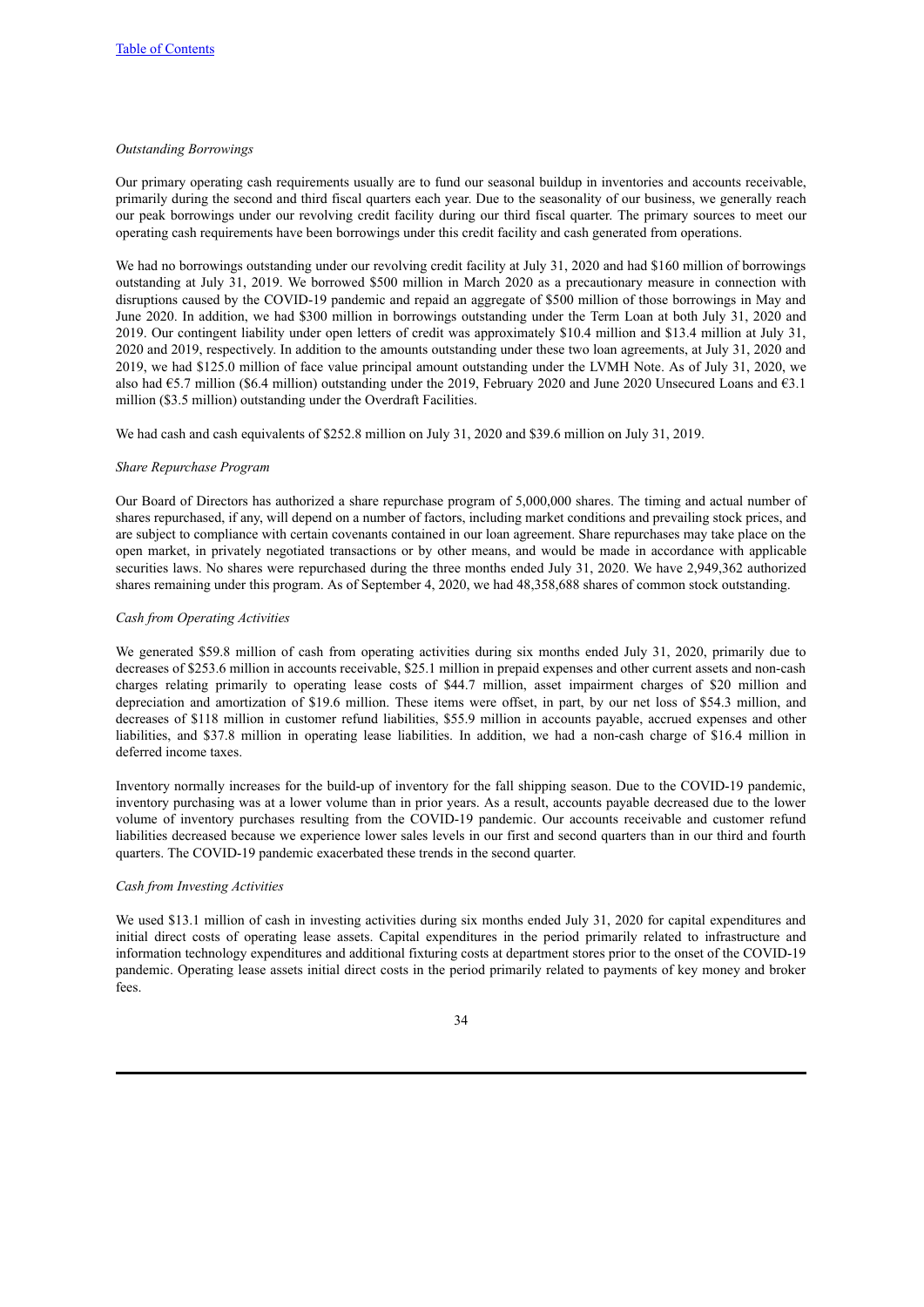*Outstanding Borrowings*

Our primary operating cash requirements usually are to fund our seasonal buildup in inventories and accounts receivable, primarily during the second and third fiscal quarters each year. Due to the seasonality of our business, we generally reach our peak borrowings under our revolving credit facility during our third fiscal quarter. The primary sources to meet our operating cash requirements have been borrowings under this credit facility and cash generated from operations.

We had no borrowings outstanding under our revolving credit facility at July 31, 2020 and had $160 million of borrowings outstanding at July 31, 2019. We borrowed $500 million in March 2020 as a precautionary measure in connection with disruptions caused by the COVID-19 pandemic and repaid an aggregate of $500 million of those borrowings in May and June 2020. In addition, we had $300 million in borrowings outstanding under the Term Loan at both July 31, 2020 and 2019. Our contingent liability under open letters of credit was approximately $10.4 million and $13.4 million at July 31, 2020 and 2019, respectively. In addition to the amounts outstanding under these two loan agreements, at July 31, 2020 and 2019, we had $125.0 million of face value principal amount outstanding under the LVMH Note. As of July 31, 2020, we also had €5.7 million ($6.4 million) outstanding under the 2019, February 2020 and June 2020 Unsecured Loans and €3.1 million ($3.5 million) outstanding under the Overdraft Facilities.

We had cash and cash equivalents of $252.8 million on July 31, 2020 and $39.6 million on July 31, 2019.

*Share Repurchase Program*

Our Board of Directors has authorized a share repurchase program of 5,000,000 shares. The timing and actual number of shares repurchased, if any, will depend on a number of factors, including market conditions and prevailing stock prices, and are subject to compliance with certain covenants contained in our loan agreement. Share repurchases may take place on the open market, in privately negotiated transactions or by other means, and would be made in accordance with applicable securities laws. No shares were repurchased during the three months ended July 31, 2020. We have 2,949,362 authorized shares remaining under this program. As of September 4, 2020, we had 48,358,688 shares of common stock outstanding.

*Cash from Operating Activities*

We generated $59.8 million of cash from operating activities during six months ended July 31, 2020, primarily due to decreases of $253.6 million in accounts receivable, $25.1 million in prepaid expenses and other current assets and non-cash charges relating primarily to operating lease costs of $44.7 million, asset impairment charges of $20 million and depreciation and amortization of $19.6 million. These items were offset, in part, by our net loss of $54.3 million, and decreases of $118 million in customer refund liabilities, $55.9 million in accounts payable, accrued expenses and other liabilities, and $37.8 million in operating lease liabilities. In addition, we had a non-cash charge of $16.4 million in deferred income taxes.

Inventory normally increases for the build-up of inventory for the fall shipping season. Due to the COVID-19 pandemic, inventory purchasing was at a lower volume than in prior years. As a result, accounts payable decreased due to the lower volume of inventory purchases resulting from the COVID-19 pandemic. Our accounts receivable and customer refund liabilities decreased because we experience lower sales levels in our first and second quarters than in our third and fourth quarters. The COVID-19 pandemic exacerbated these trends in the second quarter.

*Cash from Investing Activities*

We used $13.1 million of cash in investing activities during six months ended July 31, 2020 for capital expenditures and initial direct costs of operating lease assets. Capital expenditures in the period primarily related to infrastructure and information technology expenditures and additional fixturing costs at department stores prior to the onset of the COVID-19 pandemic. Operating lease assets initial direct costs in the period primarily related to payments of key money and broker fees.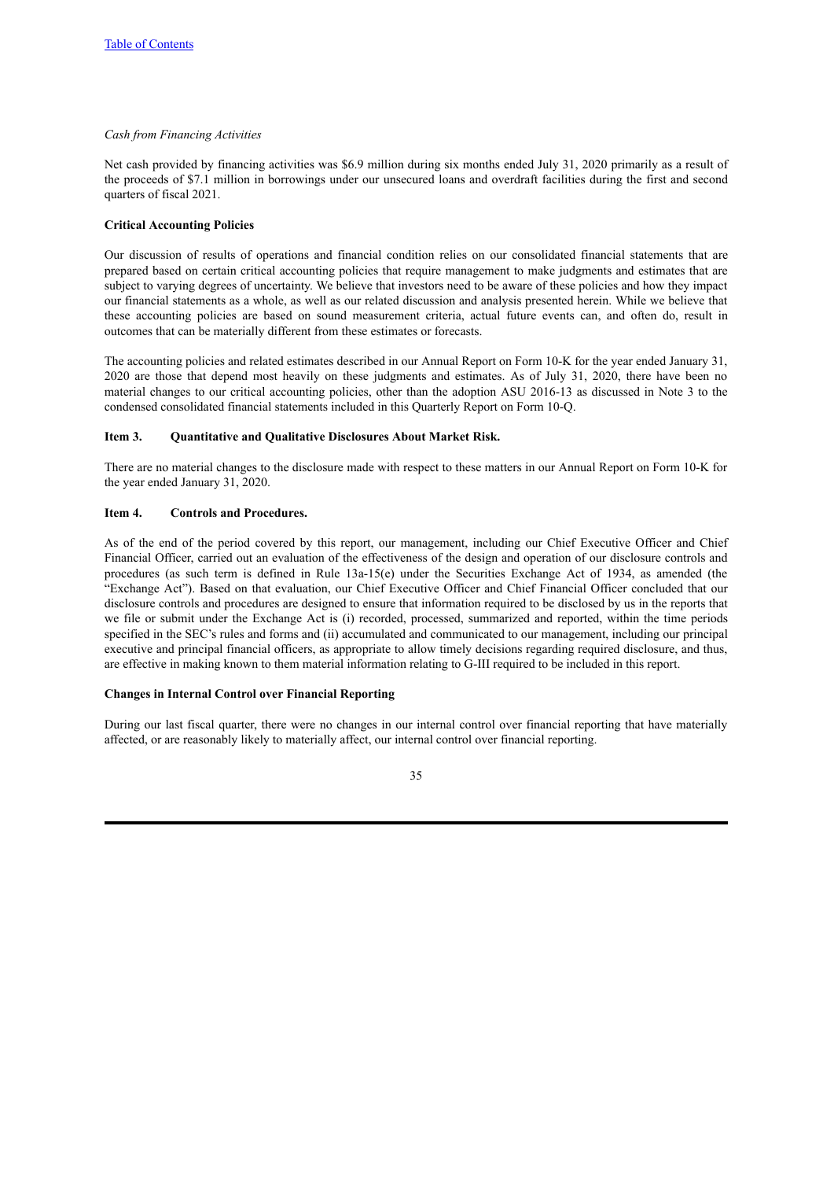*Cash from Financing Activities*

Net cash provided by financing activities was $6.9 million during six months ended July 31, 2020 primarily as a result of the proceeds of $7.1 million in borrowings under our unsecured loans and overdraft facilities during the first and second quarters of fiscal 2021.

**Critical Accounting Policies**

Our discussion of results of operations and financial condition relies on our consolidated financial statements that are prepared based on certain critical accounting policies that require management to make judgments and estimates that are subject to varying degrees of uncertainty. We believe that investors need to be aware of these policies and how they impact our financial statements as a whole, as well as our related discussion and analysis presented herein. While we believe that these accounting policies are based on sound measurement criteria, actual future events can, and often do, result in outcomes that can be materially different from these estimates or forecasts.

The accounting policies and related estimates described in our Annual Report on Form 10-K for the year ended January 31, 2020 are those that depend most heavily on these judgments and estimates. As of July 31, 2020, there have been no material changes to our critical accounting policies, other than the adoption ASU 2016-13 as discussed in Note 3 to the condensed consolidated financial statements included in this Quarterly Report on Form 10-Q.

**Item 3. Quantitative and Qualitative Disclosures About Market Risk.**

There are no material changes to the disclosure made with respect to these matters in our Annual Report on Form 10-K for the year ended January 31, 2020.

**Item 4. Controls and Procedures.**

As of the end of the period covered by this report, our management, including our Chief Executive Officer and Chief Financial Officer, carried out an evaluation of the effectiveness of the design and operation of our disclosure controls and procedures (as such term is defined in Rule 13a-15(e) under the Securities Exchange Act of 1934, as amended (the "Exchange Act"). Based on that evaluation, our Chief Executive Officer and Chief Financial Officer concluded that our disclosure controls and procedures are designed to ensure that information required to be disclosed by us in the reports that we file or submit under the Exchange Act is (i) recorded, processed, summarized and reported, within the time periods specified in the SEC's rules and forms and (ii) accumulated and communicated to our management, including our principal executive and principal financial officers, as appropriate to allow timely decisions regarding required disclosure, and thus, are effective in making known to them material information relating to G-III required to be included in this report.

**Changes in Internal Control over Financial Reporting**

During our last fiscal quarter, there were no changes in our internal control over financial reporting that have materially affected, or are reasonably likely to materially affect, our internal control over financial reporting.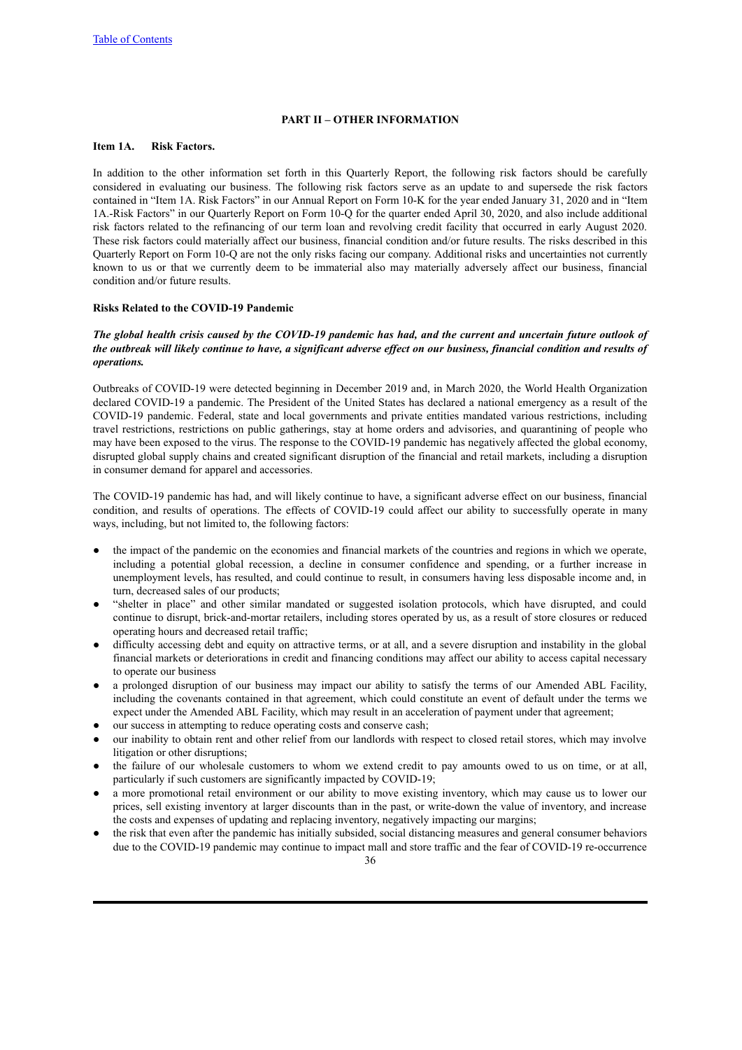## PART II – OTHER INFORMATION

### Item 1A. Risk Factors.

In addition to the other information set forth in this Quarterly Report, the following risk factors should be carefully considered in evaluating our business. The following risk factors serve as an update to and supersede the risk factors contained in "Item 1A. Risk Factors" in our Annual Report on Form 10-K for the year ended January 31, 2020 and in "Item 1A.-Risk Factors" in our Quarterly Report on Form 10-Q for the quarter ended April 30, 2020, and also include additional risk factors related to the refinancing of our term loan and revolving credit facility that occurred in early August 2020. These risk factors could materially affect our business, financial condition and/or future results. The risks described in this Quarterly Report on Form 10-Q are not the only risks facing our company. Additional risks and uncertainties not currently known to us or that we currently deem to be immaterial also may materially adversely affect our business, financial condition and/or future results.

**Risks Related to the COVID-19 Pandemic**

***The global health crisis caused by the COVID-19 pandemic has had, and the current and uncertain future outlook of the outbreak will likely continue to have, a significant adverse effect on our business, financial condition and results of operations.***

Outbreaks of COVID-19 were detected beginning in December 2019 and, in March 2020, the World Health Organization declared COVID-19 a pandemic. The President of the United States has declared a national emergency as a result of the COVID-19 pandemic. Federal, state and local governments and private entities mandated various restrictions, including travel restrictions, restrictions on public gatherings, stay at home orders and advisories, and quarantining of people who may have been exposed to the virus. The response to the COVID-19 pandemic has negatively affected the global economy, disrupted global supply chains and created significant disruption of the financial and retail markets, including a disruption in consumer demand for apparel and accessories.

The COVID-19 pandemic has had, and will likely continue to have, a significant adverse effect on our business, financial condition, and results of operations. The effects of COVID-19 could affect our ability to successfully operate in many ways, including, but not limited to, the following factors:

- the impact of the pandemic on the economies and financial markets of the countries and regions in which we operate, including a potential global recession, a decline in consumer confidence and spending, or a further increase in unemployment levels, has resulted, and could continue to result, in consumers having less disposable income and, in turn, decreased sales of our products;
- "shelter in place" and other similar mandated or suggested isolation protocols, which have disrupted, and could continue to disrupt, brick-and-mortar retailers, including stores operated by us, as a result of store closures or reduced operating hours and decreased retail traffic;
- difficulty accessing debt and equity on attractive terms, or at all, and a severe disruption and instability in the global financial markets or deteriorations in credit and financing conditions may affect our ability to access capital necessary to operate our business
- a prolonged disruption of our business may impact our ability to satisfy the terms of our Amended ABL Facility, including the covenants contained in that agreement, which could constitute an event of default under the terms we expect under the Amended ABL Facility, which may result in an acceleration of payment under that agreement;
- our success in attempting to reduce operating costs and conserve cash;
- our inability to obtain rent and other relief from our landlords with respect to closed retail stores, which may involve litigation or other disruptions;
- the failure of our wholesale customers to whom we extend credit to pay amounts owed to us on time, or at all, particularly if such customers are significantly impacted by COVID-19;
- a more promotional retail environment or our ability to move existing inventory, which may cause us to lower our prices, sell existing inventory at larger discounts than in the past, or write-down the value of inventory, and increase the costs and expenses of updating and replacing inventory, negatively impacting our margins;
- the risk that even after the pandemic has initially subsided, social distancing measures and general consumer behaviors due to the COVID-19 pandemic may continue to impact mall and store traffic and the fear of COVID-19 re-occurrence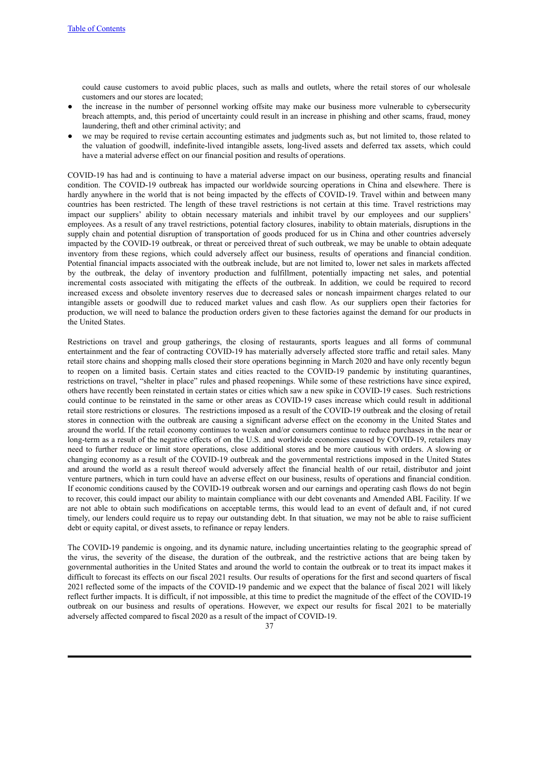could cause customers to avoid public places, such as malls and outlets, where the retail stores of our wholesale customers and our stores are located;

- the increase in the number of personnel working offsite may make our business more vulnerable to cybersecurity breach attempts, and, this period of uncertainty could result in an increase in phishing and other scams, fraud, money laundering, theft and other criminal activity; and
- we may be required to revise certain accounting estimates and judgments such as, but not limited to, those related to the valuation of goodwill, indefinite-lived intangible assets, long-lived assets and deferred tax assets, which could have a material adverse effect on our financial position and results of operations.

COVID-19 has had and is continuing to have a material adverse impact on our business, operating results and financial condition. The COVID-19 outbreak has impacted our worldwide sourcing operations in China and elsewhere. There is hardly anywhere in the world that is not being impacted by the effects of COVID-19. Travel within and between many countries has been restricted. The length of these travel restrictions is not certain at this time. Travel restrictions may impact our suppliers' ability to obtain necessary materials and inhibit travel by our employees and our suppliers' employees. As a result of any travel restrictions, potential factory closures, inability to obtain materials, disruptions in the supply chain and potential disruption of transportation of goods produced for us in China and other countries adversely impacted by the COVID-19 outbreak, or threat or perceived threat of such outbreak, we may be unable to obtain adequate inventory from these regions, which could adversely affect our business, results of operations and financial condition. Potential financial impacts associated with the outbreak include, but are not limited to, lower net sales in markets affected by the outbreak, the delay of inventory production and fulfillment, potentially impacting net sales, and potential incremental costs associated with mitigating the effects of the outbreak. In addition, we could be required to record increased excess and obsolete inventory reserves due to decreased sales or noncash impairment charges related to our intangible assets or goodwill due to reduced market values and cash flow. As our suppliers open their factories for production, we will need to balance the production orders given to these factories against the demand for our products in the United States.

Restrictions on travel and group gatherings, the closing of restaurants, sports leagues and all forms of communal entertainment and the fear of contracting COVID-19 has materially adversely affected store traffic and retail sales. Many retail store chains and shopping malls closed their store operations beginning in March 2020 and have only recently begun to reopen on a limited basis. Certain states and cities reacted to the COVID-19 pandemic by instituting quarantines, restrictions on travel, "shelter in place" rules and phased reopenings. While some of these restrictions have since expired, others have recently been reinstated in certain states or cities which saw a new spike in COVID-19 cases. Such restrictions could continue to be reinstated in the same or other areas as COVID-19 cases increase which could result in additional retail store restrictions or closures. The restrictions imposed as a result of the COVID-19 outbreak and the closing of retail stores in connection with the outbreak are causing a significant adverse effect on the economy in the United States and around the world. If the retail economy continues to weaken and/or consumers continue to reduce purchases in the near or long-term as a result of the negative effects of on the U.S. and worldwide economies caused by COVID-19, retailers may need to further reduce or limit store operations, close additional stores and be more cautious with orders. A slowing or changing economy as a result of the COVID-19 outbreak and the governmental restrictions imposed in the United States and around the world as a result thereof would adversely affect the financial health of our retail, distributor and joint venture partners, which in turn could have an adverse effect on our business, results of operations and financial condition. If economic conditions caused by the COVID-19 outbreak worsen and our earnings and operating cash flows do not begin to recover, this could impact our ability to maintain compliance with our debt covenants and Amended ABL Facility. If we are not able to obtain such modifications on acceptable terms, this would lead to an event of default and, if not cured timely, our lenders could require us to repay our outstanding debt. In that situation, we may not be able to raise sufficient debt or equity capital, or divest assets, to refinance or repay lenders.

The COVID-19 pandemic is ongoing, and its dynamic nature, including uncertainties relating to the geographic spread of the virus, the severity of the disease, the duration of the outbreak, and the restrictive actions that are being taken by governmental authorities in the United States and around the world to contain the outbreak or to treat its impact makes it difficult to forecast its effects on our fiscal 2021 results. Our results of operations for the first and second quarters of fiscal 2021 reflected some of the impacts of the COVID-19 pandemic and we expect that the balance of fiscal 2021 will likely reflect further impacts. It is difficult, if not impossible, at this time to predict the magnitude of the effect of the COVID-19 outbreak on our business and results of operations. However, we expect our results for fiscal 2021 to be materially adversely affected compared to fiscal 2020 as a result of the impact of COVID-19.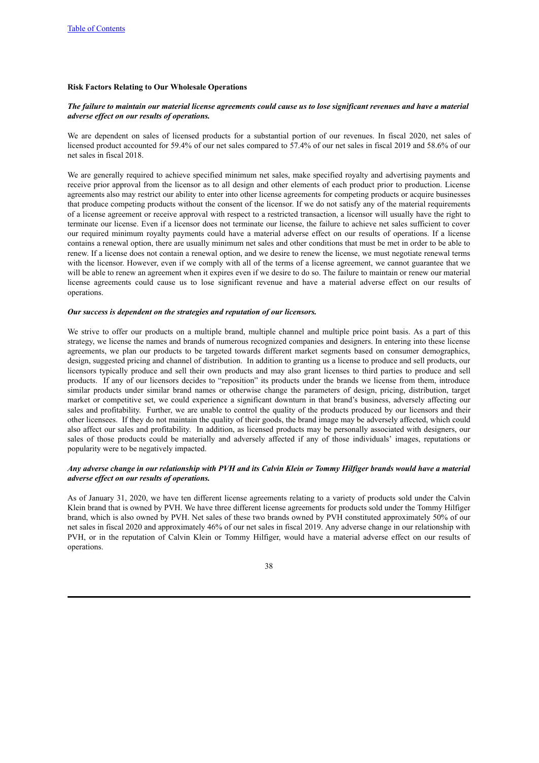**Risk Factors Relating to Our Wholesale Operations**

***The failure to maintain our material license agreements could cause us to lose significant revenues and have a material adverse effect on our results of operations.***

We are dependent on sales of licensed products for a substantial portion of our revenues. In fiscal 2020, net sales of licensed product accounted for 59.4% of our net sales compared to 57.4% of our net sales in fiscal 2019 and 58.6% of our net sales in fiscal 2018.

We are generally required to achieve specified minimum net sales, make specified royalty and advertising payments and receive prior approval from the licensor as to all design and other elements of each product prior to production. License agreements also may restrict our ability to enter into other license agreements for competing products or acquire businesses that produce competing products without the consent of the licensor. If we do not satisfy any of the material requirements of a license agreement or receive approval with respect to a restricted transaction, a licensor will usually have the right to terminate our license. Even if a licensor does not terminate our license, the failure to achieve net sales sufficient to cover our required minimum royalty payments could have a material adverse effect on our results of operations. If a license contains a renewal option, there are usually minimum net sales and other conditions that must be met in order to be able to renew. If a license does not contain a renewal option, and we desire to renew the license, we must negotiate renewal terms with the licensor. However, even if we comply with all of the terms of a license agreement, we cannot guarantee that we will be able to renew an agreement when it expires even if we desire to do so. The failure to maintain or renew our material license agreements could cause us to lose significant revenue and have a material adverse effect on our results of operations.

***Our success is dependent on the strategies and reputation of our licensors.***

We strive to offer our products on a multiple brand, multiple channel and multiple price point basis. As a part of this strategy, we license the names and brands of numerous recognized companies and designers. In entering into these license agreements, we plan our products to be targeted towards different market segments based on consumer demographics, design, suggested pricing and channel of distribution. In addition to granting us a license to produce and sell products, our licensors typically produce and sell their own products and may also grant licenses to third parties to produce and sell products. If any of our licensors decides to "reposition" its products under the brands we license from them, introduce similar products under similar brand names or otherwise change the parameters of design, pricing, distribution, target market or competitive set, we could experience a significant downturn in that brand's business, adversely affecting our sales and profitability. Further, we are unable to control the quality of the products produced by our licensors and their other licensees. If they do not maintain the quality of their goods, the brand image may be adversely affected, which could also affect our sales and profitability. In addition, as licensed products may be personally associated with designers, our sales of those products could be materially and adversely affected if any of those individuals' images, reputations or popularity were to be negatively impacted.

***Any adverse change in our relationship with PVH and its Calvin Klein or Tommy Hilfiger brands would have a material adverse effect on our results of operations.***

As of January 31, 2020, we have ten different license agreements relating to a variety of products sold under the Calvin Klein brand that is owned by PVH. We have three different license agreements for products sold under the Tommy Hilfiger brand, which is also owned by PVH. Net sales of these two brands owned by PVH constituted approximately 50% of our net sales in fiscal 2020 and approximately 46% of our net sales in fiscal 2019. Any adverse change in our relationship with PVH, or in the reputation of Calvin Klein or Tommy Hilfiger, would have a material adverse effect on our results of operations.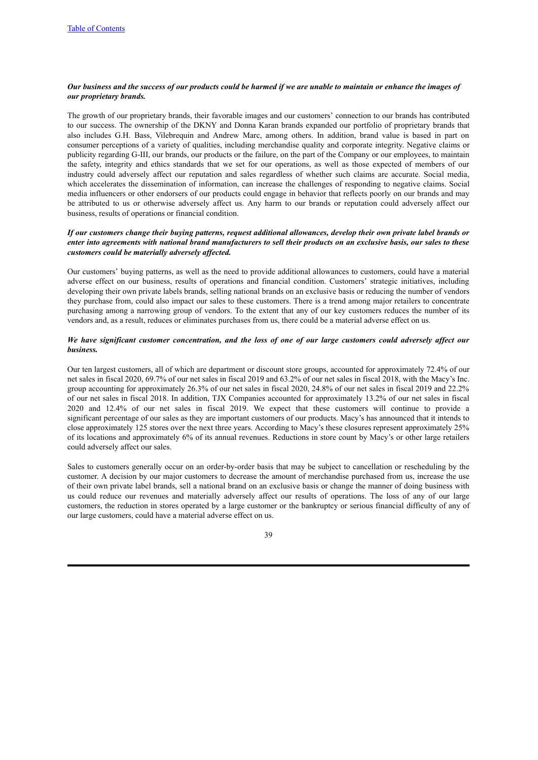***Our business and the success of our products could be harmed if we are unable to maintain or enhance the images of our proprietary brands.***

The growth of our proprietary brands, their favorable images and our customers' connection to our brands has contributed to our success. The ownership of the DKNY and Donna Karan brands expanded our portfolio of proprietary brands that also includes G.H. Bass, Vilebrequin and Andrew Marc, among others. In addition, brand value is based in part on consumer perceptions of a variety of qualities, including merchandise quality and corporate integrity. Negative claims or publicity regarding G-III, our brands, our products or the failure, on the part of the Company or our employees, to maintain the safety, integrity and ethics standards that we set for our operations, as well as those expected of members of our industry could adversely affect our reputation and sales regardless of whether such claims are accurate. Social media, which accelerates the dissemination of information, can increase the challenges of responding to negative claims. Social media influencers or other endorsers of our products could engage in behavior that reflects poorly on our brands and may be attributed to us or otherwise adversely affect us. Any harm to our brands or reputation could adversely affect our business, results of operations or financial condition.

***If our customers change their buying patterns, request additional allowances, develop their own private label brands or enter into agreements with national brand manufacturers to sell their products on an exclusive basis, our sales to these customers could be materially adversely affected.***

Our customers' buying patterns, as well as the need to provide additional allowances to customers, could have a material adverse effect on our business, results of operations and financial condition. Customers' strategic initiatives, including developing their own private labels brands, selling national brands on an exclusive basis or reducing the number of vendors they purchase from, could also impact our sales to these customers. There is a trend among major retailers to concentrate purchasing among a narrowing group of vendors. To the extent that any of our key customers reduces the number of its vendors and, as a result, reduces or eliminates purchases from us, there could be a material adverse effect on us.

***We have significant customer concentration, and the loss of one of our large customers could adversely affect our business.***

Our ten largest customers, all of which are department or discount store groups, accounted for approximately 72.4% of our net sales in fiscal 2020, 69.7% of our net sales in fiscal 2019 and 63.2% of our net sales in fiscal 2018, with the Macy's Inc. group accounting for approximately 26.3% of our net sales in fiscal 2020, 24.8% of our net sales in fiscal 2019 and 22.2% of our net sales in fiscal 2018. In addition, TJX Companies accounted for approximately 13.2% of our net sales in fiscal 2020 and 12.4% of our net sales in fiscal 2019. We expect that these customers will continue to provide a significant percentage of our sales as they are important customers of our products. Macy's has announced that it intends to close approximately 125 stores over the next three years. According to Macy's these closures represent approximately 25% of its locations and approximately 6% of its annual revenues. Reductions in store count by Macy's or other large retailers could adversely affect our sales.

Sales to customers generally occur on an order-by-order basis that may be subject to cancellation or rescheduling by the customer. A decision by our major customers to decrease the amount of merchandise purchased from us, increase the use of their own private label brands, sell a national brand on an exclusive basis or change the manner of doing business with us could reduce our revenues and materially adversely affect our results of operations. The loss of any of our large customers, the reduction in stores operated by a large customer or the bankruptcy or serious financial difficulty of any of our large customers, could have a material adverse effect on us.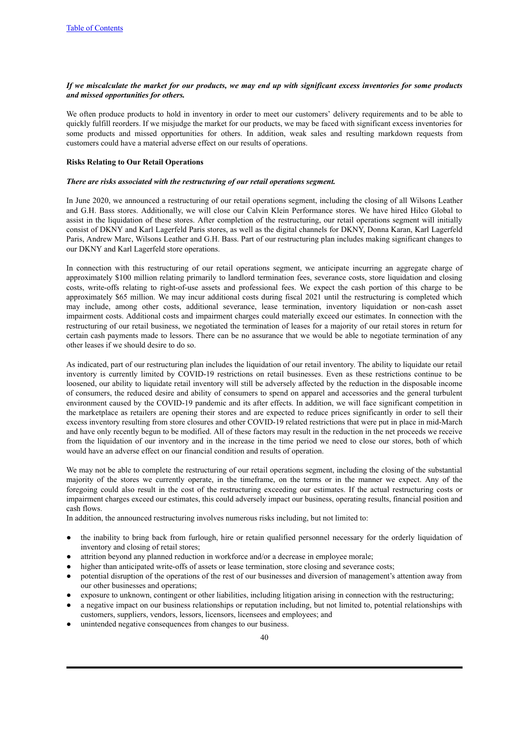***If we miscalculate the market for our products, we may end up with significant excess inventories for some products and missed opportunities for others.***

We often produce products to hold in inventory in order to meet our customers' delivery requirements and to be able to quickly fulfill reorders. If we misjudge the market for our products, we may be faced with significant excess inventories for some products and missed opportunities for others. In addition, weak sales and resulting markdown requests from customers could have a material adverse effect on our results of operations.

**Risks Relating to Our Retail Operations**

***There are risks associated with the restructuring of our retail operations segment.***

In June 2020, we announced a restructuring of our retail operations segment, including the closing of all Wilsons Leather and G.H. Bass stores. Additionally, we will close our Calvin Klein Performance stores. We have hired Hilco Global to assist in the liquidation of these stores. After completion of the restructuring, our retail operations segment will initially consist of DKNY and Karl Lagerfeld Paris stores, as well as the digital channels for DKNY, Donna Karan, Karl Lagerfeld Paris, Andrew Marc, Wilsons Leather and G.H. Bass. Part of our restructuring plan includes making significant changes to our DKNY and Karl Lagerfeld store operations.

In connection with this restructuring of our retail operations segment, we anticipate incurring an aggregate charge of approximately $100 million relating primarily to landlord termination fees, severance costs, store liquidation and closing costs, write-offs relating to right-of-use assets and professional fees. We expect the cash portion of this charge to be approximately $65 million. We may incur additional costs during fiscal 2021 until the restructuring is completed which may include, among other costs, additional severance, lease termination, inventory liquidation or non-cash asset impairment costs. Additional costs and impairment charges could materially exceed our estimates. In connection with the restructuring of our retail business, we negotiated the termination of leases for a majority of our retail stores in return for certain cash payments made to lessors. There can be no assurance that we would be able to negotiate termination of any other leases if we should desire to do so.

As indicated, part of our restructuring plan includes the liquidation of our retail inventory. The ability to liquidate our retail inventory is currently limited by COVID-19 restrictions on retail businesses. Even as these restrictions continue to be loosened, our ability to liquidate retail inventory will still be adversely affected by the reduction in the disposable income of consumers, the reduced desire and ability of consumers to spend on apparel and accessories and the general turbulent environment caused by the COVID-19 pandemic and its after effects. In addition, we will face significant competition in the marketplace as retailers are opening their stores and are expected to reduce prices significantly in order to sell their excess inventory resulting from store closures and other COVID-19 related restrictions that were put in place in mid-March and have only recently begun to be modified. All of these factors may result in the reduction in the net proceeds we receive from the liquidation of our inventory and in the increase in the time period we need to close our stores, both of which would have an adverse effect on our financial condition and results of operation.

We may not be able to complete the restructuring of our retail operations segment, including the closing of the substantial majority of the stores we currently operate, in the timeframe, on the terms or in the manner we expect. Any of the foregoing could also result in the cost of the restructuring exceeding our estimates. If the actual restructuring costs or impairment charges exceed our estimates, this could adversely impact our business, operating results, financial position and cash flows.

In addition, the announced restructuring involves numerous risks including, but not limited to:

- the inability to bring back from furlough, hire or retain qualified personnel necessary for the orderly liquidation of inventory and closing of retail stores;
- attrition beyond any planned reduction in workforce and/or a decrease in employee morale;
- higher than anticipated write-offs of assets or lease termination, store closing and severance costs;
- potential disruption of the operations of the rest of our businesses and diversion of management's attention away from our other businesses and operations;
- exposure to unknown, contingent or other liabilities, including litigation arising in connection with the restructuring;
- a negative impact on our business relationships or reputation including, but not limited to, potential relationships with customers, suppliers, vendors, lessors, licensors, licensees and employees; and
- unintended negative consequences from changes to our business.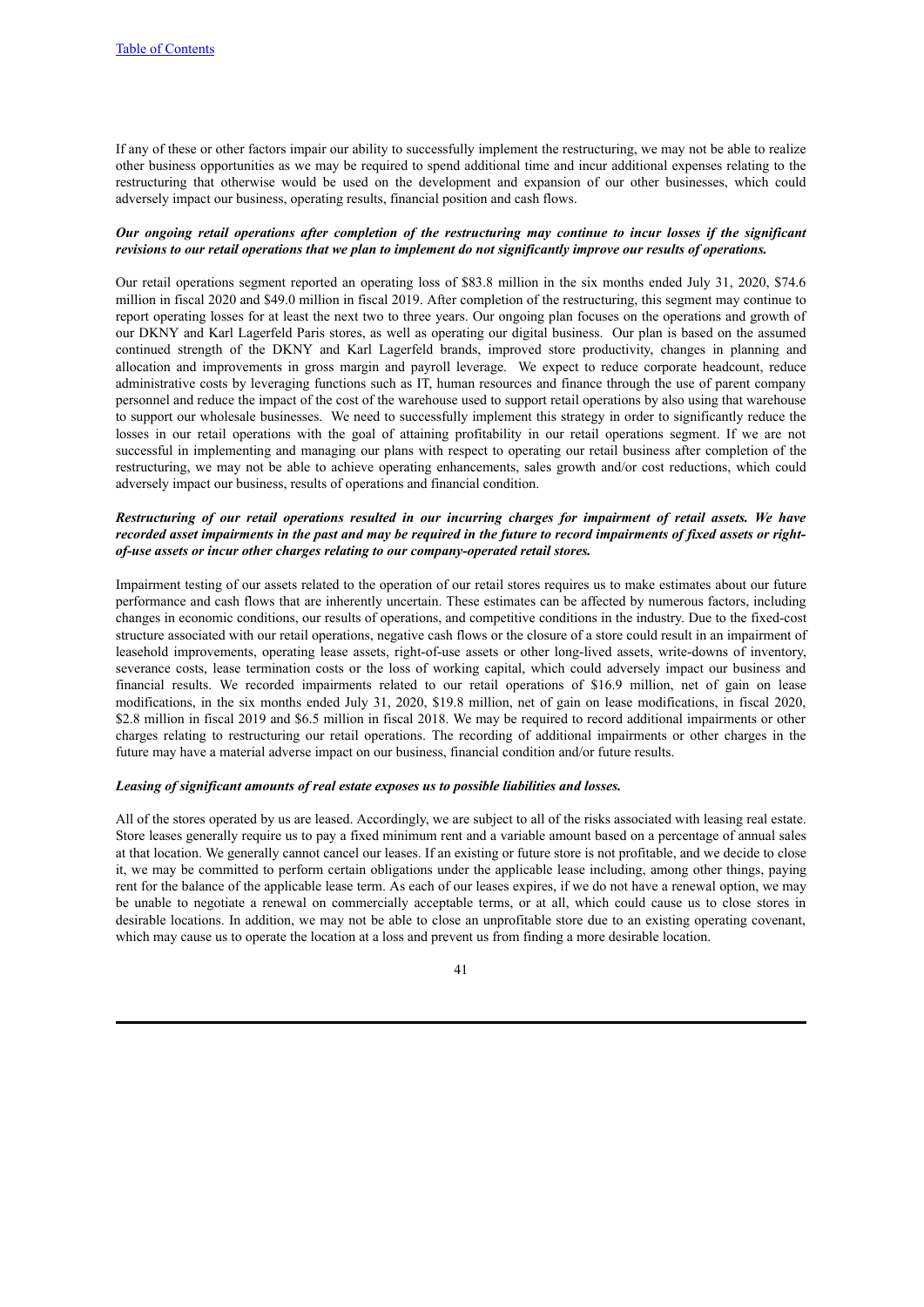If any of these or other factors impair our ability to successfully implement the restructuring, we may not be able to realize other business opportunities as we may be required to spend additional time and incur additional expenses relating to the restructuring that otherwise would be used on the development and expansion of our other businesses, which could adversely impact our business, operating results, financial position and cash flows.

***Our ongoing retail operations after completion of the restructuring may continue to incur losses if the significant revisions to our retail operations that we plan to implement do not significantly improve our results of operations.***

Our retail operations segment reported an operating loss of $83.8 million in the six months ended July 31, 2020, $74.6 million in fiscal 2020 and $49.0 million in fiscal 2019. After completion of the restructuring, this segment may continue to report operating losses for at least the next two to three years. Our ongoing plan focuses on the operations and growth of our DKNY and Karl Lagerfeld Paris stores, as well as operating our digital business. Our plan is based on the assumed continued strength of the DKNY and Karl Lagerfeld brands, improved store productivity, changes in planning and allocation and improvements in gross margin and payroll leverage. We expect to reduce corporate headcount, reduce administrative costs by leveraging functions such as IT, human resources and finance through the use of parent company personnel and reduce the impact of the cost of the warehouse used to support retail operations by also using that warehouse to support our wholesale businesses. We need to successfully implement this strategy in order to significantly reduce the losses in our retail operations with the goal of attaining profitability in our retail operations segment. If we are not successful in implementing and managing our plans with respect to operating our retail business after completion of the restructuring, we may not be able to achieve operating enhancements, sales growth and/or cost reductions, which could adversely impact our business, results of operations and financial condition.

***Restructuring of our retail operations resulted in our incurring charges for impairment of retail assets. We have recorded asset impairments in the past and may be required in the future to record impairments of fixed assets or right-of-use assets or incur other charges relating to our company-operated retail stores.***

Impairment testing of our assets related to the operation of our retail stores requires us to make estimates about our future performance and cash flows that are inherently uncertain. These estimates can be affected by numerous factors, including changes in economic conditions, our results of operations, and competitive conditions in the industry. Due to the fixed-cost structure associated with our retail operations, negative cash flows or the closure of a store could result in an impairment of leasehold improvements, operating lease assets, right-of-use assets or other long-lived assets, write-downs of inventory, severance costs, lease termination costs or the loss of working capital, which could adversely impact our business and financial results. We recorded impairments related to our retail operations of $16.9 million, net of gain on lease modifications, in the six months ended July 31, 2020, $19.8 million, net of gain on lease modifications, in fiscal 2020, $2.8 million in fiscal 2019 and $6.5 million in fiscal 2018. We may be required to record additional impairments or other charges relating to restructuring our retail operations. The recording of additional impairments or other charges in the future may have a material adverse impact on our business, financial condition and/or future results.

***Leasing of significant amounts of real estate exposes us to possible liabilities and losses.***

All of the stores operated by us are leased. Accordingly, we are subject to all of the risks associated with leasing real estate. Store leases generally require us to pay a fixed minimum rent and a variable amount based on a percentage of annual sales at that location. We generally cannot cancel our leases. If an existing or future store is not profitable, and we decide to close it, we may be committed to perform certain obligations under the applicable lease including, among other things, paying rent for the balance of the applicable lease term. As each of our leases expires, if we do not have a renewal option, we may be unable to negotiate a renewal on commercially acceptable terms, or at all, which could cause us to close stores in desirable locations. In addition, we may not be able to close an unprofitable store due to an existing operating covenant, which may cause us to operate the location at a loss and prevent us from finding a more desirable location.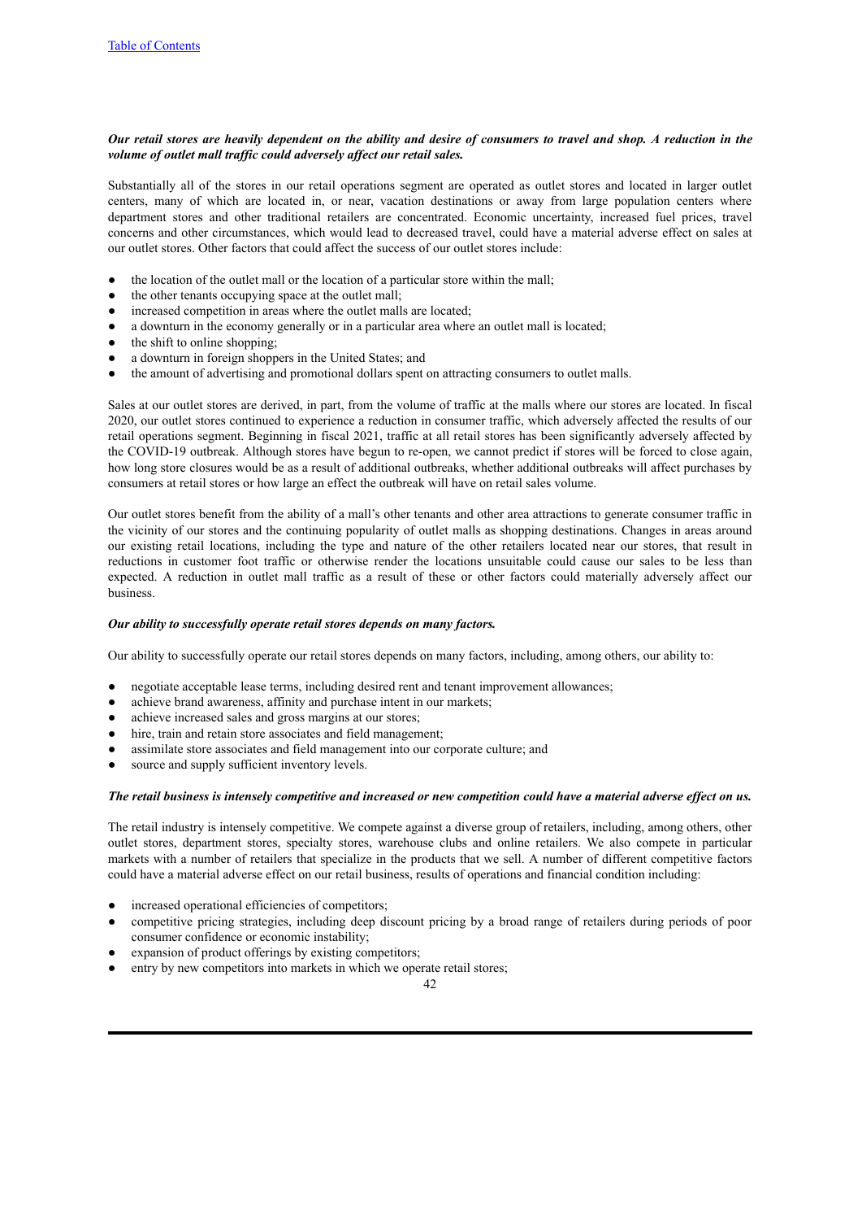***Our retail stores are heavily dependent on the ability and desire of consumers to travel and shop. A reduction in the volume of outlet mall traffic could adversely affect our retail sales.***

Substantially all of the stores in our retail operations segment are operated as outlet stores and located in larger outlet centers, many of which are located in, or near, vacation destinations or away from large population centers where department stores and other traditional retailers are concentrated. Economic uncertainty, increased fuel prices, travel concerns and other circumstances, which would lead to decreased travel, could have a material adverse effect on sales at our outlet stores. Other factors that could affect the success of our outlet stores include:

- the location of the outlet mall or the location of a particular store within the mall;
- the other tenants occupying space at the outlet mall;
- increased competition in areas where the outlet malls are located;
- a downturn in the economy generally or in a particular area where an outlet mall is located;
- the shift to online shopping;
- a downturn in foreign shoppers in the United States; and
- the amount of advertising and promotional dollars spent on attracting consumers to outlet malls.

Sales at our outlet stores are derived, in part, from the volume of traffic at the malls where our stores are located. In fiscal 2020, our outlet stores continued to experience a reduction in consumer traffic, which adversely affected the results of our retail operations segment. Beginning in fiscal 2021, traffic at all retail stores has been significantly adversely affected by the COVID-19 outbreak. Although stores have begun to re-open, we cannot predict if stores will be forced to close again, how long store closures would be as a result of additional outbreaks, whether additional outbreaks will affect purchases by consumers at retail stores or how large an effect the outbreak will have on retail sales volume.

Our outlet stores benefit from the ability of a mall's other tenants and other area attractions to generate consumer traffic in the vicinity of our stores and the continuing popularity of outlet malls as shopping destinations. Changes in areas around our existing retail locations, including the type and nature of the other retailers located near our stores, that result in reductions in customer foot traffic or otherwise render the locations unsuitable could cause our sales to be less than expected. A reduction in outlet mall traffic as a result of these or other factors could materially adversely affect our business.

***Our ability to successfully operate retail stores depends on many factors.***

Our ability to successfully operate our retail stores depends on many factors, including, among others, our ability to:

- negotiate acceptable lease terms, including desired rent and tenant improvement allowances;
- achieve brand awareness, affinity and purchase intent in our markets;
- achieve increased sales and gross margins at our stores;
- hire, train and retain store associates and field management;
- assimilate store associates and field management into our corporate culture; and
- source and supply sufficient inventory levels.

***The retail business is intensely competitive and increased or new competition could have a material adverse effect on us.***

The retail industry is intensely competitive. We compete against a diverse group of retailers, including, among others, other outlet stores, department stores, specialty stores, warehouse clubs and online retailers. We also compete in particular markets with a number of retailers that specialize in the products that we sell. A number of different competitive factors could have a material adverse effect on our retail business, results of operations and financial condition including:

- increased operational efficiencies of competitors;
- competitive pricing strategies, including deep discount pricing by a broad range of retailers during periods of poor consumer confidence or economic instability;
- expansion of product offerings by existing competitors;
- entry by new competitors into markets in which we operate retail stores;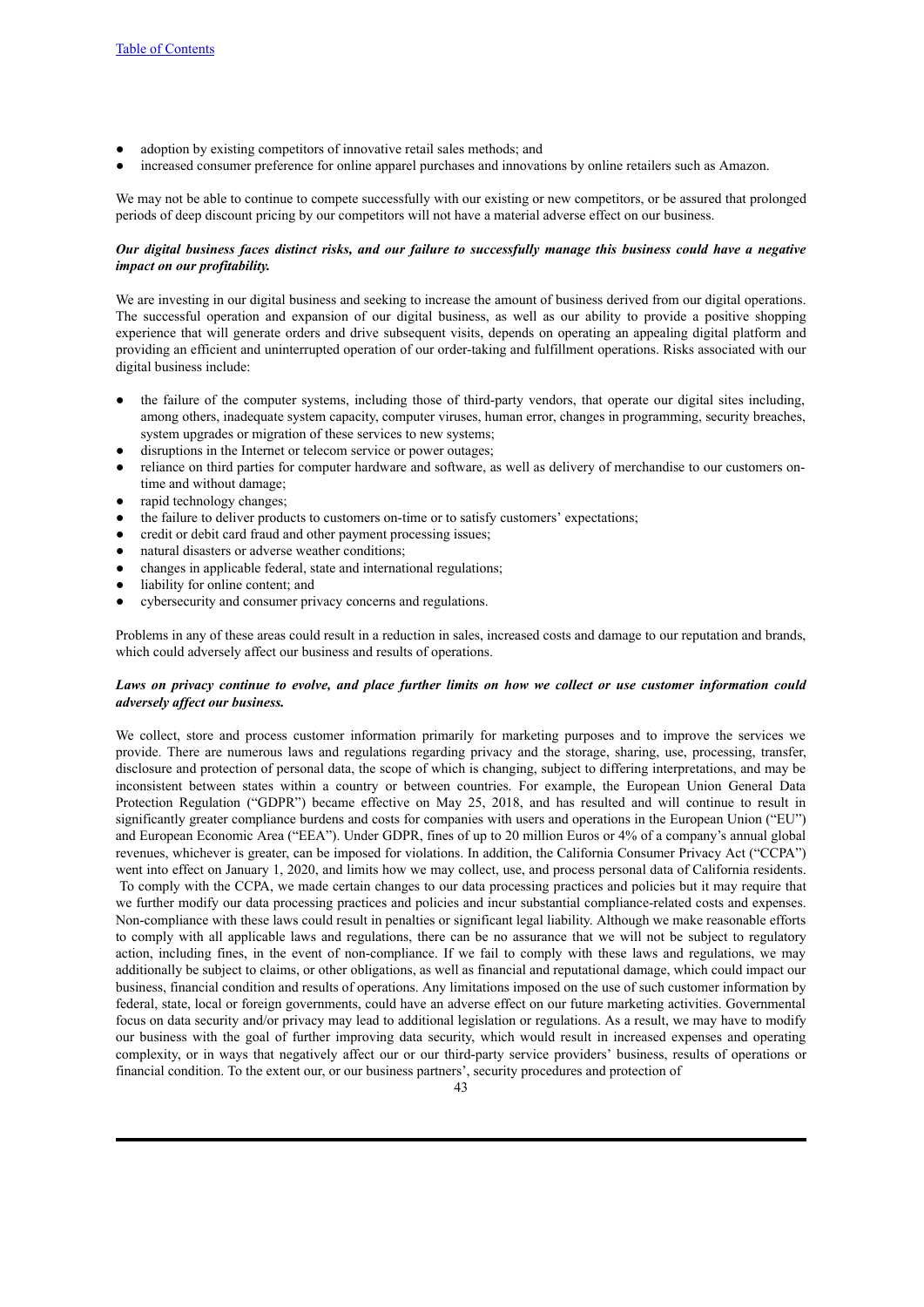- adoption by existing competitors of innovative retail sales methods; and
- increased consumer preference for online apparel purchases and innovations by online retailers such as Amazon.

We may not be able to continue to compete successfully with our existing or new competitors, or be assured that prolonged periods of deep discount pricing by our competitors will not have a material adverse effect on our business.

***Our digital business faces distinct risks, and our failure to successfully manage this business could have a negative impact on our profitability.***

We are investing in our digital business and seeking to increase the amount of business derived from our digital operations. The successful operation and expansion of our digital business, as well as our ability to provide a positive shopping experience that will generate orders and drive subsequent visits, depends on operating an appealing digital platform and providing an efficient and uninterrupted operation of our order-taking and fulfillment operations. Risks associated with our digital business include:

- the failure of the computer systems, including those of third-party vendors, that operate our digital sites including, among others, inadequate system capacity, computer viruses, human error, changes in programming, security breaches, system upgrades or migration of these services to new systems;
- disruptions in the Internet or telecom service or power outages;
- reliance on third parties for computer hardware and software, as well as delivery of merchandise to our customers on-time and without damage;
- rapid technology changes;
- the failure to deliver products to customers on-time or to satisfy customers' expectations;
- credit or debit card fraud and other payment processing issues;
- natural disasters or adverse weather conditions;
- changes in applicable federal, state and international regulations;
- liability for online content; and
- cybersecurity and consumer privacy concerns and regulations.

Problems in any of these areas could result in a reduction in sales, increased costs and damage to our reputation and brands, which could adversely affect our business and results of operations.

***Laws on privacy continue to evolve, and place further limits on how we collect or use customer information could adversely affect our business.***

We collect, store and process customer information primarily for marketing purposes and to improve the services we provide. There are numerous laws and regulations regarding privacy and the storage, sharing, use, processing, transfer, disclosure and protection of personal data, the scope of which is changing, subject to differing interpretations, and may be inconsistent between states within a country or between countries. For example, the European Union General Data Protection Regulation ("GDPR") became effective on May 25, 2018, and has resulted and will continue to result in significantly greater compliance burdens and costs for companies with users and operations in the European Union ("EU") and European Economic Area ("EEA"). Under GDPR, fines of up to 20 million Euros or 4% of a company's annual global revenues, whichever is greater, can be imposed for violations. In addition, the California Consumer Privacy Act ("CCPA") went into effect on January 1, 2020, and limits how we may collect, use, and process personal data of California residents. To comply with the CCPA, we made certain changes to our data processing practices and policies but it may require that we further modify our data processing practices and policies and incur substantial compliance-related costs and expenses. Non-compliance with these laws could result in penalties or significant legal liability. Although we make reasonable efforts to comply with all applicable laws and regulations, there can be no assurance that we will not be subject to regulatory action, including fines, in the event of non-compliance. If we fail to comply with these laws and regulations, we may additionally be subject to claims, or other obligations, as well as financial and reputational damage, which could impact our business, financial condition and results of operations. Any limitations imposed on the use of such customer information by federal, state, local or foreign governments, could have an adverse effect on our future marketing activities. Governmental focus on data security and/or privacy may lead to additional legislation or regulations. As a result, we may have to modify our business with the goal of further improving data security, which would result in increased expenses and operating complexity, or in ways that negatively affect our or our third-party service providers' business, results of operations or financial condition. To the extent our, or our business partners', security procedures and protection of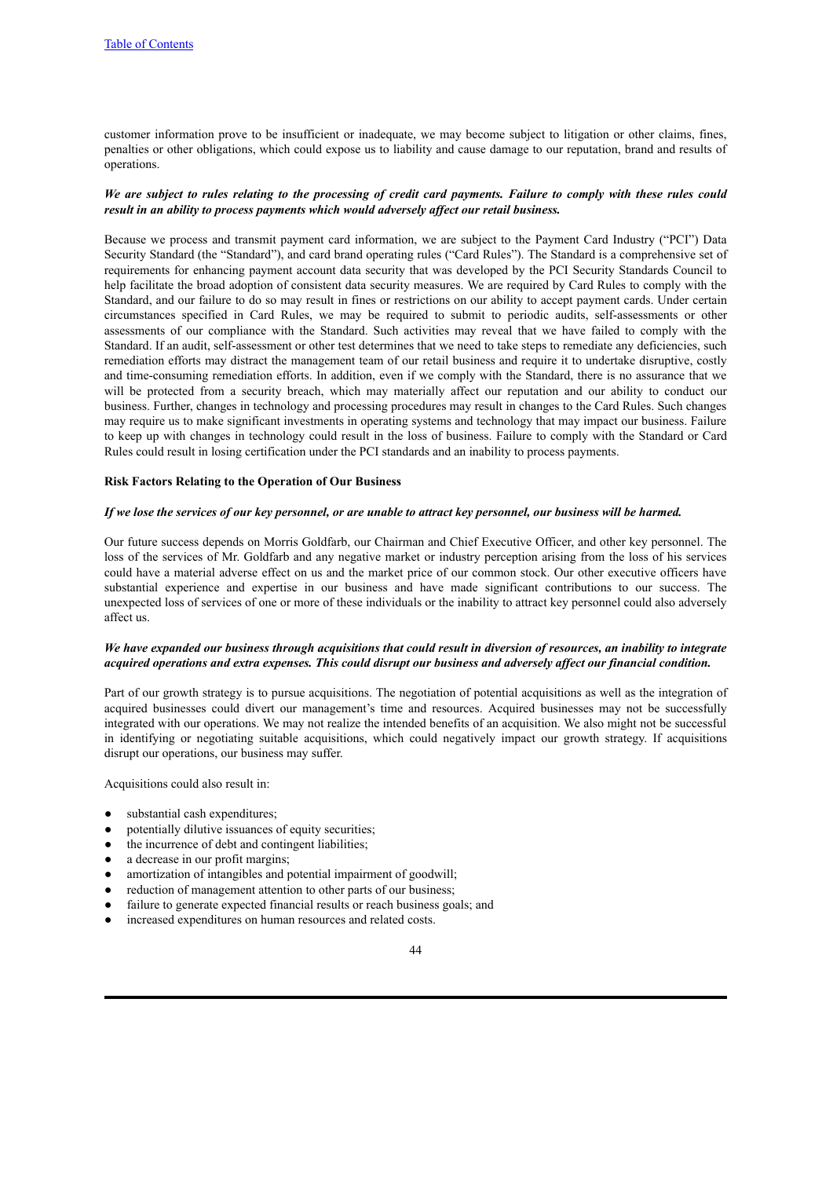customer information prove to be insufficient or inadequate, we may become subject to litigation or other claims, fines, penalties or other obligations, which could expose us to liability and cause damage to our reputation, brand and results of operations.

***We are subject to rules relating to the processing of credit card payments. Failure to comply with these rules could result in an ability to process payments which would adversely affect our retail business.***

Because we process and transmit payment card information, we are subject to the Payment Card Industry ("PCI") Data Security Standard (the "Standard"), and card brand operating rules ("Card Rules"). The Standard is a comprehensive set of requirements for enhancing payment account data security that was developed by the PCI Security Standards Council to help facilitate the broad adoption of consistent data security measures. We are required by Card Rules to comply with the Standard, and our failure to do so may result in fines or restrictions on our ability to accept payment cards. Under certain circumstances specified in Card Rules, we may be required to submit to periodic audits, self-assessments or other assessments of our compliance with the Standard. Such activities may reveal that we have failed to comply with the Standard. If an audit, self-assessment or other test determines that we need to take steps to remediate any deficiencies, such remediation efforts may distract the management team of our retail business and require it to undertake disruptive, costly and time-consuming remediation efforts. In addition, even if we comply with the Standard, there is no assurance that we will be protected from a security breach, which may materially affect our reputation and our ability to conduct our business. Further, changes in technology and processing procedures may result in changes to the Card Rules. Such changes may require us to make significant investments in operating systems and technology that may impact our business. Failure to keep up with changes in technology could result in the loss of business. Failure to comply with the Standard or Card Rules could result in losing certification under the PCI standards and an inability to process payments.

**Risk Factors Relating to the Operation of Our Business**

***If we lose the services of our key personnel, or are unable to attract key personnel, our business will be harmed.***

Our future success depends on Morris Goldfarb, our Chairman and Chief Executive Officer, and other key personnel. The loss of the services of Mr. Goldfarb and any negative market or industry perception arising from the loss of his services could have a material adverse effect on us and the market price of our common stock. Our other executive officers have substantial experience and expertise in our business and have made significant contributions to our success. The unexpected loss of services of one or more of these individuals or the inability to attract key personnel could also adversely affect us.

***We have expanded our business through acquisitions that could result in diversion of resources, an inability to integrate acquired operations and extra expenses. This could disrupt our business and adversely affect our financial condition.***

Part of our growth strategy is to pursue acquisitions. The negotiation of potential acquisitions as well as the integration of acquired businesses could divert our management's time and resources. Acquired businesses may not be successfully integrated with our operations. We may not realize the intended benefits of an acquisition. We also might not be successful in identifying or negotiating suitable acquisitions, which could negatively impact our growth strategy. If acquisitions disrupt our operations, our business may suffer.

Acquisitions could also result in:

- substantial cash expenditures;
- potentially dilutive issuances of equity securities;
- the incurrence of debt and contingent liabilities;
- a decrease in our profit margins;
- amortization of intangibles and potential impairment of goodwill;
- reduction of management attention to other parts of our business;
- failure to generate expected financial results or reach business goals; and
- increased expenditures on human resources and related costs.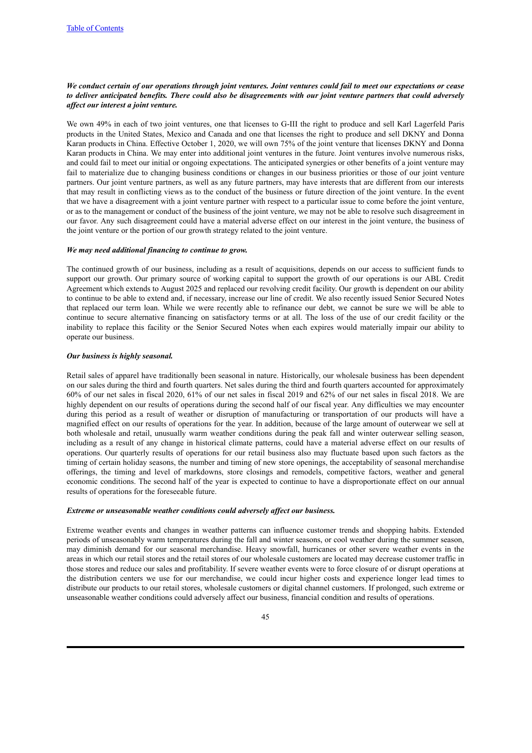***We conduct certain of our operations through joint ventures. Joint ventures could fail to meet our expectations or cease to deliver anticipated benefits. There could also be disagreements with our joint venture partners that could adversely affect our interest a joint venture.***

We own 49% in each of two joint ventures, one that licenses to G-III the right to produce and sell Karl Lagerfeld Paris products in the United States, Mexico and Canada and one that licenses the right to produce and sell DKNY and Donna Karan products in China. Effective October 1, 2020, we will own 75% of the joint venture that licenses DKNY and Donna Karan products in China. We may enter into additional joint ventures in the future. Joint ventures involve numerous risks, and could fail to meet our initial or ongoing expectations. The anticipated synergies or other benefits of a joint venture may fail to materialize due to changing business conditions or changes in our business priorities or those of our joint venture partners. Our joint venture partners, as well as any future partners, may have interests that are different from our interests that may result in conflicting views as to the conduct of the business or future direction of the joint venture. In the event that we have a disagreement with a joint venture partner with respect to a particular issue to come before the joint venture, or as to the management or conduct of the business of the joint venture, we may not be able to resolve such disagreement in our favor. Any such disagreement could have a material adverse effect on our interest in the joint venture, the business of the joint venture or the portion of our growth strategy related to the joint venture.

***We may need additional financing to continue to grow.***

The continued growth of our business, including as a result of acquisitions, depends on our access to sufficient funds to support our growth. Our primary source of working capital to support the growth of our operations is our ABL Credit Agreement which extends to August 2025 and replaced our revolving credit facility. Our growth is dependent on our ability to continue to be able to extend and, if necessary, increase our line of credit. We also recently issued Senior Secured Notes that replaced our term loan. While we were recently able to refinance our debt, we cannot be sure we will be able to continue to secure alternative financing on satisfactory terms or at all. The loss of the use of our credit facility or the inability to replace this facility or the Senior Secured Notes when each expires would materially impair our ability to operate our business.

***Our business is highly seasonal.***

Retail sales of apparel have traditionally been seasonal in nature. Historically, our wholesale business has been dependent on our sales during the third and fourth quarters. Net sales during the third and fourth quarters accounted for approximately 60% of our net sales in fiscal 2020, 61% of our net sales in fiscal 2019 and 62% of our net sales in fiscal 2018. We are highly dependent on our results of operations during the second half of our fiscal year. Any difficulties we may encounter during this period as a result of weather or disruption of manufacturing or transportation of our products will have a magnified effect on our results of operations for the year. In addition, because of the large amount of outerwear we sell at both wholesale and retail, unusually warm weather conditions during the peak fall and winter outerwear selling season, including as a result of any change in historical climate patterns, could have a material adverse effect on our results of operations. Our quarterly results of operations for our retail business also may fluctuate based upon such factors as the timing of certain holiday seasons, the number and timing of new store openings, the acceptability of seasonal merchandise offerings, the timing and level of markdowns, store closings and remodels, competitive factors, weather and general economic conditions. The second half of the year is expected to continue to have a disproportionate effect on our annual results of operations for the foreseeable future.

***Extreme or unseasonable weather conditions could adversely affect our business.***

Extreme weather events and changes in weather patterns can influence customer trends and shopping habits. Extended periods of unseasonably warm temperatures during the fall and winter seasons, or cool weather during the summer season, may diminish demand for our seasonal merchandise. Heavy snowfall, hurricanes or other severe weather events in the areas in which our retail stores and the retail stores of our wholesale customers are located may decrease customer traffic in those stores and reduce our sales and profitability. If severe weather events were to force closure of or disrupt operations at the distribution centers we use for our merchandise, we could incur higher costs and experience longer lead times to distribute our products to our retail stores, wholesale customers or digital channel customers. If prolonged, such extreme or unseasonable weather conditions could adversely affect our business, financial condition and results of operations.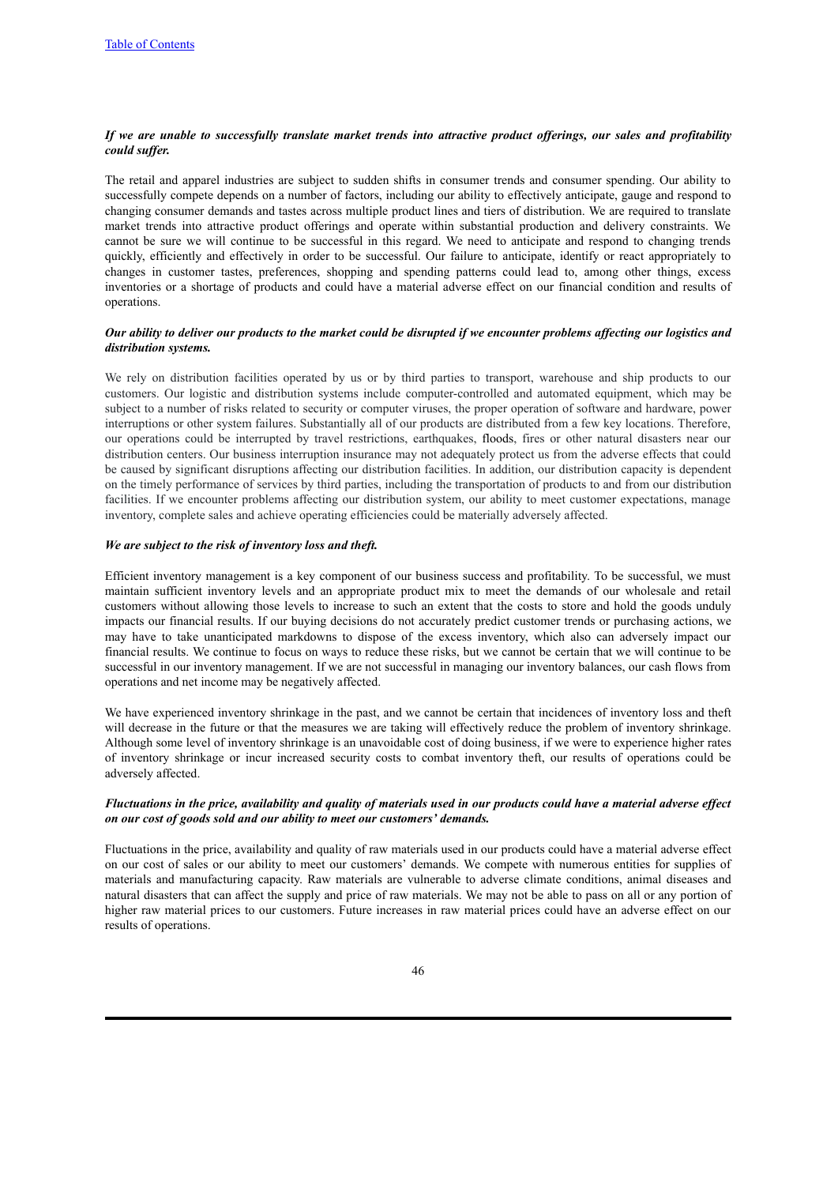*If we are unable to successfully translate market trends into attractive product offerings, our sales and profitability could suffer.*

The retail and apparel industries are subject to sudden shifts in consumer trends and consumer spending. Our ability to successfully compete depends on a number of factors, including our ability to effectively anticipate, gauge and respond to changing consumer demands and tastes across multiple product lines and tiers of distribution. We are required to translate market trends into attractive product offerings and operate within substantial production and delivery constraints. We cannot be sure we will continue to be successful in this regard. We need to anticipate and respond to changing trends quickly, efficiently and effectively in order to be successful. Our failure to anticipate, identify or react appropriately to changes in customer tastes, preferences, shopping and spending patterns could lead to, among other things, excess inventories or a shortage of products and could have a material adverse effect on our financial condition and results of operations.

*Our ability to deliver our products to the market could be disrupted if we encounter problems affecting our logistics and distribution systems.*

We rely on distribution facilities operated by us or by third parties to transport, warehouse and ship products to our customers. Our logistic and distribution systems include computer-controlled and automated equipment, which may be subject to a number of risks related to security or computer viruses, the proper operation of software and hardware, power interruptions or other system failures. Substantially all of our products are distributed from a few key locations. Therefore, our operations could be interrupted by travel restrictions, earthquakes, floods, fires or other natural disasters near our distribution centers. Our business interruption insurance may not adequately protect us from the adverse effects that could be caused by significant disruptions affecting our distribution facilities. In addition, our distribution capacity is dependent on the timely performance of services by third parties, including the transportation of products to and from our distribution facilities. If we encounter problems affecting our distribution system, our ability to meet customer expectations, manage inventory, complete sales and achieve operating efficiencies could be materially adversely affected.

*We are subject to the risk of inventory loss and theft.*

Efficient inventory management is a key component of our business success and profitability. To be successful, we must maintain sufficient inventory levels and an appropriate product mix to meet the demands of our wholesale and retail customers without allowing those levels to increase to such an extent that the costs to store and hold the goods unduly impacts our financial results. If our buying decisions do not accurately predict customer trends or purchasing actions, we may have to take unanticipated markdowns to dispose of the excess inventory, which also can adversely impact our financial results. We continue to focus on ways to reduce these risks, but we cannot be certain that we will continue to be successful in our inventory management. If we are not successful in managing our inventory balances, our cash flows from operations and net income may be negatively affected.

We have experienced inventory shrinkage in the past, and we cannot be certain that incidences of inventory loss and theft will decrease in the future or that the measures we are taking will effectively reduce the problem of inventory shrinkage. Although some level of inventory shrinkage is an unavoidable cost of doing business, if we were to experience higher rates of inventory shrinkage or incur increased security costs to combat inventory theft, our results of operations could be adversely affected.

*Fluctuations in the price, availability and quality of materials used in our products could have a material adverse effect on our cost of goods sold and our ability to meet our customers' demands.*

Fluctuations in the price, availability and quality of raw materials used in our products could have a material adverse effect on our cost of sales or our ability to meet our customers' demands. We compete with numerous entities for supplies of materials and manufacturing capacity. Raw materials are vulnerable to adverse climate conditions, animal diseases and natural disasters that can affect the supply and price of raw materials. We may not be able to pass on all or any portion of higher raw material prices to our customers. Future increases in raw material prices could have an adverse effect on our results of operations.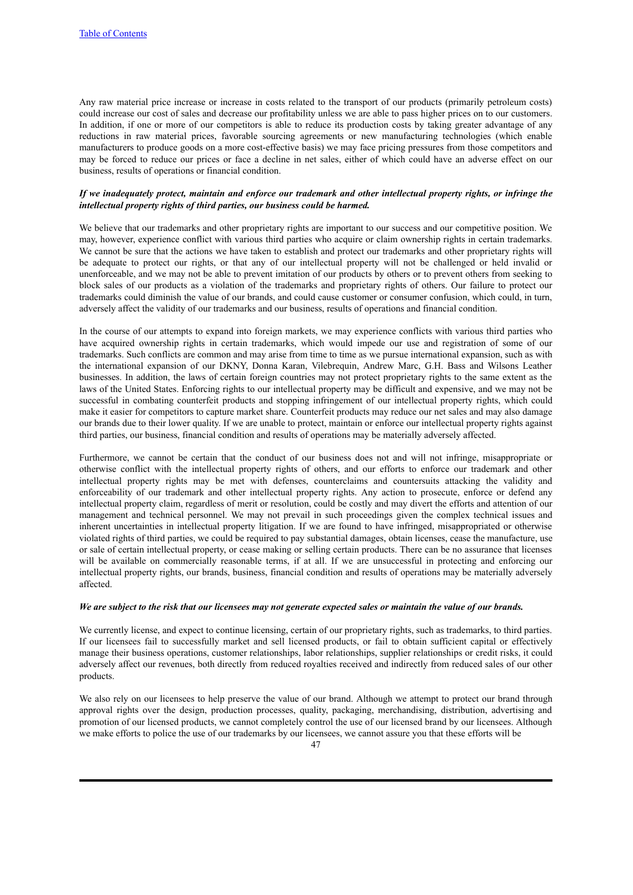Any raw material price increase or increase in costs related to the transport of our products (primarily petroleum costs) could increase our cost of sales and decrease our profitability unless we are able to pass higher prices on to our customers. In addition, if one or more of our competitors is able to reduce its production costs by taking greater advantage of any reductions in raw material prices, favorable sourcing agreements or new manufacturing technologies (which enable manufacturers to produce goods on a more cost-effective basis) we may face pricing pressures from those competitors and may be forced to reduce our prices or face a decline in net sales, either of which could have an adverse effect on our business, results of operations or financial condition.

***If we inadequately protect, maintain and enforce our trademark and other intellectual property rights, or infringe the intellectual property rights of third parties, our business could be harmed.***

We believe that our trademarks and other proprietary rights are important to our success and our competitive position. We may, however, experience conflict with various third parties who acquire or claim ownership rights in certain trademarks. We cannot be sure that the actions we have taken to establish and protect our trademarks and other proprietary rights will be adequate to protect our rights, or that any of our intellectual property will not be challenged or held invalid or unenforceable, and we may not be able to prevent imitation of our products by others or to prevent others from seeking to block sales of our products as a violation of the trademarks and proprietary rights of others. Our failure to protect our trademarks could diminish the value of our brands, and could cause customer or consumer confusion, which could, in turn, adversely affect the validity of our trademarks and our business, results of operations and financial condition.

In the course of our attempts to expand into foreign markets, we may experience conflicts with various third parties who have acquired ownership rights in certain trademarks, which would impede our use and registration of some of our trademarks. Such conflicts are common and may arise from time to time as we pursue international expansion, such as with the international expansion of our DKNY, Donna Karan, Vilebrequin, Andrew Marc, G.H. Bass and Wilsons Leather businesses. In addition, the laws of certain foreign countries may not protect proprietary rights to the same extent as the laws of the United States. Enforcing rights to our intellectual property may be difficult and expensive, and we may not be successful in combating counterfeit products and stopping infringement of our intellectual property rights, which could make it easier for competitors to capture market share. Counterfeit products may reduce our net sales and may also damage our brands due to their lower quality. If we are unable to protect, maintain or enforce our intellectual property rights against third parties, our business, financial condition and results of operations may be materially adversely affected.

Furthermore, we cannot be certain that the conduct of our business does not and will not infringe, misappropriate or otherwise conflict with the intellectual property rights of others, and our efforts to enforce our trademark and other intellectual property rights may be met with defenses, counterclaims and countersuits attacking the validity and enforceability of our trademark and other intellectual property rights. Any action to prosecute, enforce or defend any intellectual property claim, regardless of merit or resolution, could be costly and may divert the efforts and attention of our management and technical personnel. We may not prevail in such proceedings given the complex technical issues and inherent uncertainties in intellectual property litigation. If we are found to have infringed, misappropriated or otherwise violated rights of third parties, we could be required to pay substantial damages, obtain licenses, cease the manufacture, use or sale of certain intellectual property, or cease making or selling certain products. There can be no assurance that licenses will be available on commercially reasonable terms, if at all. If we are unsuccessful in protecting and enforcing our intellectual property rights, our brands, business, financial condition and results of operations may be materially adversely affected.

***We are subject to the risk that our licensees may not generate expected sales or maintain the value of our brands.***

We currently license, and expect to continue licensing, certain of our proprietary rights, such as trademarks, to third parties. If our licensees fail to successfully market and sell licensed products, or fail to obtain sufficient capital or effectively manage their business operations, customer relationships, labor relationships, supplier relationships or credit risks, it could adversely affect our revenues, both directly from reduced royalties received and indirectly from reduced sales of our other products.

We also rely on our licensees to help preserve the value of our brand. Although we attempt to protect our brand through approval rights over the design, production processes, quality, packaging, merchandising, distribution, advertising and promotion of our licensed products, we cannot completely control the use of our licensed brand by our licensees. Although we make efforts to police the use of our trademarks by our licensees, we cannot assure you that these efforts will be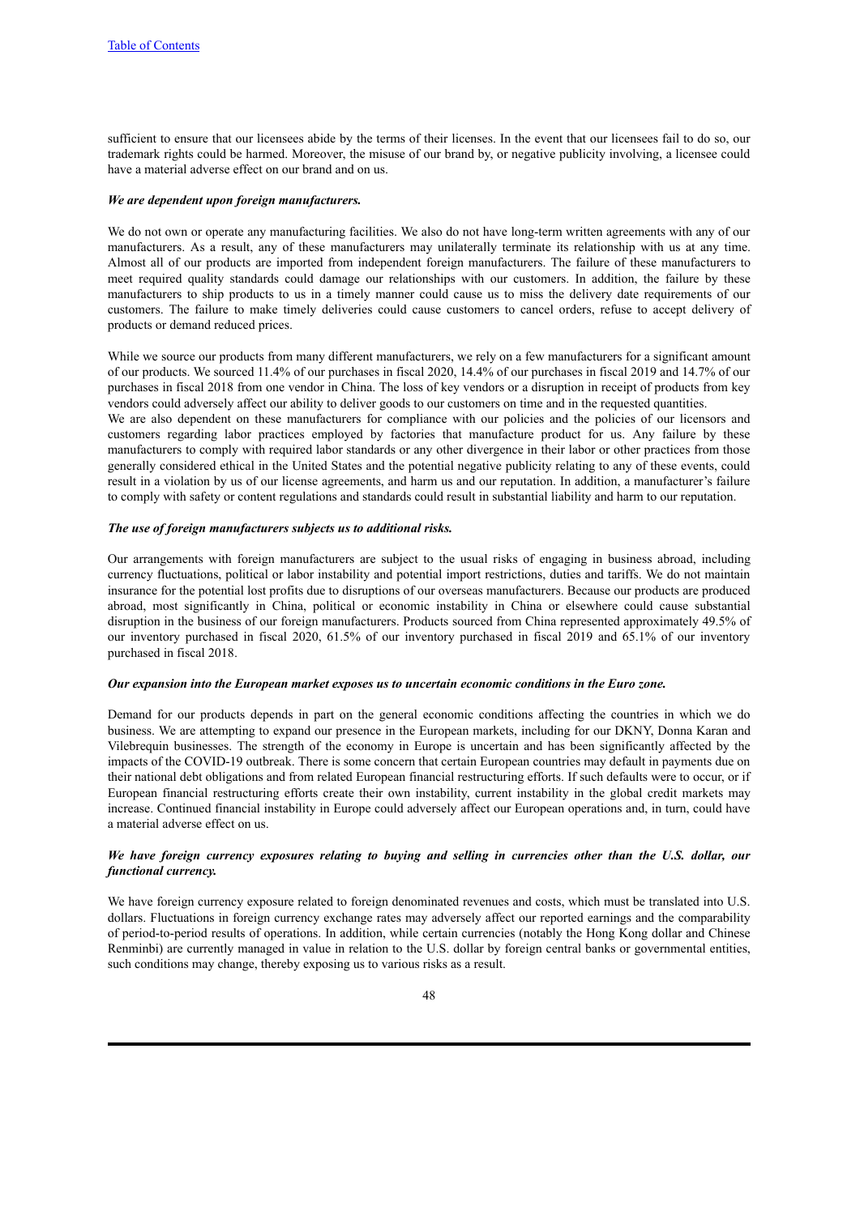sufficient to ensure that our licensees abide by the terms of their licenses. In the event that our licensees fail to do so, our trademark rights could be harmed. Moreover, the misuse of our brand by, or negative publicity involving, a licensee could have a material adverse effect on our brand and on us.

***We are dependent upon foreign manufacturers.***

We do not own or operate any manufacturing facilities. We also do not have long-term written agreements with any of our manufacturers. As a result, any of these manufacturers may unilaterally terminate its relationship with us at any time. Almost all of our products are imported from independent foreign manufacturers. The failure of these manufacturers to meet required quality standards could damage our relationships with our customers. In addition, the failure by these manufacturers to ship products to us in a timely manner could cause us to miss the delivery date requirements of our customers. The failure to make timely deliveries could cause customers to cancel orders, refuse to accept delivery of products or demand reduced prices.

While we source our products from many different manufacturers, we rely on a few manufacturers for a significant amount of our products. We sourced 11.4% of our purchases in fiscal 2020, 14.4% of our purchases in fiscal 2019 and 14.7% of our purchases in fiscal 2018 from one vendor in China. The loss of key vendors or a disruption in receipt of products from key vendors could adversely affect our ability to deliver goods to our customers on time and in the requested quantities.

We are also dependent on these manufacturers for compliance with our policies and the policies of our licensors and customers regarding labor practices employed by factories that manufacture product for us. Any failure by these manufacturers to comply with required labor standards or any other divergence in their labor or other practices from those generally considered ethical in the United States and the potential negative publicity relating to any of these events, could result in a violation by us of our license agreements, and harm us and our reputation. In addition, a manufacturer's failure to comply with safety or content regulations and standards could result in substantial liability and harm to our reputation.

***The use of foreign manufacturers subjects us to additional risks.***

Our arrangements with foreign manufacturers are subject to the usual risks of engaging in business abroad, including currency fluctuations, political or labor instability and potential import restrictions, duties and tariffs. We do not maintain insurance for the potential lost profits due to disruptions of our overseas manufacturers. Because our products are produced abroad, most significantly in China, political or economic instability in China or elsewhere could cause substantial disruption in the business of our foreign manufacturers. Products sourced from China represented approximately 49.5% of our inventory purchased in fiscal 2020, 61.5% of our inventory purchased in fiscal 2019 and 65.1% of our inventory purchased in fiscal 2018.

***Our expansion into the European market exposes us to uncertain economic conditions in the Euro zone.***

Demand for our products depends in part on the general economic conditions affecting the countries in which we do business. We are attempting to expand our presence in the European markets, including for our DKNY, Donna Karan and Vilebrequin businesses. The strength of the economy in Europe is uncertain and has been significantly affected by the impacts of the COVID-19 outbreak. There is some concern that certain European countries may default in payments due on their national debt obligations and from related European financial restructuring efforts. If such defaults were to occur, or if European financial restructuring efforts create their own instability, current instability in the global credit markets may increase. Continued financial instability in Europe could adversely affect our European operations and, in turn, could have a material adverse effect on us.

***We have foreign currency exposures relating to buying and selling in currencies other than the U.S. dollar, our functional currency.***

We have foreign currency exposure related to foreign denominated revenues and costs, which must be translated into U.S. dollars. Fluctuations in foreign currency exchange rates may adversely affect our reported earnings and the comparability of period-to-period results of operations. In addition, while certain currencies (notably the Hong Kong dollar and Chinese Renminbi) are currently managed in value in relation to the U.S. dollar by foreign central banks or governmental entities, such conditions may change, thereby exposing us to various risks as a result.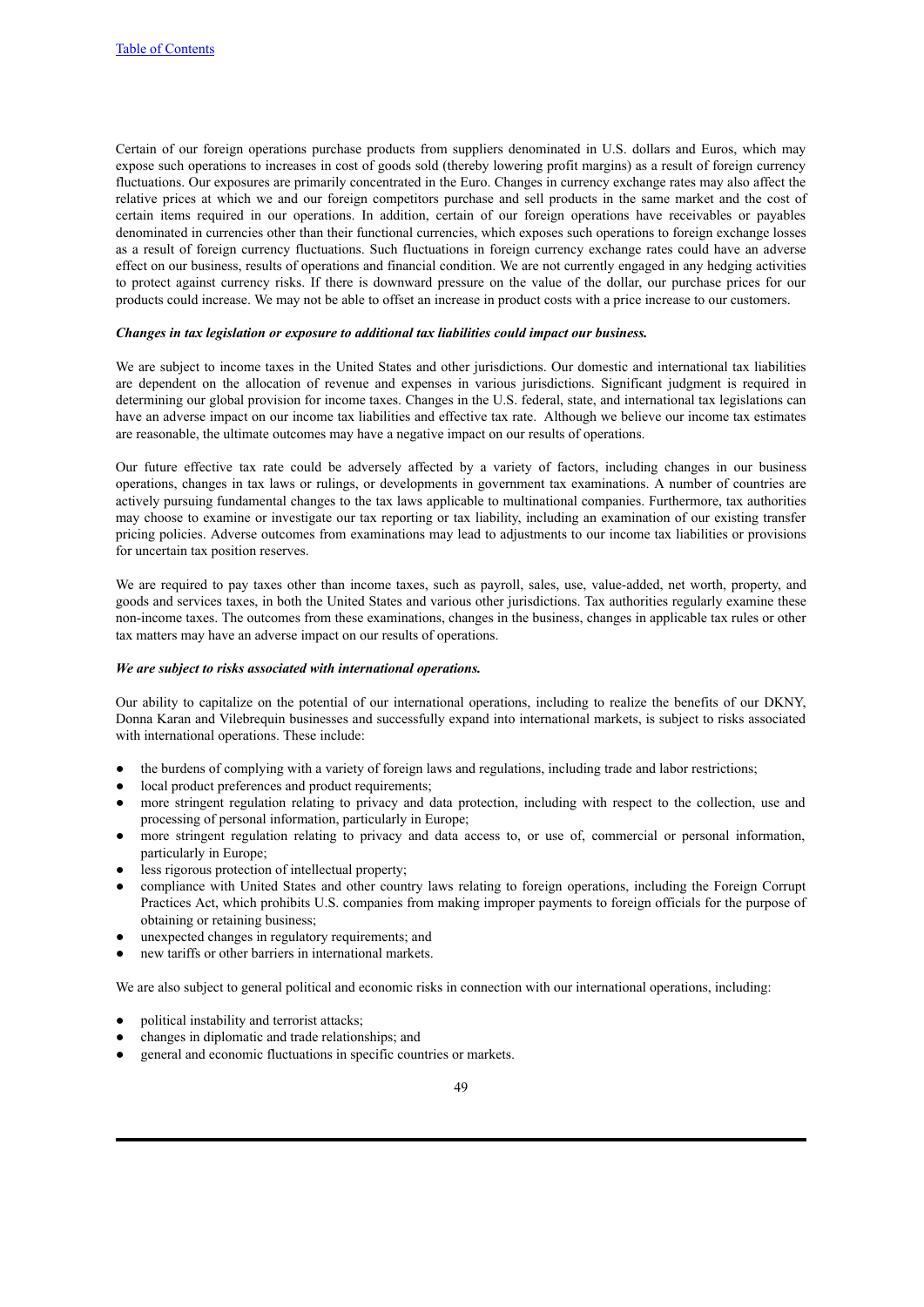Certain of our foreign operations purchase products from suppliers denominated in U.S. dollars and Euros, which may expose such operations to increases in cost of goods sold (thereby lowering profit margins) as a result of foreign currency fluctuations. Our exposures are primarily concentrated in the Euro. Changes in currency exchange rates may also affect the relative prices at which we and our foreign competitors purchase and sell products in the same market and the cost of certain items required in our operations. In addition, certain of our foreign operations have receivables or payables denominated in currencies other than their functional currencies, which exposes such operations to foreign exchange losses as a result of foreign currency fluctuations. Such fluctuations in foreign currency exchange rates could have an adverse effect on our business, results of operations and financial condition. We are not currently engaged in any hedging activities to protect against currency risks. If there is downward pressure on the value of the dollar, our purchase prices for our products could increase. We may not be able to offset an increase in product costs with a price increase to our customers.

***Changes in tax legislation or exposure to additional tax liabilities could impact our business.***

We are subject to income taxes in the United States and other jurisdictions. Our domestic and international tax liabilities are dependent on the allocation of revenue and expenses in various jurisdictions. Significant judgment is required in determining our global provision for income taxes. Changes in the U.S. federal, state, and international tax legislations can have an adverse impact on our income tax liabilities and effective tax rate. Although we believe our income tax estimates are reasonable, the ultimate outcomes may have a negative impact on our results of operations.

Our future effective tax rate could be adversely affected by a variety of factors, including changes in our business operations, changes in tax laws or rulings, or developments in government tax examinations. A number of countries are actively pursuing fundamental changes to the tax laws applicable to multinational companies. Furthermore, tax authorities may choose to examine or investigate our tax reporting or tax liability, including an examination of our existing transfer pricing policies. Adverse outcomes from examinations may lead to adjustments to our income tax liabilities or provisions for uncertain tax position reserves.

We are required to pay taxes other than income taxes, such as payroll, sales, use, value-added, net worth, property, and goods and services taxes, in both the United States and various other jurisdictions. Tax authorities regularly examine these non-income taxes. The outcomes from these examinations, changes in the business, changes in applicable tax rules or other tax matters may have an adverse impact on our results of operations.

***We are subject to risks associated with international operations.***

Our ability to capitalize on the potential of our international operations, including to realize the benefits of our DKNY, Donna Karan and Vilebrequin businesses and successfully expand into international markets, is subject to risks associated with international operations. These include:

- the burdens of complying with a variety of foreign laws and regulations, including trade and labor restrictions;
- local product preferences and product requirements;
- more stringent regulation relating to privacy and data protection, including with respect to the collection, use and processing of personal information, particularly in Europe;
- more stringent regulation relating to privacy and data access to, or use of, commercial or personal information, particularly in Europe;
- less rigorous protection of intellectual property;
- compliance with United States and other country laws relating to foreign operations, including the Foreign Corrupt Practices Act, which prohibits U.S. companies from making improper payments to foreign officials for the purpose of obtaining or retaining business;
- unexpected changes in regulatory requirements; and
- new tariffs or other barriers in international markets.

We are also subject to general political and economic risks in connection with our international operations, including:

- political instability and terrorist attacks;
- changes in diplomatic and trade relationships; and
- general and economic fluctuations in specific countries or markets.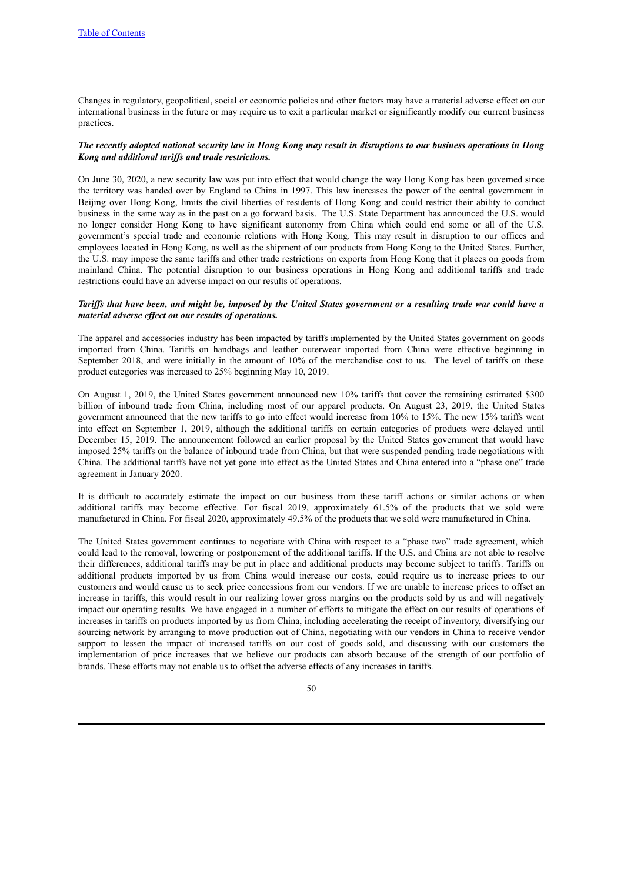Changes in regulatory, geopolitical, social or economic policies and other factors may have a material adverse effect on our international business in the future or may require us to exit a particular market or significantly modify our current business practices.

***The recently adopted national security law in Hong Kong may result in disruptions to our business operations in Hong Kong and additional tariffs and trade restrictions.***

On June 30, 2020, a new security law was put into effect that would change the way Hong Kong has been governed since the territory was handed over by England to China in 1997. This law increases the power of the central government in Beijing over Hong Kong, limits the civil liberties of residents of Hong Kong and could restrict their ability to conduct business in the same way as in the past on a go forward basis. The U.S. State Department has announced the U.S. would no longer consider Hong Kong to have significant autonomy from China which could end some or all of the U.S. government's special trade and economic relations with Hong Kong. This may result in disruption to our offices and employees located in Hong Kong, as well as the shipment of our products from Hong Kong to the United States. Further, the U.S. may impose the same tariffs and other trade restrictions on exports from Hong Kong that it places on goods from mainland China. The potential disruption to our business operations in Hong Kong and additional tariffs and trade restrictions could have an adverse impact on our results of operations.

***Tariffs that have been, and might be, imposed by the United States government or a resulting trade war could have a material adverse effect on our results of operations.***

The apparel and accessories industry has been impacted by tariffs implemented by the United States government on goods imported from China. Tariffs on handbags and leather outerwear imported from China were effective beginning in September 2018, and were initially in the amount of 10% of the merchandise cost to us. The level of tariffs on these product categories was increased to 25% beginning May 10, 2019.

On August 1, 2019, the United States government announced new 10% tariffs that cover the remaining estimated $300 billion of inbound trade from China, including most of our apparel products. On August 23, 2019, the United States government announced that the new tariffs to go into effect would increase from 10% to 15%. The new 15% tariffs went into effect on September 1, 2019, although the additional tariffs on certain categories of products were delayed until December 15, 2019. The announcement followed an earlier proposal by the United States government that would have imposed 25% tariffs on the balance of inbound trade from China, but that were suspended pending trade negotiations with China. The additional tariffs have not yet gone into effect as the United States and China entered into a "phase one" trade agreement in January 2020.

It is difficult to accurately estimate the impact on our business from these tariff actions or similar actions or when additional tariffs may become effective. For fiscal 2019, approximately 61.5% of the products that we sold were manufactured in China. For fiscal 2020, approximately 49.5% of the products that we sold were manufactured in China.

The United States government continues to negotiate with China with respect to a "phase two" trade agreement, which could lead to the removal, lowering or postponement of the additional tariffs. If the U.S. and China are not able to resolve their differences, additional tariffs may be put in place and additional products may become subject to tariffs. Tariffs on additional products imported by us from China would increase our costs, could require us to increase prices to our customers and would cause us to seek price concessions from our vendors. If we are unable to increase prices to offset an increase in tariffs, this would result in our realizing lower gross margins on the products sold by us and will negatively impact our operating results. We have engaged in a number of efforts to mitigate the effect on our results of operations of increases in tariffs on products imported by us from China, including accelerating the receipt of inventory, diversifying our sourcing network by arranging to move production out of China, negotiating with our vendors in China to receive vendor support to lessen the impact of increased tariffs on our cost of goods sold, and discussing with our customers the implementation of price increases that we believe our products can absorb because of the strength of our portfolio of brands. These efforts may not enable us to offset the adverse effects of any increases in tariffs.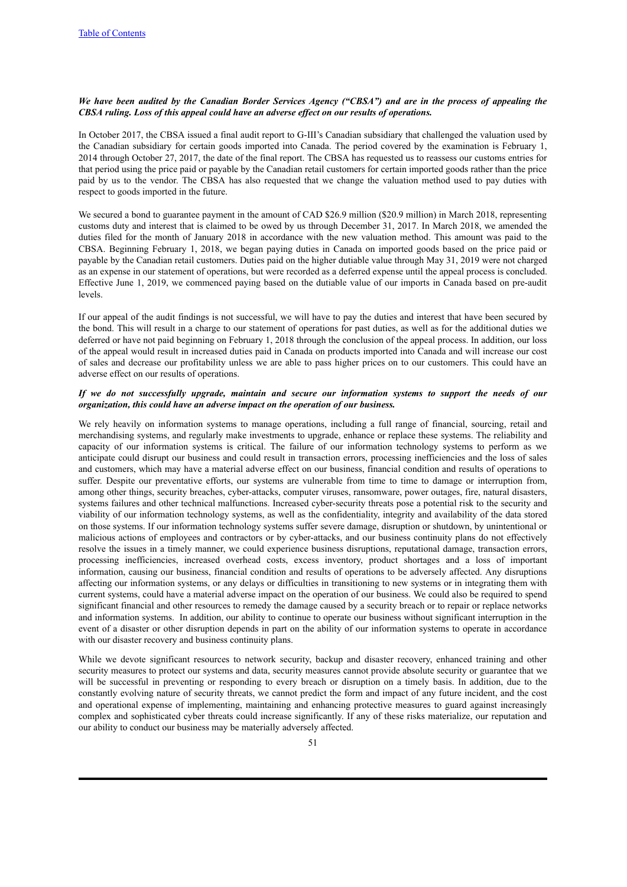[Table of Contents](#)

***We have been audited by the Canadian Border Services Agency ("CBSA") and are in the process of appealing the CBSA ruling. Loss of this appeal could have an adverse effect on our results of operations.***

In October 2017, the CBSA issued a final audit report to G-III's Canadian subsidiary that challenged the valuation used by the Canadian subsidiary for certain goods imported into Canada. The period covered by the examination is February 1, 2014 through October 27, 2017, the date of the final report. The CBSA has requested us to reassess our customs entries for that period using the price paid or payable by the Canadian retail customers for certain imported goods rather than the price paid by us to the vendor. The CBSA has also requested that we change the valuation method used to pay duties with respect to goods imported in the future.

We secured a bond to guarantee payment in the amount of CAD $26.9 million ($20.9 million) in March 2018, representing customs duty and interest that is claimed to be owed by us through December 31, 2017. In March 2018, we amended the duties filed for the month of January 2018 in accordance with the new valuation method. This amount was paid to the CBSA. Beginning February 1, 2018, we began paying duties in Canada on imported goods based on the price paid or payable by the Canadian retail customers. Duties paid on the higher dutiable value through May 31, 2019 were not charged as an expense in our statement of operations, but were recorded as a deferred expense until the appeal process is concluded. Effective June 1, 2019, we commenced paying based on the dutiable value of our imports in Canada based on pre-audit levels.

If our appeal of the audit findings is not successful, we will have to pay the duties and interest that have been secured by the bond. This will result in a charge to our statement of operations for past duties, as well as for the additional duties we deferred or have not paid beginning on February 1, 2018 through the conclusion of the appeal process. In addition, our loss of the appeal would result in increased duties paid in Canada on products imported into Canada and will increase our cost of sales and decrease our profitability unless we are able to pass higher prices on to our customers. This could have an adverse effect on our results of operations.

***If we do not successfully upgrade, maintain and secure our information systems to support the needs of our organization, this could have an adverse impact on the operation of our business.***

We rely heavily on information systems to manage operations, including a full range of financial, sourcing, retail and merchandising systems, and regularly make investments to upgrade, enhance or replace these systems. The reliability and capacity of our information systems is critical. The failure of our information technology systems to perform as we anticipate could disrupt our business and could result in transaction errors, processing inefficiencies and the loss of sales and customers, which may have a material adverse effect on our business, financial condition and results of operations to suffer. Despite our preventative efforts, our systems are vulnerable from time to time to damage or interruption from, among other things, security breaches, cyber-attacks, computer viruses, ransomware, power outages, fire, natural disasters, systems failures and other technical malfunctions. Increased cyber-security threats pose a potential risk to the security and viability of our information technology systems, as well as the confidentiality, integrity and availability of the data stored on those systems. If our information technology systems suffer severe damage, disruption or shutdown, by unintentional or malicious actions of employees and contractors or by cyber-attacks, and our business continuity plans do not effectively resolve the issues in a timely manner, we could experience business disruptions, reputational damage, transaction errors, processing inefficiencies, increased overhead costs, excess inventory, product shortages and a loss of important information, causing our business, financial condition and results of operations to be adversely affected. Any disruptions affecting our information systems, or any delays or difficulties in transitioning to new systems or in integrating them with current systems, could have a material adverse impact on the operation of our business. We could also be required to spend significant financial and other resources to remedy the damage caused by a security breach or to repair or replace networks and information systems. In addition, our ability to continue to operate our business without significant interruption in the event of a disaster or other disruption depends in part on the ability of our information systems to operate in accordance with our disaster recovery and business continuity plans.

While we devote significant resources to network security, backup and disaster recovery, enhanced training and other security measures to protect our systems and data, security measures cannot provide absolute security or guarantee that we will be successful in preventing or responding to every breach or disruption on a timely basis. In addition, due to the constantly evolving nature of security threats, we cannot predict the form and impact of any future incident, and the cost and operational expense of implementing, maintaining and enhancing protective measures to guard against increasingly complex and sophisticated cyber threats could increase significantly. If any of these risks materialize, our reputation and our ability to conduct our business may be materially adversely affected.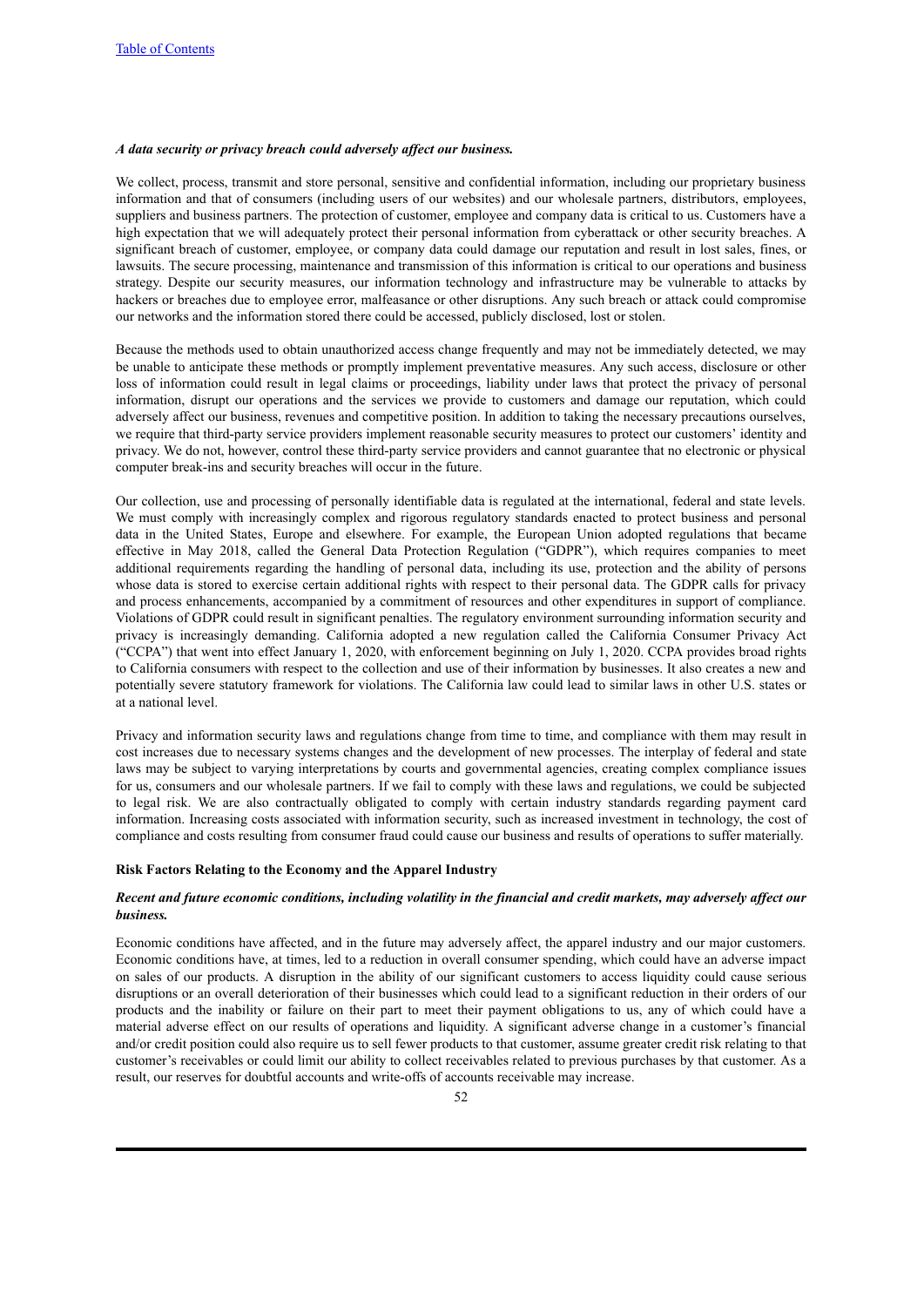***A data security or privacy breach could adversely affect our business.***

We collect, process, transmit and store personal, sensitive and confidential information, including our proprietary business information and that of consumers (including users of our websites) and our wholesale partners, distributors, employees, suppliers and business partners. The protection of customer, employee and company data is critical to us. Customers have a high expectation that we will adequately protect their personal information from cyberattack or other security breaches. A significant breach of customer, employee, or company data could damage our reputation and result in lost sales, fines, or lawsuits. The secure processing, maintenance and transmission of this information is critical to our operations and business strategy. Despite our security measures, our information technology and infrastructure may be vulnerable to attacks by hackers or breaches due to employee error, malfeasance or other disruptions. Any such breach or attack could compromise our networks and the information stored there could be accessed, publicly disclosed, lost or stolen.

Because the methods used to obtain unauthorized access change frequently and may not be immediately detected, we may be unable to anticipate these methods or promptly implement preventative measures. Any such access, disclosure or other loss of information could result in legal claims or proceedings, liability under laws that protect the privacy of personal information, disrupt our operations and the services we provide to customers and damage our reputation, which could adversely affect our business, revenues and competitive position. In addition to taking the necessary precautions ourselves, we require that third-party service providers implement reasonable security measures to protect our customers' identity and privacy. We do not, however, control these third-party service providers and cannot guarantee that no electronic or physical computer break-ins and security breaches will occur in the future.

Our collection, use and processing of personally identifiable data is regulated at the international, federal and state levels. We must comply with increasingly complex and rigorous regulatory standards enacted to protect business and personal data in the United States, Europe and elsewhere. For example, the European Union adopted regulations that became effective in May 2018, called the General Data Protection Regulation ("GDPR"), which requires companies to meet additional requirements regarding the handling of personal data, including its use, protection and the ability of persons whose data is stored to exercise certain additional rights with respect to their personal data. The GDPR calls for privacy and process enhancements, accompanied by a commitment of resources and other expenditures in support of compliance. Violations of GDPR could result in significant penalties. The regulatory environment surrounding information security and privacy is increasingly demanding. California adopted a new regulation called the California Consumer Privacy Act ("CCPA") that went into effect January 1, 2020, with enforcement beginning on July 1, 2020. CCPA provides broad rights to California consumers with respect to the collection and use of their information by businesses. It also creates a new and potentially severe statutory framework for violations. The California law could lead to similar laws in other U.S. states or at a national level.

Privacy and information security laws and regulations change from time to time, and compliance with them may result in cost increases due to necessary systems changes and the development of new processes. The interplay of federal and state laws may be subject to varying interpretations by courts and governmental agencies, creating complex compliance issues for us, consumers and our wholesale partners. If we fail to comply with these laws and regulations, we could be subjected to legal risk. We are also contractually obligated to comply with certain industry standards regarding payment card information. Increasing costs associated with information security, such as increased investment in technology, the cost of compliance and costs resulting from consumer fraud could cause our business and results of operations to suffer materially.

**Risk Factors Relating to the Economy and the Apparel Industry**

***Recent and future economic conditions, including volatility in the financial and credit markets, may adversely affect our business.***

Economic conditions have affected, and in the future may adversely affect, the apparel industry and our major customers. Economic conditions have, at times, led to a reduction in overall consumer spending, which could have an adverse impact on sales of our products. A disruption in the ability of our significant customers to access liquidity could cause serious disruptions or an overall deterioration of their businesses which could lead to a significant reduction in their orders of our products and the inability or failure on their part to meet their payment obligations to us, any of which could have a material adverse effect on our results of operations and liquidity. A significant adverse change in a customer's financial and/or credit position could also require us to sell fewer products to that customer, assume greater credit risk relating to that customer's receivables or could limit our ability to collect receivables related to previous purchases by that customer. As a result, our reserves for doubtful accounts and write-offs of accounts receivable may increase.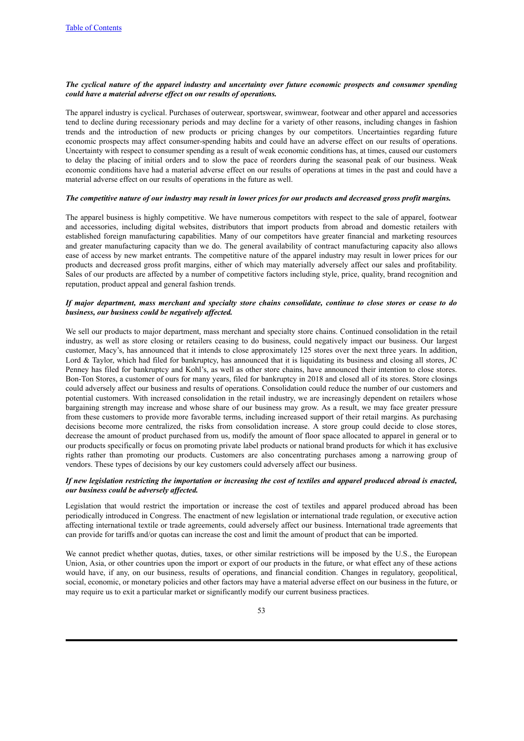***The cyclical nature of the apparel industry and uncertainty over future economic prospects and consumer spending could have a material adverse effect on our results of operations.***

The apparel industry is cyclical. Purchases of outerwear, sportswear, swimwear, footwear and other apparel and accessories tend to decline during recessionary periods and may decline for a variety of other reasons, including changes in fashion trends and the introduction of new products or pricing changes by our competitors. Uncertainties regarding future economic prospects may affect consumer-spending habits and could have an adverse effect on our results of operations. Uncertainty with respect to consumer spending as a result of weak economic conditions has, at times, caused our customers to delay the placing of initial orders and to slow the pace of reorders during the seasonal peak of our business. Weak economic conditions have had a material adverse effect on our results of operations at times in the past and could have a material adverse effect on our results of operations in the future as well.

***The competitive nature of our industry may result in lower prices for our products and decreased gross profit margins.***

The apparel business is highly competitive. We have numerous competitors with respect to the sale of apparel, footwear and accessories, including digital websites, distributors that import products from abroad and domestic retailers with established foreign manufacturing capabilities. Many of our competitors have greater financial and marketing resources and greater manufacturing capacity than we do. The general availability of contract manufacturing capacity also allows ease of access by new market entrants. The competitive nature of the apparel industry may result in lower prices for our products and decreased gross profit margins, either of which may materially adversely affect our sales and profitability. Sales of our products are affected by a number of competitive factors including style, price, quality, brand recognition and reputation, product appeal and general fashion trends.

***If major department, mass merchant and specialty store chains consolidate, continue to close stores or cease to do business, our business could be negatively affected.***

We sell our products to major department, mass merchant and specialty store chains. Continued consolidation in the retail industry, as well as store closing or retailers ceasing to do business, could negatively impact our business. Our largest customer, Macy's, has announced that it intends to close approximately 125 stores over the next three years. In addition, Lord & Taylor, which had filed for bankruptcy, has announced that it is liquidating its business and closing all stores, JC Penney has filed for bankruptcy and Kohl's, as well as other store chains, have announced their intention to close stores. Bon-Ton Stores, a customer of ours for many years, filed for bankruptcy in 2018 and closed all of its stores. Store closings could adversely affect our business and results of operations. Consolidation could reduce the number of our customers and potential customers. With increased consolidation in the retail industry, we are increasingly dependent on retailers whose bargaining strength may increase and whose share of our business may grow. As a result, we may face greater pressure from these customers to provide more favorable terms, including increased support of their retail margins. As purchasing decisions become more centralized, the risks from consolidation increase. A store group could decide to close stores, decrease the amount of product purchased from us, modify the amount of floor space allocated to apparel in general or to our products specifically or focus on promoting private label products or national brand products for which it has exclusive rights rather than promoting our products. Customers are also concentrating purchases among a narrowing group of vendors. These types of decisions by our key customers could adversely affect our business.

***If new legislation restricting the importation or increasing the cost of textiles and apparel produced abroad is enacted, our business could be adversely affected.***

Legislation that would restrict the importation or increase the cost of textiles and apparel produced abroad has been periodically introduced in Congress. The enactment of new legislation or international trade regulation, or executive action affecting international textile or trade agreements, could adversely affect our business. International trade agreements that can provide for tariffs and/or quotas can increase the cost and limit the amount of product that can be imported.

We cannot predict whether quotas, duties, taxes, or other similar restrictions will be imposed by the U.S., the European Union, Asia, or other countries upon the import or export of our products in the future, or what effect any of these actions would have, if any, on our business, results of operations, and financial condition. Changes in regulatory, geopolitical, social, economic, or monetary policies and other factors may have a material adverse effect on our business in the future, or may require us to exit a particular market or significantly modify our current business practices.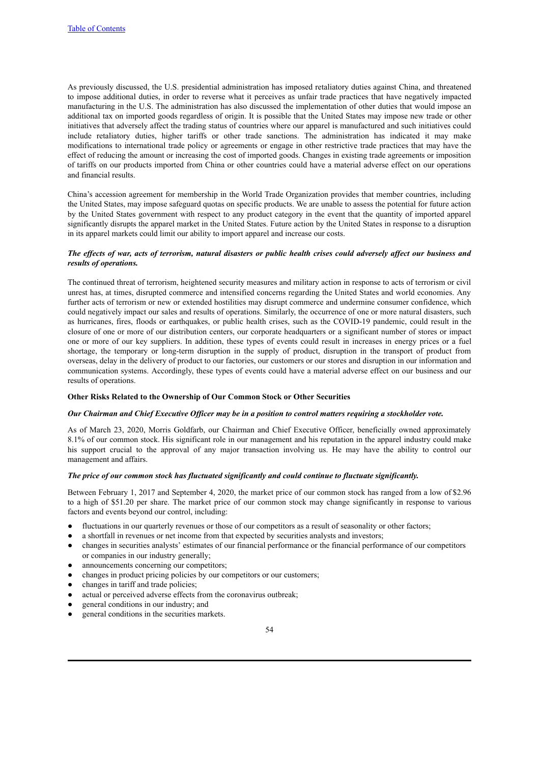As previously discussed, the U.S. presidential administration has imposed retaliatory duties against China, and threatened to impose additional duties, in order to reverse what it perceives as unfair trade practices that have negatively impacted manufacturing in the U.S. The administration has also discussed the implementation of other duties that would impose an additional tax on imported goods regardless of origin. It is possible that the United States may impose new trade or other initiatives that adversely affect the trading status of countries where our apparel is manufactured and such initiatives could include retaliatory duties, higher tariffs or other trade sanctions. The administration has indicated it may make modifications to international trade policy or agreements or engage in other restrictive trade practices that may have the effect of reducing the amount or increasing the cost of imported goods. Changes in existing trade agreements or imposition of tariffs on our products imported from China or other countries could have a material adverse effect on our operations and financial results.

China's accession agreement for membership in the World Trade Organization provides that member countries, including the United States, may impose safeguard quotas on specific products. We are unable to assess the potential for future action by the United States government with respect to any product category in the event that the quantity of imported apparel significantly disrupts the apparel market in the United States. Future action by the United States in response to a disruption in its apparel markets could limit our ability to import apparel and increase our costs.

***The effects of war, acts of terrorism, natural disasters or public health crises could adversely affect our business and results of operations.***

The continued threat of terrorism, heightened security measures and military action in response to acts of terrorism or civil unrest has, at times, disrupted commerce and intensified concerns regarding the United States and world economies. Any further acts of terrorism or new or extended hostilities may disrupt commerce and undermine consumer confidence, which could negatively impact our sales and results of operations. Similarly, the occurrence of one or more natural disasters, such as hurricanes, fires, floods or earthquakes, or public health crises, such as the COVID-19 pandemic, could result in the closure of one or more of our distribution centers, our corporate headquarters or a significant number of stores or impact one or more of our key suppliers. In addition, these types of events could result in increases in energy prices or a fuel shortage, the temporary or long-term disruption in the supply of product, disruption in the transport of product from overseas, delay in the delivery of product to our factories, our customers or our stores and disruption in our information and communication systems. Accordingly, these types of events could have a material adverse effect on our business and our results of operations.

**Other Risks Related to the Ownership of Our Common Stock or Other Securities**

***Our Chairman and Chief Executive Officer may be in a position to control matters requiring a stockholder vote.***

As of March 23, 2020, Morris Goldfarb, our Chairman and Chief Executive Officer, beneficially owned approximately 8.1% of our common stock. His significant role in our management and his reputation in the apparel industry could make his support crucial to the approval of any major transaction involving us. He may have the ability to control our management and affairs.

***The price of our common stock has fluctuated significantly and could continue to fluctuate significantly.***

Between February 1, 2017 and September 4, 2020, the market price of our common stock has ranged from a low of $2.96 to a high of $51.20 per share. The market price of our common stock may change significantly in response to various factors and events beyond our control, including:

- fluctuations in our quarterly revenues or those of our competitors as a result of seasonality or other factors;
- a shortfall in revenues or net income from that expected by securities analysts and investors;
- changes in securities analysts' estimates of our financial performance or the financial performance of our competitors or companies in our industry generally;
- announcements concerning our competitors;
- changes in product pricing policies by our competitors or our customers;
- changes in tariff and trade policies;
- actual or perceived adverse effects from the coronavirus outbreak;
- general conditions in our industry; and
- general conditions in the securities markets.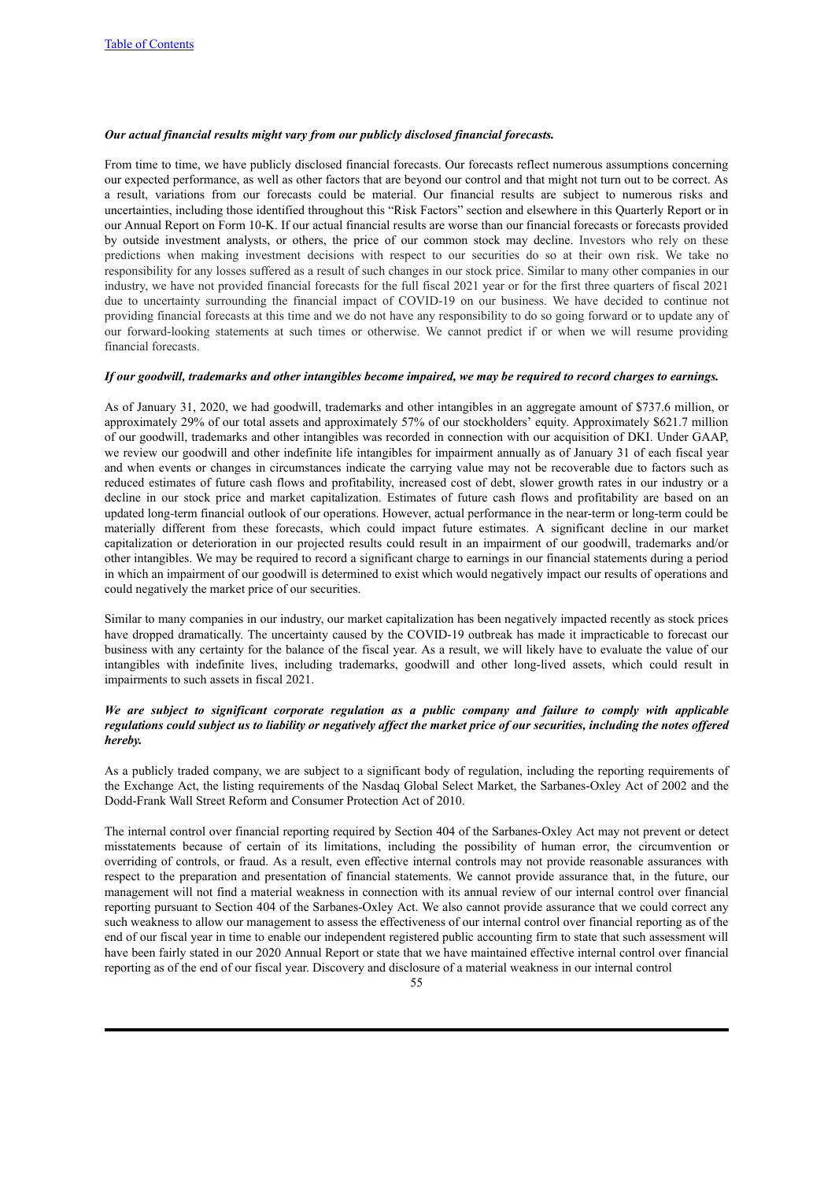*Our actual financial results might vary from our publicly disclosed financial forecasts.*

From time to time, we have publicly disclosed financial forecasts. Our forecasts reflect numerous assumptions concerning our expected performance, as well as other factors that are beyond our control and that might not turn out to be correct. As a result, variations from our forecasts could be material. Our financial results are subject to numerous risks and uncertainties, including those identified throughout this "Risk Factors" section and elsewhere in this Quarterly Report or in our Annual Report on Form 10-K. If our actual financial results are worse than our financial forecasts or forecasts provided by outside investment analysts, or others, the price of our common stock may decline. Investors who rely on these predictions when making investment decisions with respect to our securities do so at their own risk. We take no responsibility for any losses suffered as a result of such changes in our stock price. Similar to many other companies in our industry, we have not provided financial forecasts for the full fiscal 2021 year or for the first three quarters of fiscal 2021 due to uncertainty surrounding the financial impact of COVID-19 on our business. We have decided to continue not providing financial forecasts at this time and we do not have any responsibility to do so going forward or to update any of our forward-looking statements at such times or otherwise. We cannot predict if or when we will resume providing financial forecasts.

***If our goodwill, trademarks and other intangibles become impaired, we may be required to record charges to earnings.***

As of January 31, 2020, we had goodwill, trademarks and other intangibles in an aggregate amount of $737.6 million, or approximately 29% of our total assets and approximately 57% of our stockholders' equity. Approximately $621.7 million of our goodwill, trademarks and other intangibles was recorded in connection with our acquisition of DKI. Under GAAP, we review our goodwill and other indefinite life intangibles for impairment annually as of January 31 of each fiscal year and when events or changes in circumstances indicate the carrying value may not be recoverable due to factors such as reduced estimates of future cash flows and profitability, increased cost of debt, slower growth rates in our industry or a decline in our stock price and market capitalization. Estimates of future cash flows and profitability are based on an updated long-term financial outlook of our operations. However, actual performance in the near-term or long-term could be materially different from these forecasts, which could impact future estimates. A significant decline in our market capitalization or deterioration in our projected results could result in an impairment of our goodwill, trademarks and/or other intangibles. We may be required to record a significant charge to earnings in our financial statements during a period in which an impairment of our goodwill is determined to exist which would negatively impact our results of operations and could negatively the market price of our securities.

Similar to many companies in our industry, our market capitalization has been negatively impacted recently as stock prices have dropped dramatically. The uncertainty caused by the COVID-19 outbreak has made it impracticable to forecast our business with any certainty for the balance of the fiscal year. As a result, we will likely have to evaluate the value of our intangibles with indefinite lives, including trademarks, goodwill and other long-lived assets, which could result in impairments to such assets in fiscal 2021.

***We are subject to significant corporate regulation as a public company and failure to comply with applicable regulations could subject us to liability or negatively affect the market price of our securities, including the notes offered hereby.***

As a publicly traded company, we are subject to a significant body of regulation, including the reporting requirements of the Exchange Act, the listing requirements of the Nasdaq Global Select Market, the Sarbanes-Oxley Act of 2002 and the Dodd-Frank Wall Street Reform and Consumer Protection Act of 2010.

The internal control over financial reporting required by Section 404 of the Sarbanes-Oxley Act may not prevent or detect misstatements because of certain of its limitations, including the possibility of human error, the circumvention or overriding of controls, or fraud. As a result, even effective internal controls may not provide reasonable assurances with respect to the preparation and presentation of financial statements. We cannot provide assurance that, in the future, our management will not find a material weakness in connection with its annual review of our internal control over financial reporting pursuant to Section 404 of the Sarbanes-Oxley Act. We also cannot provide assurance that we could correct any such weakness to allow our management to assess the effectiveness of our internal control over financial reporting as of the end of our fiscal year in time to enable our independent registered public accounting firm to state that such assessment will have been fairly stated in our 2020 Annual Report or state that we have maintained effective internal control over financial reporting as of the end of our fiscal year. Discovery and disclosure of a material weakness in our internal control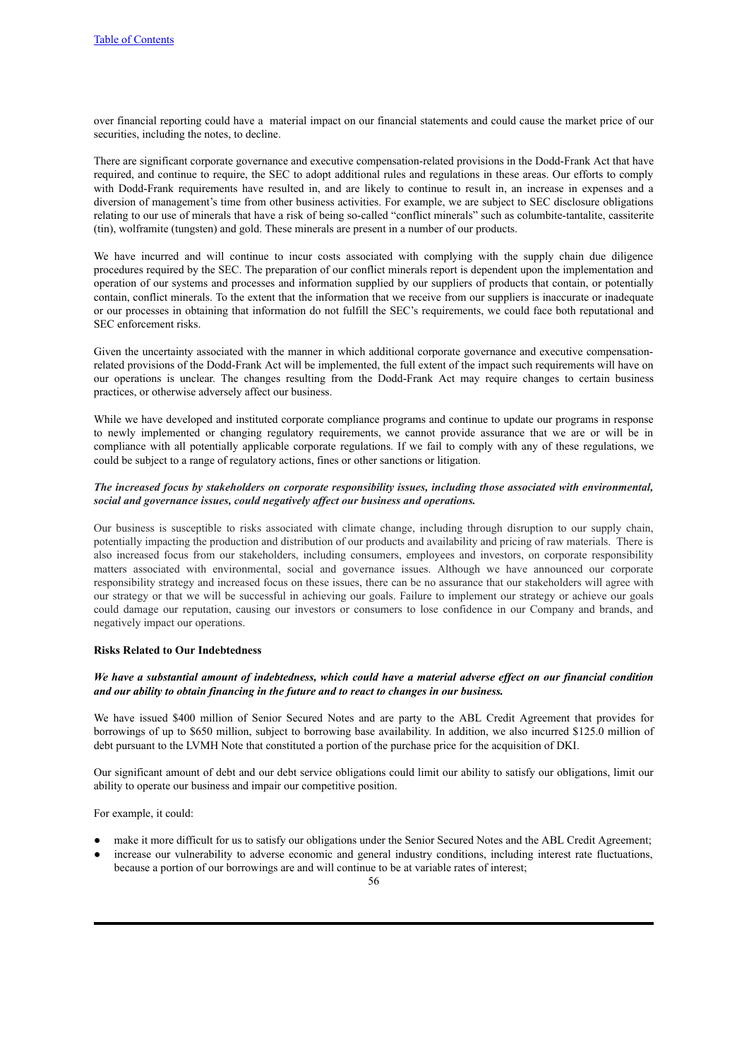over financial reporting could have a material impact on our financial statements and could cause the market price of our securities, including the notes, to decline.

There are significant corporate governance and executive compensation-related provisions in the Dodd-Frank Act that have required, and continue to require, the SEC to adopt additional rules and regulations in these areas. Our efforts to comply with Dodd-Frank requirements have resulted in, and are likely to continue to result in, an increase in expenses and a diversion of management's time from other business activities. For example, we are subject to SEC disclosure obligations relating to our use of minerals that have a risk of being so-called "conflict minerals" such as columbite-tantalite, cassiterite (tin), wolframite (tungsten) and gold. These minerals are present in a number of our products.

We have incurred and will continue to incur costs associated with complying with the supply chain due diligence procedures required by the SEC. The preparation of our conflict minerals report is dependent upon the implementation and operation of our systems and processes and information supplied by our suppliers of products that contain, or potentially contain, conflict minerals. To the extent that the information that we receive from our suppliers is inaccurate or inadequate or our processes in obtaining that information do not fulfill the SEC's requirements, we could face both reputational and SEC enforcement risks.

Given the uncertainty associated with the manner in which additional corporate governance and executive compensation-related provisions of the Dodd-Frank Act will be implemented, the full extent of the impact such requirements will have on our operations is unclear. The changes resulting from the Dodd-Frank Act may require changes to certain business practices, or otherwise adversely affect our business.

While we have developed and instituted corporate compliance programs and continue to update our programs in response to newly implemented or changing regulatory requirements, we cannot provide assurance that we are or will be in compliance with all potentially applicable corporate regulations. If we fail to comply with any of these regulations, we could be subject to a range of regulatory actions, fines or other sanctions or litigation.

***The increased focus by stakeholders on corporate responsibility issues, including those associated with environmental, social and governance issues, could negatively affect our business and operations.***

Our business is susceptible to risks associated with climate change, including through disruption to our supply chain, potentially impacting the production and distribution of our products and availability and pricing of raw materials. There is also increased focus from our stakeholders, including consumers, employees and investors, on corporate responsibility matters associated with environmental, social and governance issues. Although we have announced our corporate responsibility strategy and increased focus on these issues, there can be no assurance that our stakeholders will agree with our strategy or that we will be successful in achieving our goals. Failure to implement our strategy or achieve our goals could damage our reputation, causing our investors or consumers to lose confidence in our Company and brands, and negatively impact our operations.

**Risks Related to Our Indebtedness**

***We have a substantial amount of indebtedness, which could have a material adverse effect on our financial condition and our ability to obtain financing in the future and to react to changes in our business.***

We have issued $400 million of Senior Secured Notes and are party to the ABL Credit Agreement that provides for borrowings of up to $650 million, subject to borrowing base availability. In addition, we also incurred $125.0 million of debt pursuant to the LVMH Note that constituted a portion of the purchase price for the acquisition of DKI.

Our significant amount of debt and our debt service obligations could limit our ability to satisfy our obligations, limit our ability to operate our business and impair our competitive position.

For example, it could:

- make it more difficult for us to satisfy our obligations under the Senior Secured Notes and the ABL Credit Agreement;
- increase our vulnerability to adverse economic and general industry conditions, including interest rate fluctuations, because a portion of our borrowings are and will continue to be at variable rates of interest;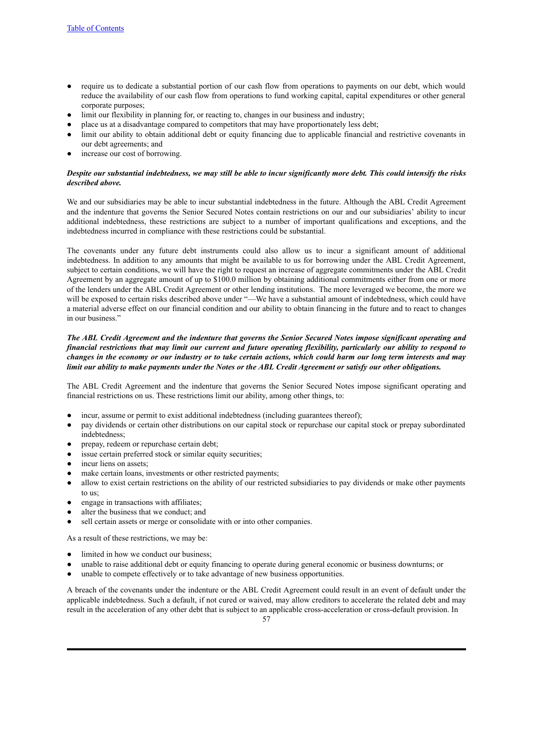- require us to dedicate a substantial portion of our cash flow from operations to payments on our debt, which would reduce the availability of our cash flow from operations to fund working capital, capital expenditures or other general corporate purposes;
- limit our flexibility in planning for, or reacting to, changes in our business and industry;
- place us at a disadvantage compared to competitors that may have proportionately less debt;
- limit our ability to obtain additional debt or equity financing due to applicable financial and restrictive covenants in our debt agreements; and
- increase our cost of borrowing.

***Despite our substantial indebtedness, we may still be able to incur significantly more debt. This could intensify the risks described above.***

We and our subsidiaries may be able to incur substantial indebtedness in the future. Although the ABL Credit Agreement and the indenture that governs the Senior Secured Notes contain restrictions on our and our subsidiaries' ability to incur additional indebtedness, these restrictions are subject to a number of important qualifications and exceptions, and the indebtedness incurred in compliance with these restrictions could be substantial.

The covenants under any future debt instruments could also allow us to incur a significant amount of additional indebtedness. In addition to any amounts that might be available to us for borrowing under the ABL Credit Agreement, subject to certain conditions, we will have the right to request an increase of aggregate commitments under the ABL Credit Agreement by an aggregate amount of up to $100.0 million by obtaining additional commitments either from one or more of the lenders under the ABL Credit Agreement or other lending institutions. The more leveraged we become, the more we will be exposed to certain risks described above under "—We have a substantial amount of indebtedness, which could have a material adverse effect on our financial condition and our ability to obtain financing in the future and to react to changes in our business."

***The ABL Credit Agreement and the indenture that governs the Senior Secured Notes impose significant operating and financial restrictions that may limit our current and future operating flexibility, particularly our ability to respond to changes in the economy or our industry or to take certain actions, which could harm our long term interests and may limit our ability to make payments under the Notes or the ABL Credit Agreement or satisfy our other obligations.***

The ABL Credit Agreement and the indenture that governs the Senior Secured Notes impose significant operating and financial restrictions on us. These restrictions limit our ability, among other things, to:

- incur, assume or permit to exist additional indebtedness (including guarantees thereof);
- pay dividends or certain other distributions on our capital stock or repurchase our capital stock or prepay subordinated indebtedness;
- prepay, redeem or repurchase certain debt;
- issue certain preferred stock or similar equity securities;
- incur liens on assets;
- make certain loans, investments or other restricted payments;
- allow to exist certain restrictions on the ability of our restricted subsidiaries to pay dividends or make other payments to us;
- engage in transactions with affiliates;
- alter the business that we conduct; and
- sell certain assets or merge or consolidate with or into other companies.

As a result of these restrictions, we may be:

- limited in how we conduct our business;
- unable to raise additional debt or equity financing to operate during general economic or business downturns; or
- unable to compete effectively or to take advantage of new business opportunities.

A breach of the covenants under the indenture or the ABL Credit Agreement could result in an event of default under the applicable indebtedness. Such a default, if not cured or waived, may allow creditors to accelerate the related debt and may result in the acceleration of any other debt that is subject to an applicable cross-acceleration or cross-default provision. In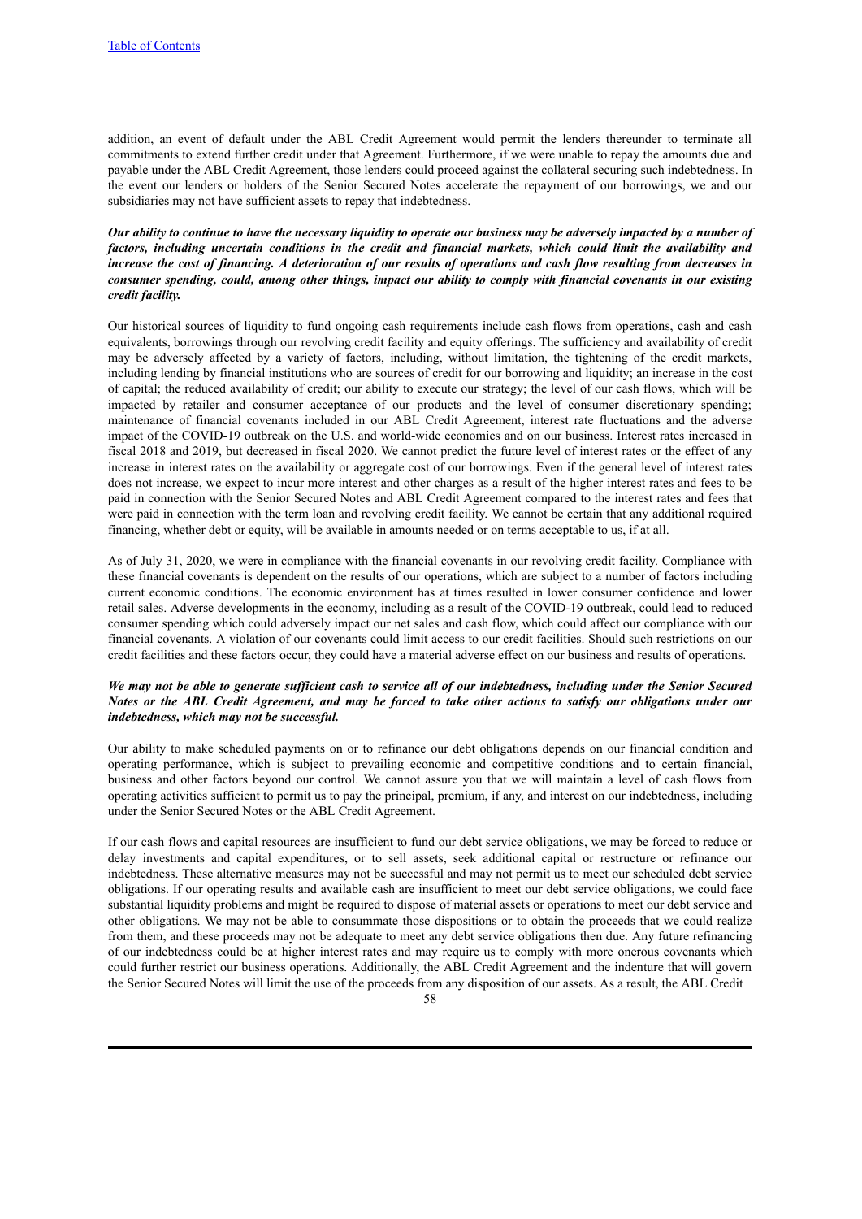addition, an event of default under the ABL Credit Agreement would permit the lenders thereunder to terminate all commitments to extend further credit under that Agreement. Furthermore, if we were unable to repay the amounts due and payable under the ABL Credit Agreement, those lenders could proceed against the collateral securing such indebtedness. In the event our lenders or holders of the Senior Secured Notes accelerate the repayment of our borrowings, we and our subsidiaries may not have sufficient assets to repay that indebtedness.

***Our ability to continue to have the necessary liquidity to operate our business may be adversely impacted by a number of factors, including uncertain conditions in the credit and financial markets, which could limit the availability and increase the cost of financing. A deterioration of our results of operations and cash flow resulting from decreases in consumer spending, could, among other things, impact our ability to comply with financial covenants in our existing credit facility.***

Our historical sources of liquidity to fund ongoing cash requirements include cash flows from operations, cash and cash equivalents, borrowings through our revolving credit facility and equity offerings. The sufficiency and availability of credit may be adversely affected by a variety of factors, including, without limitation, the tightening of the credit markets, including lending by financial institutions who are sources of credit for our borrowing and liquidity; an increase in the cost of capital; the reduced availability of credit; our ability to execute our strategy; the level of our cash flows, which will be impacted by retailer and consumer acceptance of our products and the level of consumer discretionary spending; maintenance of financial covenants included in our ABL Credit Agreement, interest rate fluctuations and the adverse impact of the COVID-19 outbreak on the U.S. and world-wide economies and on our business. Interest rates increased in fiscal 2018 and 2019, but decreased in fiscal 2020. We cannot predict the future level of interest rates or the effect of any increase in interest rates on the availability or aggregate cost of our borrowings. Even if the general level of interest rates does not increase, we expect to incur more interest and other charges as a result of the higher interest rates and fees to be paid in connection with the Senior Secured Notes and ABL Credit Agreement compared to the interest rates and fees that were paid in connection with the term loan and revolving credit facility. We cannot be certain that any additional required financing, whether debt or equity, will be available in amounts needed or on terms acceptable to us, if at all.

As of July 31, 2020, we were in compliance with the financial covenants in our revolving credit facility. Compliance with these financial covenants is dependent on the results of our operations, which are subject to a number of factors including current economic conditions. The economic environment has at times resulted in lower consumer confidence and lower retail sales. Adverse developments in the economy, including as a result of the COVID-19 outbreak, could lead to reduced consumer spending which could adversely impact our net sales and cash flow, which could affect our compliance with our financial covenants. A violation of our covenants could limit access to our credit facilities. Should such restrictions on our credit facilities and these factors occur, they could have a material adverse effect on our business and results of operations.

***We may not be able to generate sufficient cash to service all of our indebtedness, including under the Senior Secured Notes or the ABL Credit Agreement, and may be forced to take other actions to satisfy our obligations under our indebtedness, which may not be successful.***

Our ability to make scheduled payments on or to refinance our debt obligations depends on our financial condition and operating performance, which is subject to prevailing economic and competitive conditions and to certain financial, business and other factors beyond our control. We cannot assure you that we will maintain a level of cash flows from operating activities sufficient to permit us to pay the principal, premium, if any, and interest on our indebtedness, including under the Senior Secured Notes or the ABL Credit Agreement.

If our cash flows and capital resources are insufficient to fund our debt service obligations, we may be forced to reduce or delay investments and capital expenditures, or to sell assets, seek additional capital or restructure or refinance our indebtedness. These alternative measures may not be successful and may not permit us to meet our scheduled debt service obligations. If our operating results and available cash are insufficient to meet our debt service obligations, we could face substantial liquidity problems and might be required to dispose of material assets or operations to meet our debt service and other obligations. We may not be able to consummate those dispositions or to obtain the proceeds that we could realize from them, and these proceeds may not be adequate to meet any debt service obligations then due. Any future refinancing of our indebtedness could be at higher interest rates and may require us to comply with more onerous covenants which could further restrict our business operations. Additionally, the ABL Credit Agreement and the indenture that will govern the Senior Secured Notes will limit the use of the proceeds from any disposition of our assets. As a result, the ABL Credit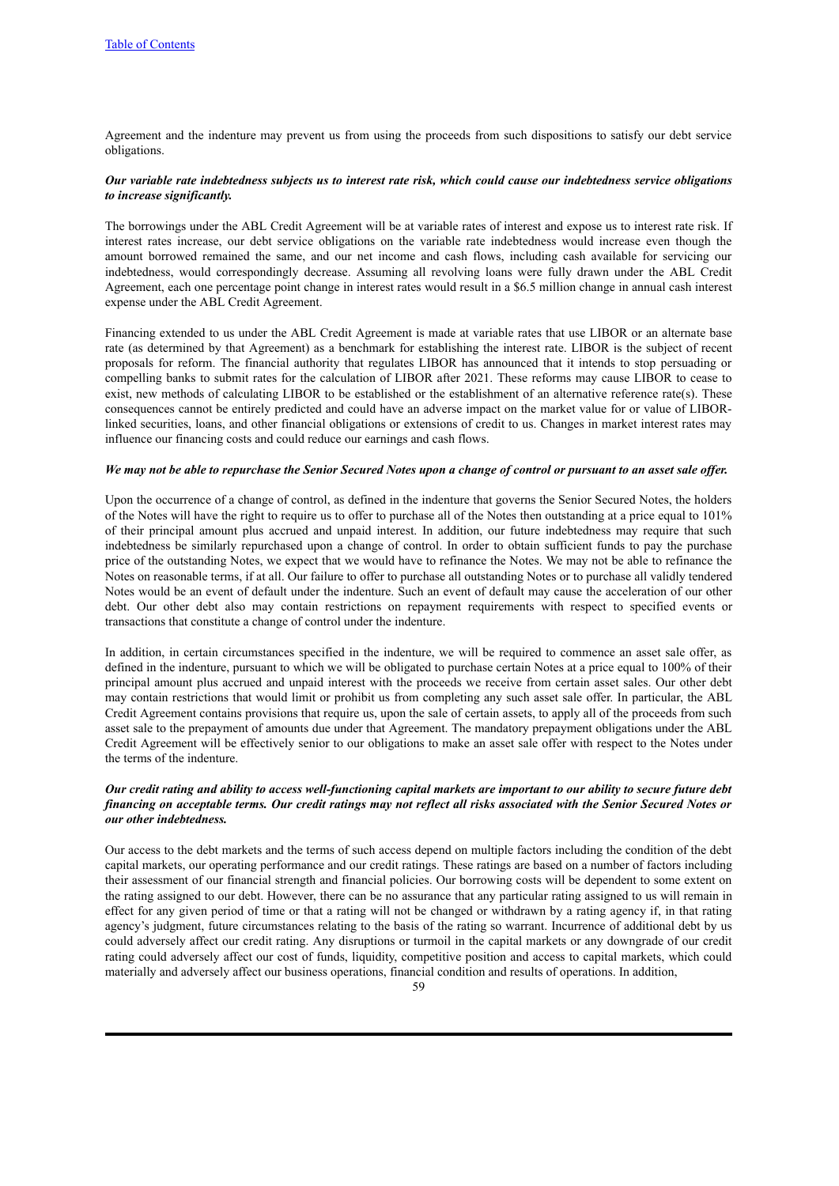Agreement and the indenture may prevent us from using the proceeds from such dispositions to satisfy our debt service obligations.

***Our variable rate indebtedness subjects us to interest rate risk, which could cause our indebtedness service obligations to increase significantly.***

The borrowings under the ABL Credit Agreement will be at variable rates of interest and expose us to interest rate risk. If interest rates increase, our debt service obligations on the variable rate indebtedness would increase even though the amount borrowed remained the same, and our net income and cash flows, including cash available for servicing our indebtedness, would correspondingly decrease. Assuming all revolving loans were fully drawn under the ABL Credit Agreement, each one percentage point change in interest rates would result in a $6.5 million change in annual cash interest expense under the ABL Credit Agreement.

Financing extended to us under the ABL Credit Agreement is made at variable rates that use LIBOR or an alternate base rate (as determined by that Agreement) as a benchmark for establishing the interest rate. LIBOR is the subject of recent proposals for reform. The financial authority that regulates LIBOR has announced that it intends to stop persuading or compelling banks to submit rates for the calculation of LIBOR after 2021. These reforms may cause LIBOR to cease to exist, new methods of calculating LIBOR to be established or the establishment of an alternative reference rate(s). These consequences cannot be entirely predicted and could have an adverse impact on the market value for or value of LIBOR-linked securities, loans, and other financial obligations or extensions of credit to us. Changes in market interest rates may influence our financing costs and could reduce our earnings and cash flows.

***We may not be able to repurchase the Senior Secured Notes upon a change of control or pursuant to an asset sale offer.***

Upon the occurrence of a change of control, as defined in the indenture that governs the Senior Secured Notes, the holders of the Notes will have the right to require us to offer to purchase all of the Notes then outstanding at a price equal to 101% of their principal amount plus accrued and unpaid interest. In addition, our future indebtedness may require that such indebtedness be similarly repurchased upon a change of control. In order to obtain sufficient funds to pay the purchase price of the outstanding Notes, we expect that we would have to refinance the Notes. We may not be able to refinance the Notes on reasonable terms, if at all. Our failure to offer to purchase all outstanding Notes or to purchase all validly tendered Notes would be an event of default under the indenture. Such an event of default may cause the acceleration of our other debt. Our other debt also may contain restrictions on repayment requirements with respect to specified events or transactions that constitute a change of control under the indenture.

In addition, in certain circumstances specified in the indenture, we will be required to commence an asset sale offer, as defined in the indenture, pursuant to which we will be obligated to purchase certain Notes at a price equal to 100% of their principal amount plus accrued and unpaid interest with the proceeds we receive from certain asset sales. Our other debt may contain restrictions that would limit or prohibit us from completing any such asset sale offer. In particular, the ABL Credit Agreement contains provisions that require us, upon the sale of certain assets, to apply all of the proceeds from such asset sale to the prepayment of amounts due under that Agreement. The mandatory prepayment obligations under the ABL Credit Agreement will be effectively senior to our obligations to make an asset sale offer with respect to the Notes under the terms of the indenture.

***Our credit rating and ability to access well-functioning capital markets are important to our ability to secure future debt financing on acceptable terms. Our credit ratings may not reflect all risks associated with the Senior Secured Notes or our other indebtedness.***

Our access to the debt markets and the terms of such access depend on multiple factors including the condition of the debt capital markets, our operating performance and our credit ratings. These ratings are based on a number of factors including their assessment of our financial strength and financial policies. Our borrowing costs will be dependent to some extent on the rating assigned to our debt. However, there can be no assurance that any particular rating assigned to us will remain in effect for any given period of time or that a rating will not be changed or withdrawn by a rating agency if, in that rating agency's judgment, future circumstances relating to the basis of the rating so warrant. Incurrence of additional debt by us could adversely affect our credit rating. Any disruptions or turmoil in the capital markets or any downgrade of our credit rating could adversely affect our cost of funds, liquidity, competitive position and access to capital markets, which could materially and adversely affect our business operations, financial condition and results of operations. In addition,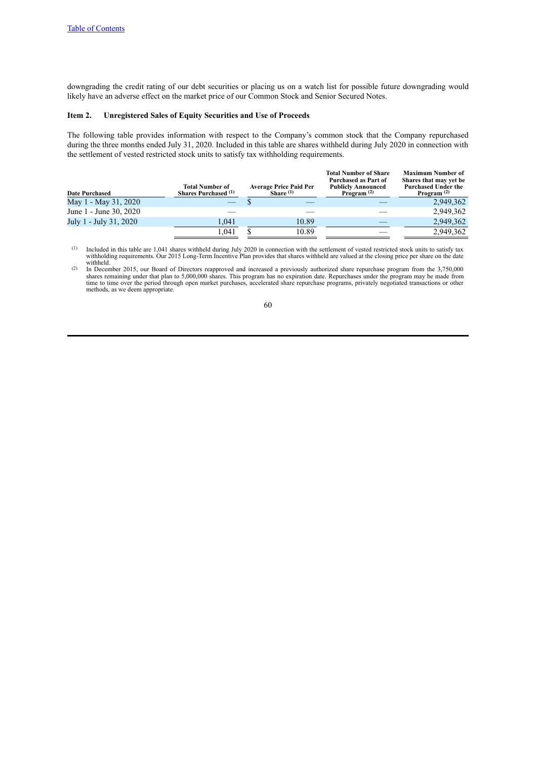downgrading the credit rating of our debt securities or placing us on a watch list for possible future downgrading would likely have an adverse effect on the market price of our Common Stock and Senior Secured Notes.

### Item 2. Unregistered Sales of Equity Securities and Use of Proceeds

The following table provides information with respect to the Company's common stock that the Company repurchased during the three months ended July 31, 2020. Included in this table are shares withheld during July 2020 in connection with the settlement of vested restricted stock units to satisfy tax withholding requirements.

| Date Purchased | Total Number of Shares Purchased (1) | Average Price Paid Per Share (1) | Total Number of Share Purchased as Part of Publicly Announced Program (2) | Maximum Number of Shares that may yet be Purchased Under the Program (2) |
|---|---|---|---|---|
| May 1 - May 31, 2020 | — | $ — | — | 2,949,362 |
| June 1 - June 30, 2020 | — | — | — | 2,949,362 |
| July 1 - July 31, 2020 | 1,041 | 10.89 | — | 2,949,362 |
| | 1,041 | $ 10.89 | — | 2,949,362 |

(1) Included in this table are 1,041 shares withheld during July 2020 in connection with the settlement of vested restricted stock units to satisfy tax withholding requirements. Our 2015 Long-Term Incentive Plan provides that shares withheld are valued at the closing price per share on the date withheld.

(2) In December 2015, our Board of Directors reapproved and increased a previously authorized share repurchase program from the 3,750,000 shares remaining under that plan to 5,000,000 shares. This program has no expiration date. Repurchases under the program may be made from time to time over the period through open market purchases, accelerated share repurchase programs, privately negotiated transactions or other methods, as we deem appropriate.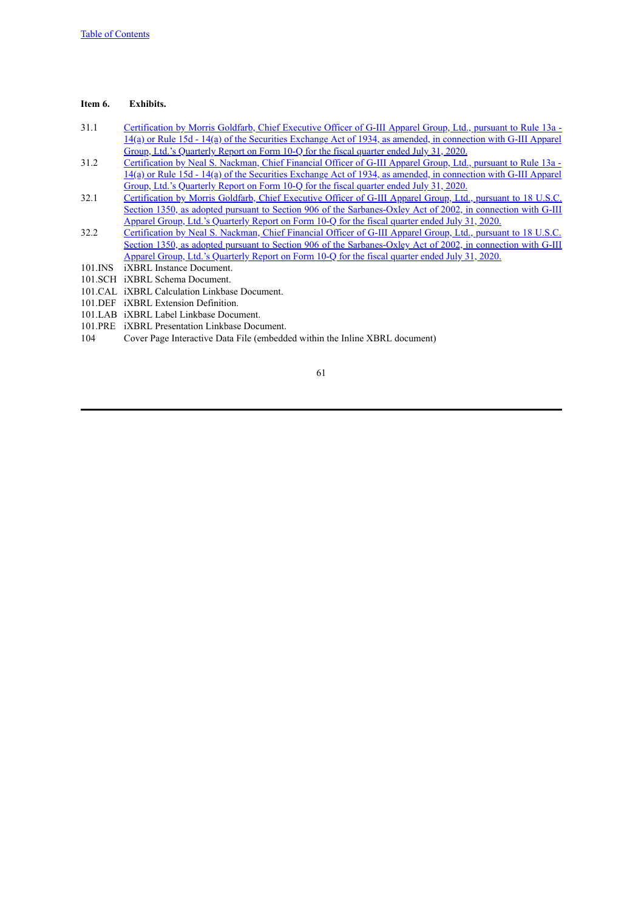**Item 6. Exhibits.**

| | |
|---|---|
| 31.1 | Certification by Morris Goldfarb, Chief Executive Officer of G-III Apparel Group, Ltd., pursuant to Rule 13a - 14(a) or Rule 15d - 14(a) of the Securities Exchange Act of 1934, as amended, in connection with G-III Apparel Group, Ltd.'s Quarterly Report on Form 10-Q for the fiscal quarter ended July 31, 2020. |
| 31.2 | Certification by Neal S. Nackman, Chief Financial Officer of G-III Apparel Group, Ltd., pursuant to Rule 13a - 14(a) or Rule 15d - 14(a) of the Securities Exchange Act of 1934, as amended, in connection with G-III Apparel Group, Ltd.'s Quarterly Report on Form 10-Q for the fiscal quarter ended July 31, 2020. |
| 32.1 | Certification by Morris Goldfarb, Chief Executive Officer of G-III Apparel Group, Ltd., pursuant to 18 U.S.C. Section 1350, as adopted pursuant to Section 906 of the Sarbanes-Oxley Act of 2002, in connection with G-III Apparel Group, Ltd.'s Quarterly Report on Form 10-Q for the fiscal quarter ended July 31, 2020. |
| 32.2 | Certification by Neal S. Nackman, Chief Financial Officer of G-III Apparel Group, Ltd., pursuant to 18 U.S.C. Section 1350, as adopted pursuant to Section 906 of the Sarbanes-Oxley Act of 2002, in connection with G-III Apparel Group, Ltd.'s Quarterly Report on Form 10-Q for the fiscal quarter ended July 31, 2020. |
| 101.INS | iXBRL Instance Document. |
| 101.SCH | iXBRL Schema Document. |
| 101.CAL | iXBRL Calculation Linkbase Document. |
| 101.DEF | iXBRL Extension Definition. |
| 101.LAB | iXBRL Label Linkbase Document. |
| 101.PRE | iXBRL Presentation Linkbase Document. |
| 104 | Cover Page Interactive Data File (embedded within the Inline XBRL document) |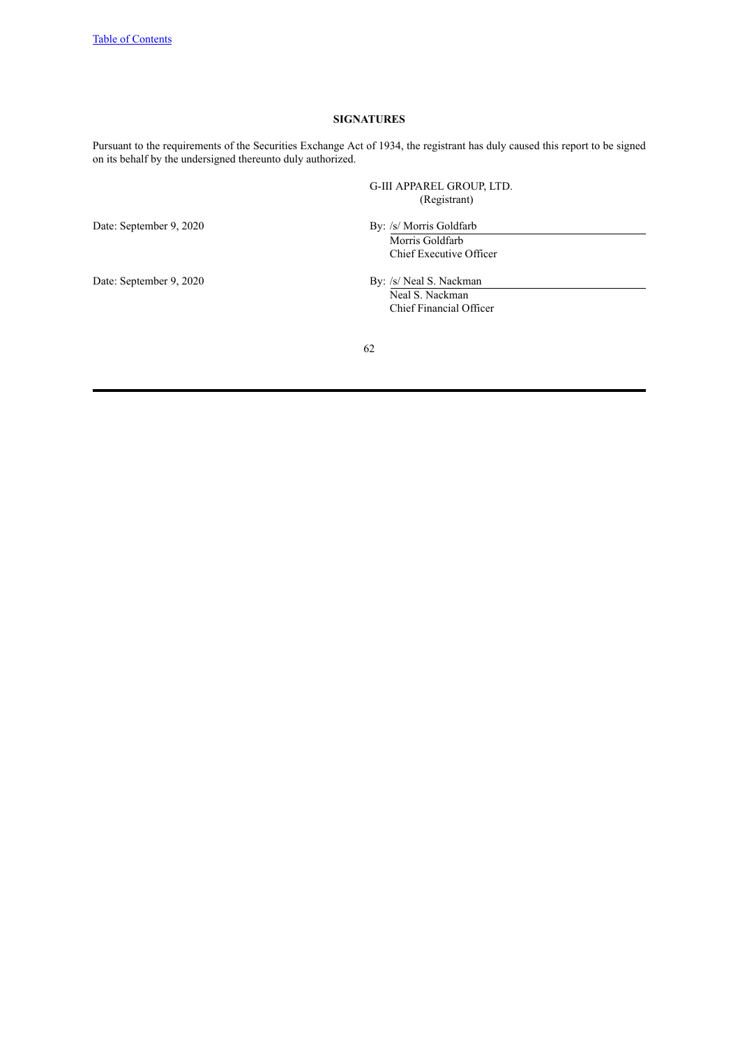## SIGNATURES

Pursuant to the requirements of the Securities Exchange Act of 1934, the registrant has duly caused this report to be signed on its behalf by the undersigned thereunto duly authorized.

| | |
|---|---|
| | G-III APPAREL GROUP, LTD.<br>(Registrant) |
| Date: September 9, 2020 | By: /s/ Morris Goldfarb<br>Morris Goldfarb<br>Chief Executive Officer |
| Date: September 9, 2020 | By: /s/ Neal S. Nackman<br>Neal S. Nackman<br>Chief Financial Officer |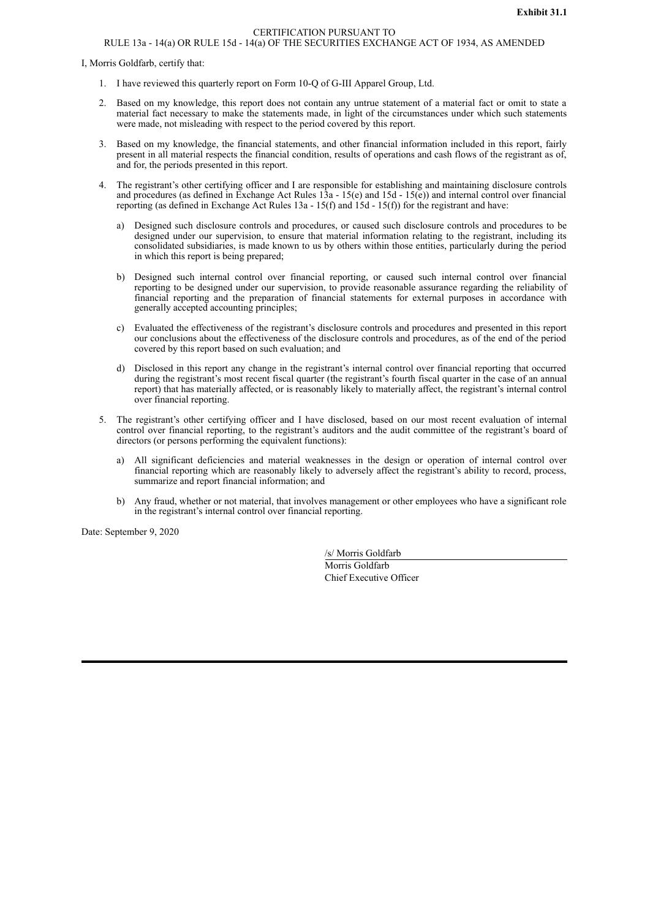**Exhibit 31.1**

CERTIFICATION PURSUANT TO
RULE 13a - 14(a) OR RULE 15d - 14(a) OF THE SECURITIES EXCHANGE ACT OF 1934, AS AMENDED

I, Morris Goldfarb, certify that:

1. I have reviewed this quarterly report on Form 10-Q of G-III Apparel Group, Ltd.

2. Based on my knowledge, this report does not contain any untrue statement of a material fact or omit to state a material fact necessary to make the statements made, in light of the circumstances under which such statements were made, not misleading with respect to the period covered by this report.

3. Based on my knowledge, the financial statements, and other financial information included in this report, fairly present in all material respects the financial condition, results of operations and cash flows of the registrant as of, and for, the periods presented in this report.

4. The registrant's other certifying officer and I are responsible for establishing and maintaining disclosure controls and procedures (as defined in Exchange Act Rules 13a - 15(e) and 15d - 15(e)) and internal control over financial reporting (as defined in Exchange Act Rules 13a - 15(f) and 15d - 15(f)) for the registrant and have:

   a) Designed such disclosure controls and procedures, or caused such disclosure controls and procedures to be designed under our supervision, to ensure that material information relating to the registrant, including its consolidated subsidiaries, is made known to us by others within those entities, particularly during the period in which this report is being prepared;

   b) Designed such internal control over financial reporting, or caused such internal control over financial reporting to be designed under our supervision, to provide reasonable assurance regarding the reliability of financial reporting and the preparation of financial statements for external purposes in accordance with generally accepted accounting principles;

   c) Evaluated the effectiveness of the registrant's disclosure controls and procedures and presented in this report our conclusions about the effectiveness of the disclosure controls and procedures, as of the end of the period covered by this report based on such evaluation; and

   d) Disclosed in this report any change in the registrant's internal control over financial reporting that occurred during the registrant's most recent fiscal quarter (the registrant's fourth fiscal quarter in the case of an annual report) that has materially affected, or is reasonably likely to materially affect, the registrant's internal control over financial reporting.

5. The registrant's other certifying officer and I have disclosed, based on our most recent evaluation of internal control over financial reporting, to the registrant's auditors and the audit committee of the registrant's board of directors (or persons performing the equivalent functions):

   a) All significant deficiencies and material weaknesses in the design or operation of internal control over financial reporting which are reasonably likely to adversely affect the registrant's ability to record, process, summarize and report financial information; and

   b) Any fraud, whether or not material, that involves management or other employees who have a significant role in the registrant's internal control over financial reporting.

Date: September 9, 2020

/s/ Morris Goldfarb
Morris Goldfarb
Chief Executive Officer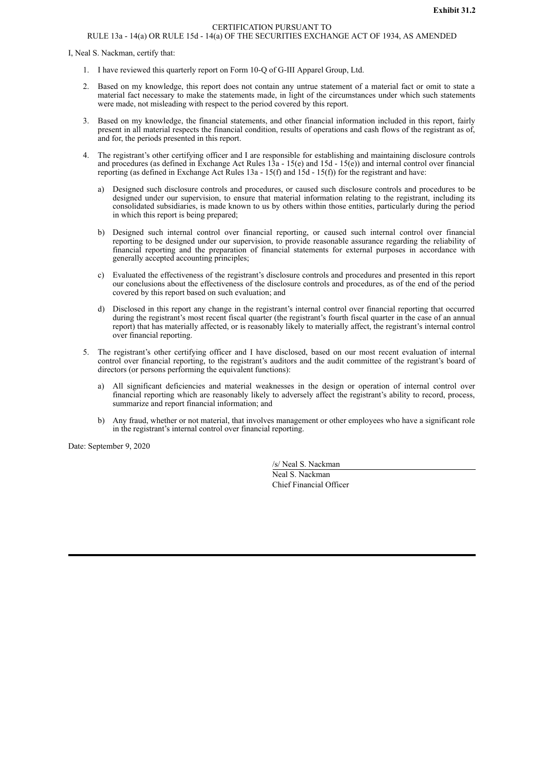**Exhibit 31.2**

CERTIFICATION PURSUANT TO
RULE 13a - 14(a) OR RULE 15d - 14(a) OF THE SECURITIES EXCHANGE ACT OF 1934, AS AMENDED

I, Neal S. Nackman, certify that:

1. I have reviewed this quarterly report on Form 10-Q of G-III Apparel Group, Ltd.

2. Based on my knowledge, this report does not contain any untrue statement of a material fact or omit to state a material fact necessary to make the statements made, in light of the circumstances under which such statements were made, not misleading with respect to the period covered by this report.

3. Based on my knowledge, the financial statements, and other financial information included in this report, fairly present in all material respects the financial condition, results of operations and cash flows of the registrant as of, and for, the periods presented in this report.

4. The registrant's other certifying officer and I are responsible for establishing and maintaining disclosure controls and procedures (as defined in Exchange Act Rules 13a - 15(e) and 15d - 15(e)) and internal control over financial reporting (as defined in Exchange Act Rules 13a - 15(f) and 15d - 15(f)) for the registrant and have:

   a) Designed such disclosure controls and procedures, or caused such disclosure controls and procedures to be designed under our supervision, to ensure that material information relating to the registrant, including its consolidated subsidiaries, is made known to us by others within those entities, particularly during the period in which this report is being prepared;

   b) Designed such internal control over financial reporting, or caused such internal control over financial reporting to be designed under our supervision, to provide reasonable assurance regarding the reliability of financial reporting and the preparation of financial statements for external purposes in accordance with generally accepted accounting principles;

   c) Evaluated the effectiveness of the registrant's disclosure controls and procedures and presented in this report our conclusions about the effectiveness of the disclosure controls and procedures, as of the end of the period covered by this report based on such evaluation; and

   d) Disclosed in this report any change in the registrant's internal control over financial reporting that occurred during the registrant's most recent fiscal quarter (the registrant's fourth fiscal quarter in the case of an annual report) that has materially affected, or is reasonably likely to materially affect, the registrant's internal control over financial reporting.

5. The registrant's other certifying officer and I have disclosed, based on our most recent evaluation of internal control over financial reporting, to the registrant's auditors and the audit committee of the registrant's board of directors (or persons performing the equivalent functions):

   a) All significant deficiencies and material weaknesses in the design or operation of internal control over financial reporting which are reasonably likely to adversely affect the registrant's ability to record, process, summarize and report financial information; and

   b) Any fraud, whether or not material, that involves management or other employees who have a significant role in the registrant's internal control over financial reporting.

Date: September 9, 2020

/s/ Neal S. Nackman
Neal S. Nackman
Chief Financial Officer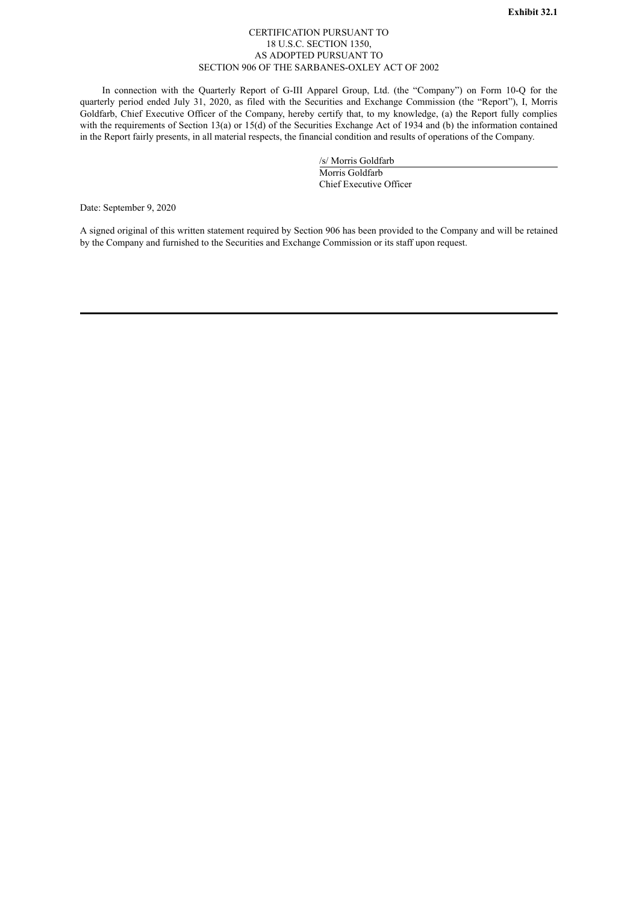**Exhibit 32.1**

CERTIFICATION PURSUANT TO
18 U.S.C. SECTION 1350,
AS ADOPTED PURSUANT TO
SECTION 906 OF THE SARBANES-OXLEY ACT OF 2002

In connection with the Quarterly Report of G-III Apparel Group, Ltd. (the "Company") on Form 10-Q for the quarterly period ended July 31, 2020, as filed with the Securities and Exchange Commission (the "Report"), I, Morris Goldfarb, Chief Executive Officer of the Company, hereby certify that, to my knowledge, (a) the Report fully complies with the requirements of Section 13(a) or 15(d) of the Securities Exchange Act of 1934 and (b) the information contained in the Report fairly presents, in all material respects, the financial condition and results of operations of the Company.

/s/ Morris Goldfarb
Morris Goldfarb
Chief Executive Officer

Date: September 9, 2020

A signed original of this written statement required by Section 906 has been provided to the Company and will be retained by the Company and furnished to the Securities and Exchange Commission or its staff upon request.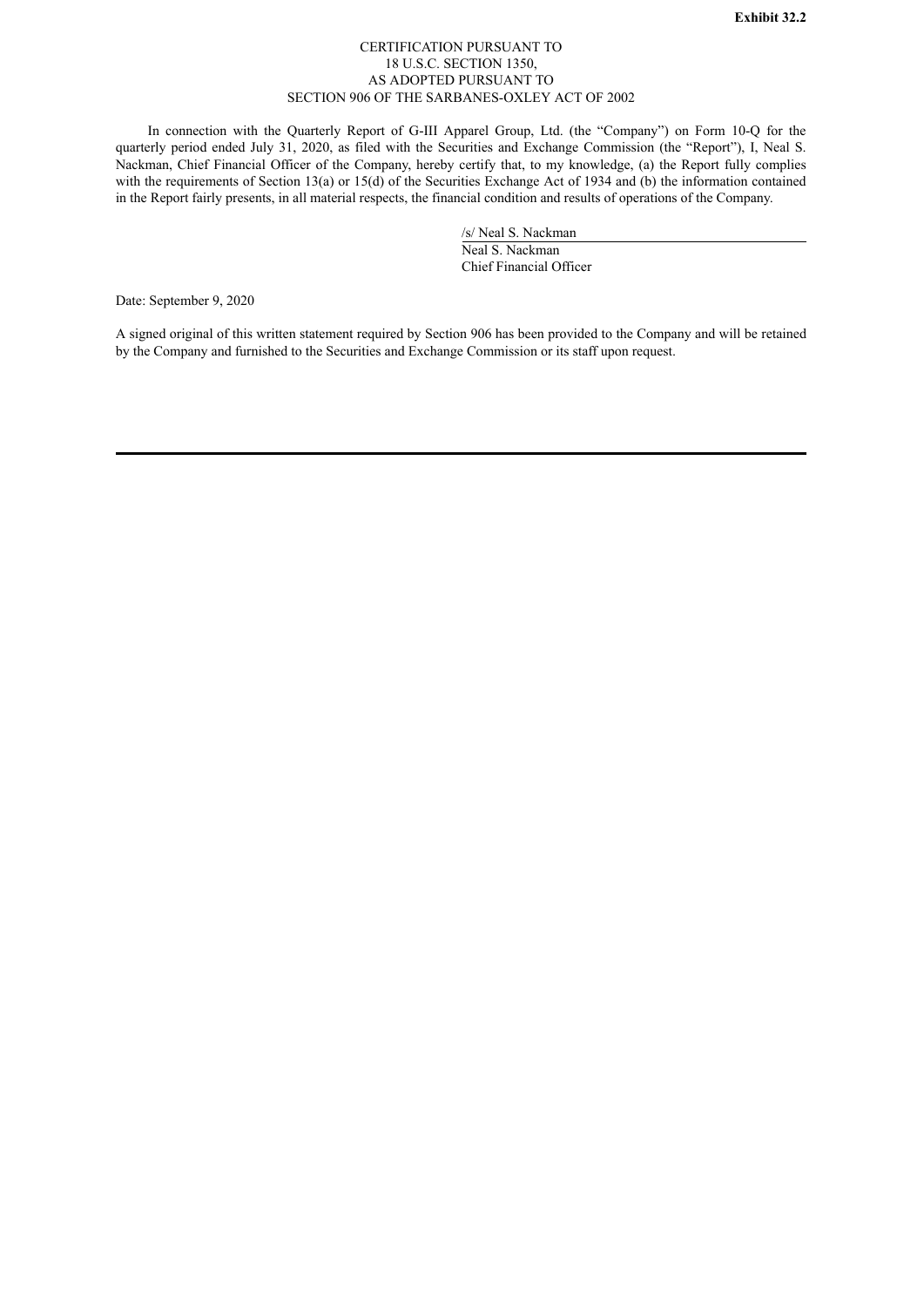**Exhibit 32.2**

CERTIFICATION PURSUANT TO
18 U.S.C. SECTION 1350,
AS ADOPTED PURSUANT TO
SECTION 906 OF THE SARBANES-OXLEY ACT OF 2002

In connection with the Quarterly Report of G-III Apparel Group, Ltd. (the "Company") on Form 10-Q for the quarterly period ended July 31, 2020, as filed with the Securities and Exchange Commission (the "Report"), I, Neal S. Nackman, Chief Financial Officer of the Company, hereby certify that, to my knowledge, (a) the Report fully complies with the requirements of Section 13(a) or 15(d) of the Securities Exchange Act of 1934 and (b) the information contained in the Report fairly presents, in all material respects, the financial condition and results of operations of the Company.

/s/ Neal S. Nackman
Neal S. Nackman
Chief Financial Officer

Date: September 9, 2020

A signed original of this written statement required by Section 906 has been provided to the Company and will be retained by the Company and furnished to the Securities and Exchange Commission or its staff upon request.